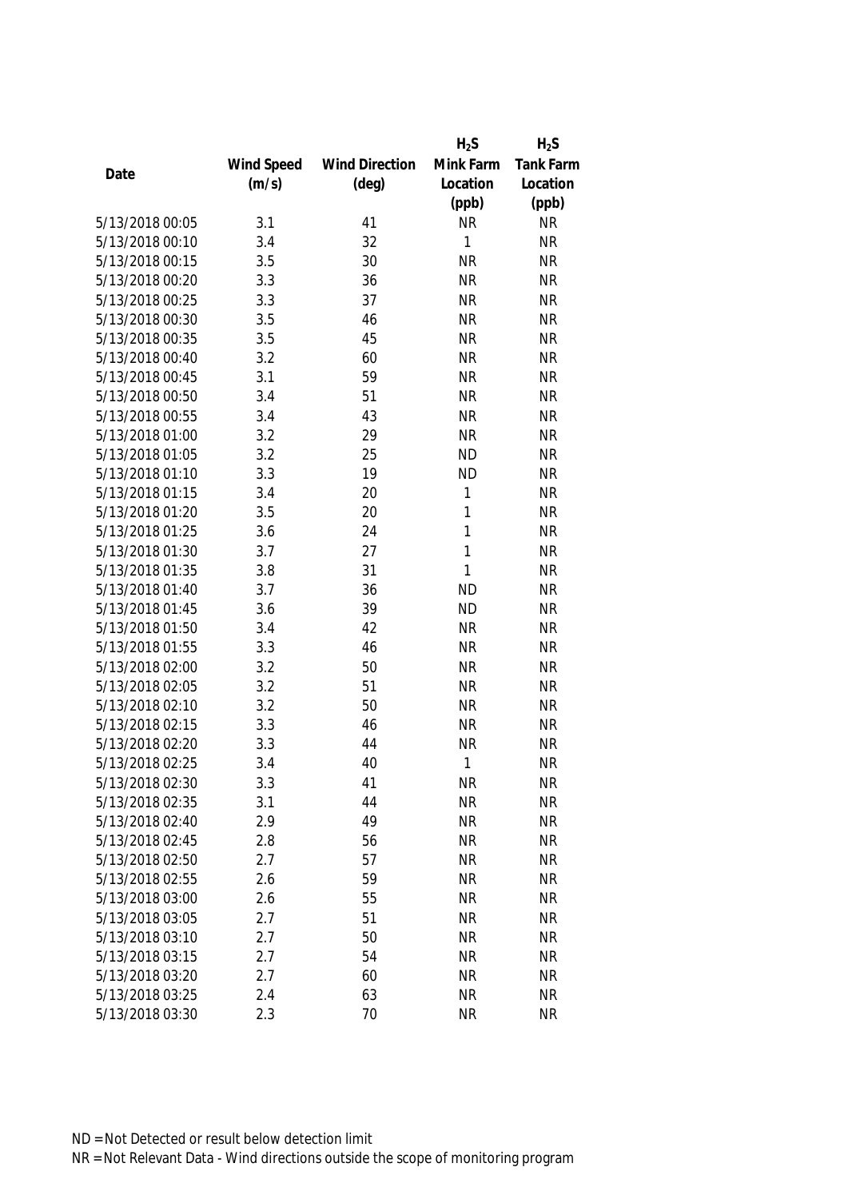| Date | Wind Speed (m/s) | Wind Direction (deg) | $H_2S$ Mink Farm Location (ppb) | $H_2S$ Tank Farm Location (ppb) |
|---|---|---|---|---|
| 5/13/2018 00:05 | 3.1 | 41 | NR | NR |
| 5/13/2018 00:10 | 3.4 | 32 | 1 | NR |
| 5/13/2018 00:15 | 3.5 | 30 | NR | NR |
| 5/13/2018 00:20 | 3.3 | 36 | NR | NR |
| 5/13/2018 00:25 | 3.3 | 37 | NR | NR |
| 5/13/2018 00:30 | 3.5 | 46 | NR | NR |
| 5/13/2018 00:35 | 3.5 | 45 | NR | NR |
| 5/13/2018 00:40 | 3.2 | 60 | NR | NR |
| 5/13/2018 00:45 | 3.1 | 59 | NR | NR |
| 5/13/2018 00:50 | 3.4 | 51 | NR | NR |
| 5/13/2018 00:55 | 3.4 | 43 | NR | NR |
| 5/13/2018 01:00 | 3.2 | 29 | NR | NR |
| 5/13/2018 01:05 | 3.2 | 25 | ND | NR |
| 5/13/2018 01:10 | 3.3 | 19 | ND | NR |
| 5/13/2018 01:15 | 3.4 | 20 | 1 | NR |
| 5/13/2018 01:20 | 3.5 | 20 | 1 | NR |
| 5/13/2018 01:25 | 3.6 | 24 | 1 | NR |
| 5/13/2018 01:30 | 3.7 | 27 | 1 | NR |
| 5/13/2018 01:35 | 3.8 | 31 | 1 | NR |
| 5/13/2018 01:40 | 3.7 | 36 | ND | NR |
| 5/13/2018 01:45 | 3.6 | 39 | ND | NR |
| 5/13/2018 01:50 | 3.4 | 42 | NR | NR |
| 5/13/2018 01:55 | 3.3 | 46 | NR | NR |
| 5/13/2018 02:00 | 3.2 | 50 | NR | NR |
| 5/13/2018 02:05 | 3.2 | 51 | NR | NR |
| 5/13/2018 02:10 | 3.2 | 50 | NR | NR |
| 5/13/2018 02:15 | 3.3 | 46 | NR | NR |
| 5/13/2018 02:20 | 3.3 | 44 | NR | NR |
| 5/13/2018 02:25 | 3.4 | 40 | 1 | NR |
| 5/13/2018 02:30 | 3.3 | 41 | NR | NR |
| 5/13/2018 02:35 | 3.1 | 44 | NR | NR |
| 5/13/2018 02:40 | 2.9 | 49 | NR | NR |
| 5/13/2018 02:45 | 2.8 | 56 | NR | NR |
| 5/13/2018 02:50 | 2.7 | 57 | NR | NR |
| 5/13/2018 02:55 | 2.6 | 59 | NR | NR |
| 5/13/2018 03:00 | 2.6 | 55 | NR | NR |
| 5/13/2018 03:05 | 2.7 | 51 | NR | NR |
| 5/13/2018 03:10 | 2.7 | 50 | NR | NR |
| 5/13/2018 03:15 | 2.7 | 54 | NR | NR |
| 5/13/2018 03:20 | 2.7 | 60 | NR | NR |
| 5/13/2018 03:25 | 2.4 | 63 | NR | NR |
| 5/13/2018 03:30 | 2.3 | 70 | NR | NR |

ND = Not Detected or result below detection limit

NR = Not Relevant Data - Wind directions outside the scope of monitoring program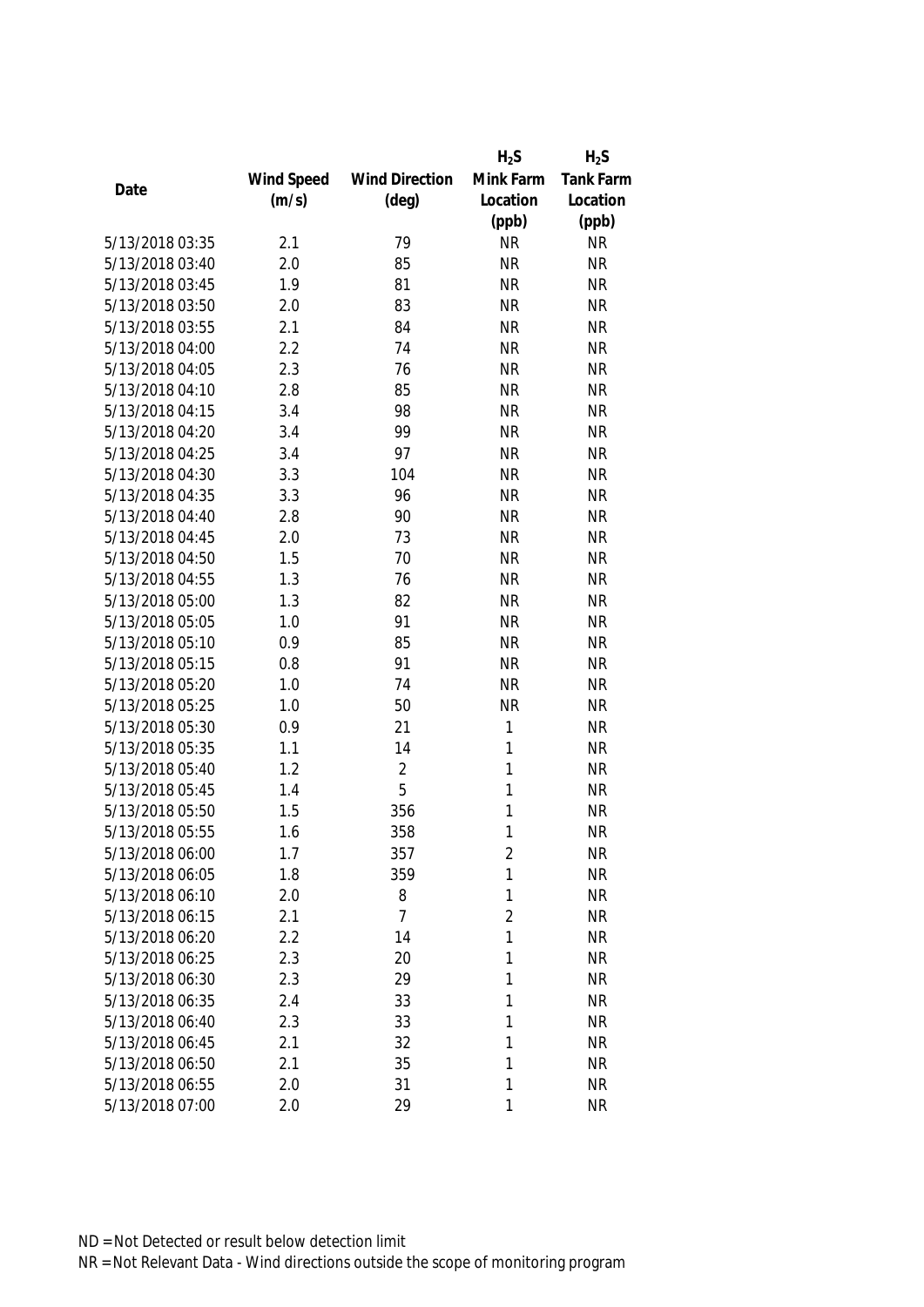| Date | Wind Speed (m/s) | Wind Direction (deg) | $H_2S$ Mink Farm Location (ppb) | $H_2S$ Tank Farm Location (ppb) |
|---|---|---|---|---|
| 5/13/2018 03:35 | 2.1 | 79 | NR | NR |
| 5/13/2018 03:40 | 2.0 | 85 | NR | NR |
| 5/13/2018 03:45 | 1.9 | 81 | NR | NR |
| 5/13/2018 03:50 | 2.0 | 83 | NR | NR |
| 5/13/2018 03:55 | 2.1 | 84 | NR | NR |
| 5/13/2018 04:00 | 2.2 | 74 | NR | NR |
| 5/13/2018 04:05 | 2.3 | 76 | NR | NR |
| 5/13/2018 04:10 | 2.8 | 85 | NR | NR |
| 5/13/2018 04:15 | 3.4 | 98 | NR | NR |
| 5/13/2018 04:20 | 3.4 | 99 | NR | NR |
| 5/13/2018 04:25 | 3.4 | 97 | NR | NR |
| 5/13/2018 04:30 | 3.3 | 104 | NR | NR |
| 5/13/2018 04:35 | 3.3 | 96 | NR | NR |
| 5/13/2018 04:40 | 2.8 | 90 | NR | NR |
| 5/13/2018 04:45 | 2.0 | 73 | NR | NR |
| 5/13/2018 04:50 | 1.5 | 70 | NR | NR |
| 5/13/2018 04:55 | 1.3 | 76 | NR | NR |
| 5/13/2018 05:00 | 1.3 | 82 | NR | NR |
| 5/13/2018 05:05 | 1.0 | 91 | NR | NR |
| 5/13/2018 05:10 | 0.9 | 85 | NR | NR |
| 5/13/2018 05:15 | 0.8 | 91 | NR | NR |
| 5/13/2018 05:20 | 1.0 | 74 | NR | NR |
| 5/13/2018 05:25 | 1.0 | 50 | NR | NR |
| 5/13/2018 05:30 | 0.9 | 21 | 1 | NR |
| 5/13/2018 05:35 | 1.1 | 14 | 1 | NR |
| 5/13/2018 05:40 | 1.2 | 2 | 1 | NR |
| 5/13/2018 05:45 | 1.4 | 5 | 1 | NR |
| 5/13/2018 05:50 | 1.5 | 356 | 1 | NR |
| 5/13/2018 05:55 | 1.6 | 358 | 1 | NR |
| 5/13/2018 06:00 | 1.7 | 357 | 2 | NR |
| 5/13/2018 06:05 | 1.8 | 359 | 1 | NR |
| 5/13/2018 06:10 | 2.0 | 8 | 1 | NR |
| 5/13/2018 06:15 | 2.1 | 7 | 2 | NR |
| 5/13/2018 06:20 | 2.2 | 14 | 1 | NR |
| 5/13/2018 06:25 | 2.3 | 20 | 1 | NR |
| 5/13/2018 06:30 | 2.3 | 29 | 1 | NR |
| 5/13/2018 06:35 | 2.4 | 33 | 1 | NR |
| 5/13/2018 06:40 | 2.3 | 33 | 1 | NR |
| 5/13/2018 06:45 | 2.1 | 32 | 1 | NR |
| 5/13/2018 06:50 | 2.1 | 35 | 1 | NR |
| 5/13/2018 06:55 | 2.0 | 31 | 1 | NR |
| 5/13/2018 07:00 | 2.0 | 29 | 1 | NR |

ND = Not Detected or result below detection limit

NR = Not Relevant Data - Wind directions outside the scope of monitoring program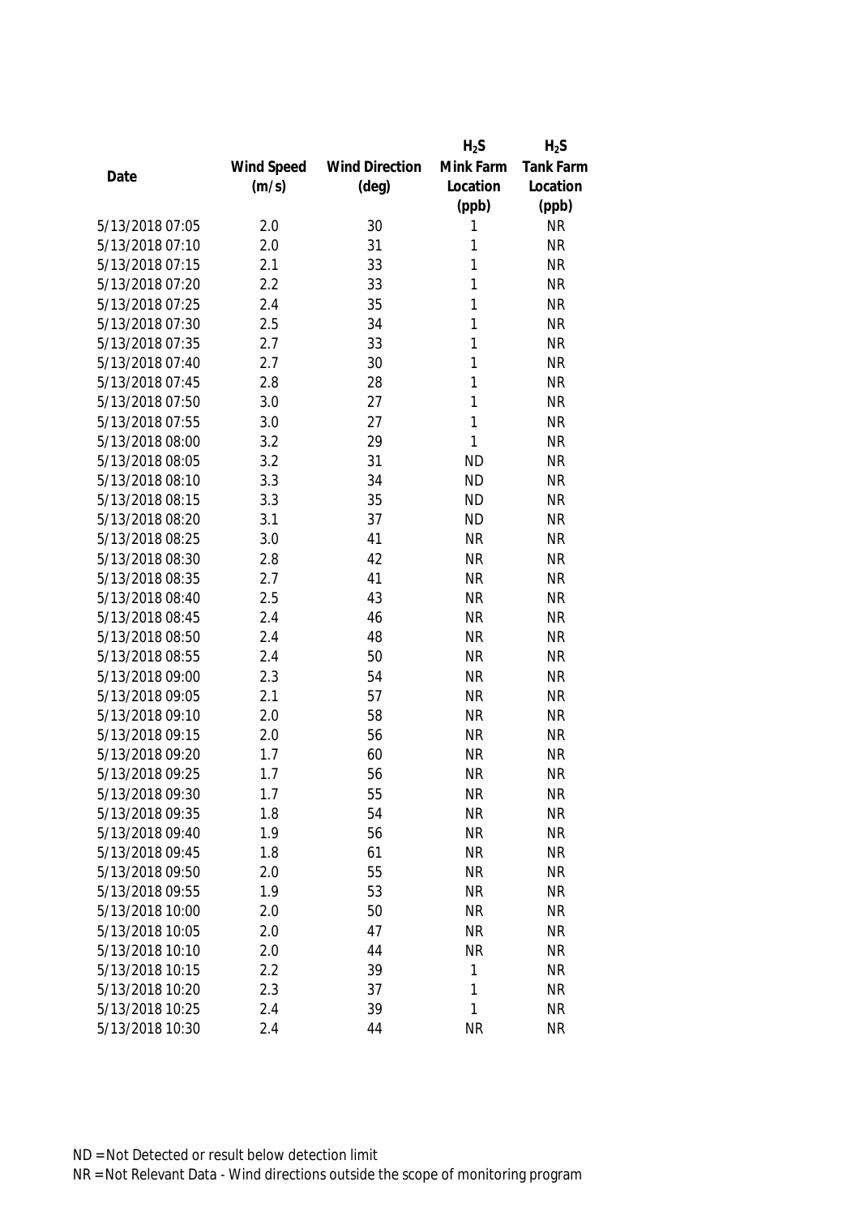| Date | Wind Speed (m/s) | Wind Direction (deg) | $H_2S$ Mink Farm Location (ppb) | $H_2S$ Tank Farm Location (ppb) |
|---|---|---|---|---|
| 5/13/2018 07:05 | 2.0 | 30 | 1 | NR |
| 5/13/2018 07:10 | 2.0 | 31 | 1 | NR |
| 5/13/2018 07:15 | 2.1 | 33 | 1 | NR |
| 5/13/2018 07:20 | 2.2 | 33 | 1 | NR |
| 5/13/2018 07:25 | 2.4 | 35 | 1 | NR |
| 5/13/2018 07:30 | 2.5 | 34 | 1 | NR |
| 5/13/2018 07:35 | 2.7 | 33 | 1 | NR |
| 5/13/2018 07:40 | 2.7 | 30 | 1 | NR |
| 5/13/2018 07:45 | 2.8 | 28 | 1 | NR |
| 5/13/2018 07:50 | 3.0 | 27 | 1 | NR |
| 5/13/2018 07:55 | 3.0 | 27 | 1 | NR |
| 5/13/2018 08:00 | 3.2 | 29 | 1 | NR |
| 5/13/2018 08:05 | 3.2 | 31 | ND | NR |
| 5/13/2018 08:10 | 3.3 | 34 | ND | NR |
| 5/13/2018 08:15 | 3.3 | 35 | ND | NR |
| 5/13/2018 08:20 | 3.1 | 37 | ND | NR |
| 5/13/2018 08:25 | 3.0 | 41 | NR | NR |
| 5/13/2018 08:30 | 2.8 | 42 | NR | NR |
| 5/13/2018 08:35 | 2.7 | 41 | NR | NR |
| 5/13/2018 08:40 | 2.5 | 43 | NR | NR |
| 5/13/2018 08:45 | 2.4 | 46 | NR | NR |
| 5/13/2018 08:50 | 2.4 | 48 | NR | NR |
| 5/13/2018 08:55 | 2.4 | 50 | NR | NR |
| 5/13/2018 09:00 | 2.3 | 54 | NR | NR |
| 5/13/2018 09:05 | 2.1 | 57 | NR | NR |
| 5/13/2018 09:10 | 2.0 | 58 | NR | NR |
| 5/13/2018 09:15 | 2.0 | 56 | NR | NR |
| 5/13/2018 09:20 | 1.7 | 60 | NR | NR |
| 5/13/2018 09:25 | 1.7 | 56 | NR | NR |
| 5/13/2018 09:30 | 1.7 | 55 | NR | NR |
| 5/13/2018 09:35 | 1.8 | 54 | NR | NR |
| 5/13/2018 09:40 | 1.9 | 56 | NR | NR |
| 5/13/2018 09:45 | 1.8 | 61 | NR | NR |
| 5/13/2018 09:50 | 2.0 | 55 | NR | NR |
| 5/13/2018 09:55 | 1.9 | 53 | NR | NR |
| 5/13/2018 10:00 | 2.0 | 50 | NR | NR |
| 5/13/2018 10:05 | 2.0 | 47 | NR | NR |
| 5/13/2018 10:10 | 2.0 | 44 | NR | NR |
| 5/13/2018 10:15 | 2.2 | 39 | 1 | NR |
| 5/13/2018 10:20 | 2.3 | 37 | 1 | NR |
| 5/13/2018 10:25 | 2.4 | 39 | 1 | NR |
| 5/13/2018 10:30 | 2.4 | 44 | NR | NR |

ND = Not Detected or result below detection limit

NR = Not Relevant Data - Wind directions outside the scope of monitoring program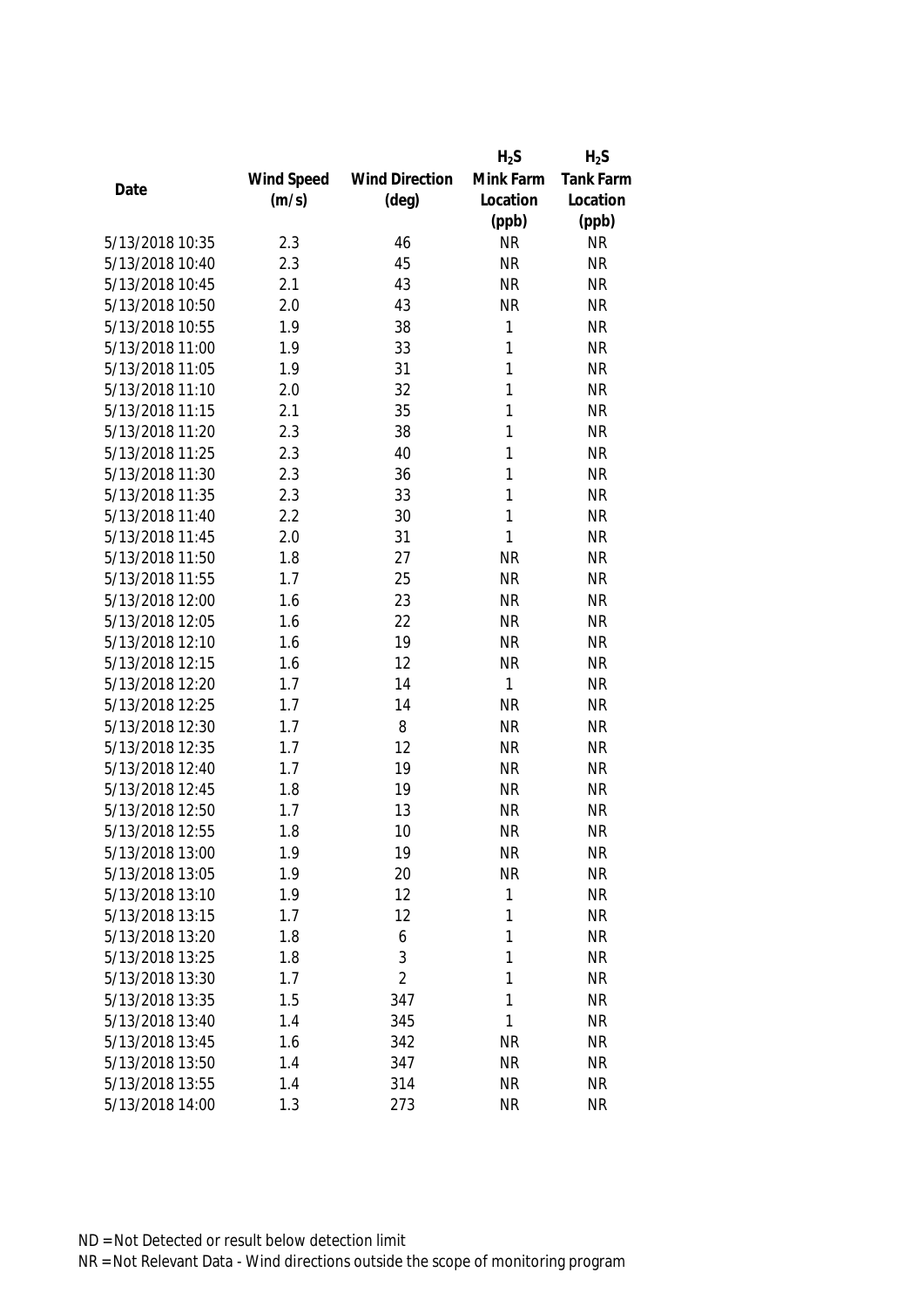| Date | Wind Speed (m/s) | Wind Direction (deg) | $H_2S$ Mink Farm Location (ppb) | $H_2S$ Tank Farm Location (ppb) |
|---|---|---|---|---|
| 5/13/2018 10:35 | 2.3 | 46 | NR | NR |
| 5/13/2018 10:40 | 2.3 | 45 | NR | NR |
| 5/13/2018 10:45 | 2.1 | 43 | NR | NR |
| 5/13/2018 10:50 | 2.0 | 43 | NR | NR |
| 5/13/2018 10:55 | 1.9 | 38 | 1 | NR |
| 5/13/2018 11:00 | 1.9 | 33 | 1 | NR |
| 5/13/2018 11:05 | 1.9 | 31 | 1 | NR |
| 5/13/2018 11:10 | 2.0 | 32 | 1 | NR |
| 5/13/2018 11:15 | 2.1 | 35 | 1 | NR |
| 5/13/2018 11:20 | 2.3 | 38 | 1 | NR |
| 5/13/2018 11:25 | 2.3 | 40 | 1 | NR |
| 5/13/2018 11:30 | 2.3 | 36 | 1 | NR |
| 5/13/2018 11:35 | 2.3 | 33 | 1 | NR |
| 5/13/2018 11:40 | 2.2 | 30 | 1 | NR |
| 5/13/2018 11:45 | 2.0 | 31 | 1 | NR |
| 5/13/2018 11:50 | 1.8 | 27 | NR | NR |
| 5/13/2018 11:55 | 1.7 | 25 | NR | NR |
| 5/13/2018 12:00 | 1.6 | 23 | NR | NR |
| 5/13/2018 12:05 | 1.6 | 22 | NR | NR |
| 5/13/2018 12:10 | 1.6 | 19 | NR | NR |
| 5/13/2018 12:15 | 1.6 | 12 | NR | NR |
| 5/13/2018 12:20 | 1.7 | 14 | 1 | NR |
| 5/13/2018 12:25 | 1.7 | 14 | NR | NR |
| 5/13/2018 12:30 | 1.7 | 8 | NR | NR |
| 5/13/2018 12:35 | 1.7 | 12 | NR | NR |
| 5/13/2018 12:40 | 1.7 | 19 | NR | NR |
| 5/13/2018 12:45 | 1.8 | 19 | NR | NR |
| 5/13/2018 12:50 | 1.7 | 13 | NR | NR |
| 5/13/2018 12:55 | 1.8 | 10 | NR | NR |
| 5/13/2018 13:00 | 1.9 | 19 | NR | NR |
| 5/13/2018 13:05 | 1.9 | 20 | NR | NR |
| 5/13/2018 13:10 | 1.9 | 12 | 1 | NR |
| 5/13/2018 13:15 | 1.7 | 12 | 1 | NR |
| 5/13/2018 13:20 | 1.8 | 6 | 1 | NR |
| 5/13/2018 13:25 | 1.8 | 3 | 1 | NR |
| 5/13/2018 13:30 | 1.7 | 2 | 1 | NR |
| 5/13/2018 13:35 | 1.5 | 347 | 1 | NR |
| 5/13/2018 13:40 | 1.4 | 345 | 1 | NR |
| 5/13/2018 13:45 | 1.6 | 342 | NR | NR |
| 5/13/2018 13:50 | 1.4 | 347 | NR | NR |
| 5/13/2018 13:55 | 1.4 | 314 | NR | NR |
| 5/13/2018 14:00 | 1.3 | 273 | NR | NR |

ND = Not Detected or result below detection limit

NR = Not Relevant Data - Wind directions outside the scope of monitoring program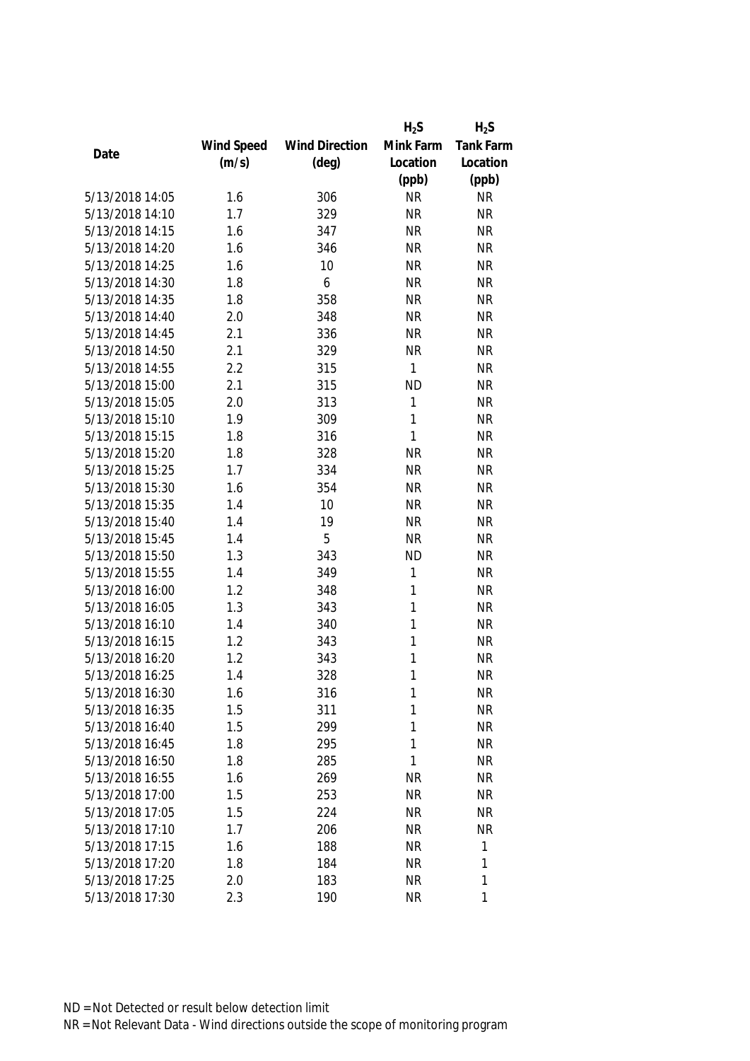| Date | Wind Speed (m/s) | Wind Direction (deg) | $H_2S$ Mink Farm Location (ppb) | $H_2S$ Tank Farm Location (ppb) |
|---|---|---|---|---|
| 5/13/2018 14:05 | 1.6 | 306 | NR | NR |
| 5/13/2018 14:10 | 1.7 | 329 | NR | NR |
| 5/13/2018 14:15 | 1.6 | 347 | NR | NR |
| 5/13/2018 14:20 | 1.6 | 346 | NR | NR |
| 5/13/2018 14:25 | 1.6 | 10 | NR | NR |
| 5/13/2018 14:30 | 1.8 | 6 | NR | NR |
| 5/13/2018 14:35 | 1.8 | 358 | NR | NR |
| 5/13/2018 14:40 | 2.0 | 348 | NR | NR |
| 5/13/2018 14:45 | 2.1 | 336 | NR | NR |
| 5/13/2018 14:50 | 2.1 | 329 | NR | NR |
| 5/13/2018 14:55 | 2.2 | 315 | 1 | NR |
| 5/13/2018 15:00 | 2.1 | 315 | ND | NR |
| 5/13/2018 15:05 | 2.0 | 313 | 1 | NR |
| 5/13/2018 15:10 | 1.9 | 309 | 1 | NR |
| 5/13/2018 15:15 | 1.8 | 316 | 1 | NR |
| 5/13/2018 15:20 | 1.8 | 328 | NR | NR |
| 5/13/2018 15:25 | 1.7 | 334 | NR | NR |
| 5/13/2018 15:30 | 1.6 | 354 | NR | NR |
| 5/13/2018 15:35 | 1.4 | 10 | NR | NR |
| 5/13/2018 15:40 | 1.4 | 19 | NR | NR |
| 5/13/2018 15:45 | 1.4 | 5 | NR | NR |
| 5/13/2018 15:50 | 1.3 | 343 | ND | NR |
| 5/13/2018 15:55 | 1.4 | 349 | 1 | NR |
| 5/13/2018 16:00 | 1.2 | 348 | 1 | NR |
| 5/13/2018 16:05 | 1.3 | 343 | 1 | NR |
| 5/13/2018 16:10 | 1.4 | 340 | 1 | NR |
| 5/13/2018 16:15 | 1.2 | 343 | 1 | NR |
| 5/13/2018 16:20 | 1.2 | 343 | 1 | NR |
| 5/13/2018 16:25 | 1.4 | 328 | 1 | NR |
| 5/13/2018 16:30 | 1.6 | 316 | 1 | NR |
| 5/13/2018 16:35 | 1.5 | 311 | 1 | NR |
| 5/13/2018 16:40 | 1.5 | 299 | 1 | NR |
| 5/13/2018 16:45 | 1.8 | 295 | 1 | NR |
| 5/13/2018 16:50 | 1.8 | 285 | 1 | NR |
| 5/13/2018 16:55 | 1.6 | 269 | NR | NR |
| 5/13/2018 17:00 | 1.5 | 253 | NR | NR |
| 5/13/2018 17:05 | 1.5 | 224 | NR | NR |
| 5/13/2018 17:10 | 1.7 | 206 | NR | NR |
| 5/13/2018 17:15 | 1.6 | 188 | NR | 1 |
| 5/13/2018 17:20 | 1.8 | 184 | NR | 1 |
| 5/13/2018 17:25 | 2.0 | 183 | NR | 1 |
| 5/13/2018 17:30 | 2.3 | 190 | NR | 1 |

ND = Not Detected or result below detection limit

NR = Not Relevant Data - Wind directions outside the scope of monitoring program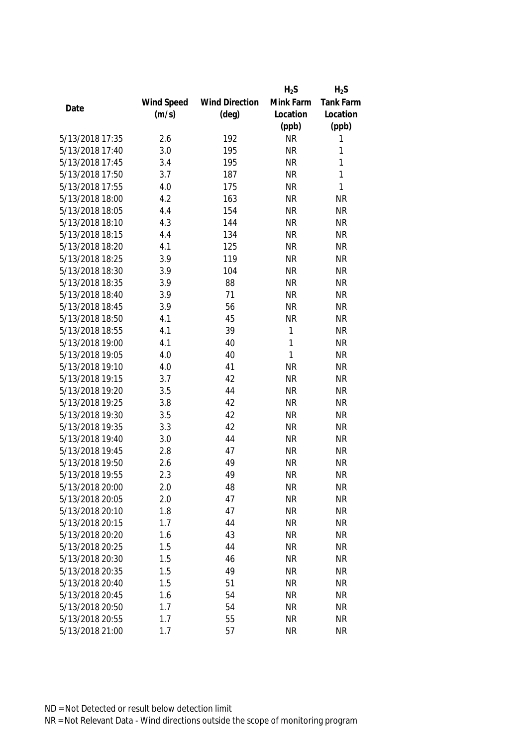| Date | Wind Speed (m/s) | Wind Direction (deg) | $H_2S$ Mink Farm Location (ppb) | $H_2S$ Tank Farm Location (ppb) |
|---|---|---|---|---|
| 5/13/2018 17:35 | 2.6 | 192 | NR | 1 |
| 5/13/2018 17:40 | 3.0 | 195 | NR | 1 |
| 5/13/2018 17:45 | 3.4 | 195 | NR | 1 |
| 5/13/2018 17:50 | 3.7 | 187 | NR | 1 |
| 5/13/2018 17:55 | 4.0 | 175 | NR | 1 |
| 5/13/2018 18:00 | 4.2 | 163 | NR | NR |
| 5/13/2018 18:05 | 4.4 | 154 | NR | NR |
| 5/13/2018 18:10 | 4.3 | 144 | NR | NR |
| 5/13/2018 18:15 | 4.4 | 134 | NR | NR |
| 5/13/2018 18:20 | 4.1 | 125 | NR | NR |
| 5/13/2018 18:25 | 3.9 | 119 | NR | NR |
| 5/13/2018 18:30 | 3.9 | 104 | NR | NR |
| 5/13/2018 18:35 | 3.9 | 88 | NR | NR |
| 5/13/2018 18:40 | 3.9 | 71 | NR | NR |
| 5/13/2018 18:45 | 3.9 | 56 | NR | NR |
| 5/13/2018 18:50 | 4.1 | 45 | NR | NR |
| 5/13/2018 18:55 | 4.1 | 39 | 1 | NR |
| 5/13/2018 19:00 | 4.1 | 40 | 1 | NR |
| 5/13/2018 19:05 | 4.0 | 40 | 1 | NR |
| 5/13/2018 19:10 | 4.0 | 41 | NR | NR |
| 5/13/2018 19:15 | 3.7 | 42 | NR | NR |
| 5/13/2018 19:20 | 3.5 | 44 | NR | NR |
| 5/13/2018 19:25 | 3.8 | 42 | NR | NR |
| 5/13/2018 19:30 | 3.5 | 42 | NR | NR |
| 5/13/2018 19:35 | 3.3 | 42 | NR | NR |
| 5/13/2018 19:40 | 3.0 | 44 | NR | NR |
| 5/13/2018 19:45 | 2.8 | 47 | NR | NR |
| 5/13/2018 19:50 | 2.6 | 49 | NR | NR |
| 5/13/2018 19:55 | 2.3 | 49 | NR | NR |
| 5/13/2018 20:00 | 2.0 | 48 | NR | NR |
| 5/13/2018 20:05 | 2.0 | 47 | NR | NR |
| 5/13/2018 20:10 | 1.8 | 47 | NR | NR |
| 5/13/2018 20:15 | 1.7 | 44 | NR | NR |
| 5/13/2018 20:20 | 1.6 | 43 | NR | NR |
| 5/13/2018 20:25 | 1.5 | 44 | NR | NR |
| 5/13/2018 20:30 | 1.5 | 46 | NR | NR |
| 5/13/2018 20:35 | 1.5 | 49 | NR | NR |
| 5/13/2018 20:40 | 1.5 | 51 | NR | NR |
| 5/13/2018 20:45 | 1.6 | 54 | NR | NR |
| 5/13/2018 20:50 | 1.7 | 54 | NR | NR |
| 5/13/2018 20:55 | 1.7 | 55 | NR | NR |
| 5/13/2018 21:00 | 1.7 | 57 | NR | NR |

ND = Not Detected or result below detection limit

NR = Not Relevant Data - Wind directions outside the scope of monitoring program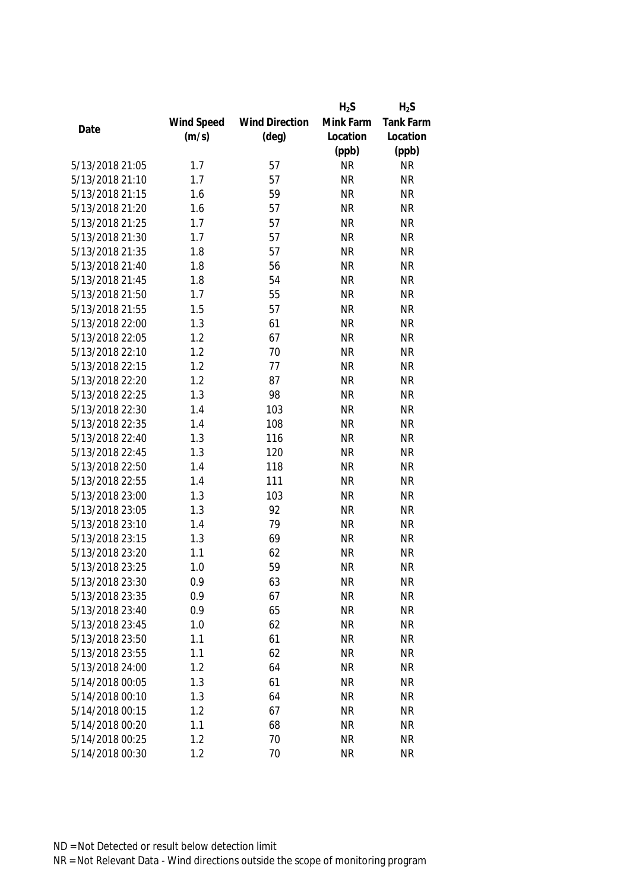| Date | Wind Speed (m/s) | Wind Direction (deg) | $H_2S$ Mink Farm Location (ppb) | $H_2S$ Tank Farm Location (ppb) |
|---|---|---|---|---|
| 5/13/2018 21:05 | 1.7 | 57 | NR | NR |
| 5/13/2018 21:10 | 1.7 | 57 | NR | NR |
| 5/13/2018 21:15 | 1.6 | 59 | NR | NR |
| 5/13/2018 21:20 | 1.6 | 57 | NR | NR |
| 5/13/2018 21:25 | 1.7 | 57 | NR | NR |
| 5/13/2018 21:30 | 1.7 | 57 | NR | NR |
| 5/13/2018 21:35 | 1.8 | 57 | NR | NR |
| 5/13/2018 21:40 | 1.8 | 56 | NR | NR |
| 5/13/2018 21:45 | 1.8 | 54 | NR | NR |
| 5/13/2018 21:50 | 1.7 | 55 | NR | NR |
| 5/13/2018 21:55 | 1.5 | 57 | NR | NR |
| 5/13/2018 22:00 | 1.3 | 61 | NR | NR |
| 5/13/2018 22:05 | 1.2 | 67 | NR | NR |
| 5/13/2018 22:10 | 1.2 | 70 | NR | NR |
| 5/13/2018 22:15 | 1.2 | 77 | NR | NR |
| 5/13/2018 22:20 | 1.2 | 87 | NR | NR |
| 5/13/2018 22:25 | 1.3 | 98 | NR | NR |
| 5/13/2018 22:30 | 1.4 | 103 | NR | NR |
| 5/13/2018 22:35 | 1.4 | 108 | NR | NR |
| 5/13/2018 22:40 | 1.3 | 116 | NR | NR |
| 5/13/2018 22:45 | 1.3 | 120 | NR | NR |
| 5/13/2018 22:50 | 1.4 | 118 | NR | NR |
| 5/13/2018 22:55 | 1.4 | 111 | NR | NR |
| 5/13/2018 23:00 | 1.3 | 103 | NR | NR |
| 5/13/2018 23:05 | 1.3 | 92 | NR | NR |
| 5/13/2018 23:10 | 1.4 | 79 | NR | NR |
| 5/13/2018 23:15 | 1.3 | 69 | NR | NR |
| 5/13/2018 23:20 | 1.1 | 62 | NR | NR |
| 5/13/2018 23:25 | 1.0 | 59 | NR | NR |
| 5/13/2018 23:30 | 0.9 | 63 | NR | NR |
| 5/13/2018 23:35 | 0.9 | 67 | NR | NR |
| 5/13/2018 23:40 | 0.9 | 65 | NR | NR |
| 5/13/2018 23:45 | 1.0 | 62 | NR | NR |
| 5/13/2018 23:50 | 1.1 | 61 | NR | NR |
| 5/13/2018 23:55 | 1.1 | 62 | NR | NR |
| 5/13/2018 24:00 | 1.2 | 64 | NR | NR |
| 5/14/2018 00:05 | 1.3 | 61 | NR | NR |
| 5/14/2018 00:10 | 1.3 | 64 | NR | NR |
| 5/14/2018 00:15 | 1.2 | 67 | NR | NR |
| 5/14/2018 00:20 | 1.1 | 68 | NR | NR |
| 5/14/2018 00:25 | 1.2 | 70 | NR | NR |
| 5/14/2018 00:30 | 1.2 | 70 | NR | NR |

ND = Not Detected or result below detection limit

NR = Not Relevant Data - Wind directions outside the scope of monitoring program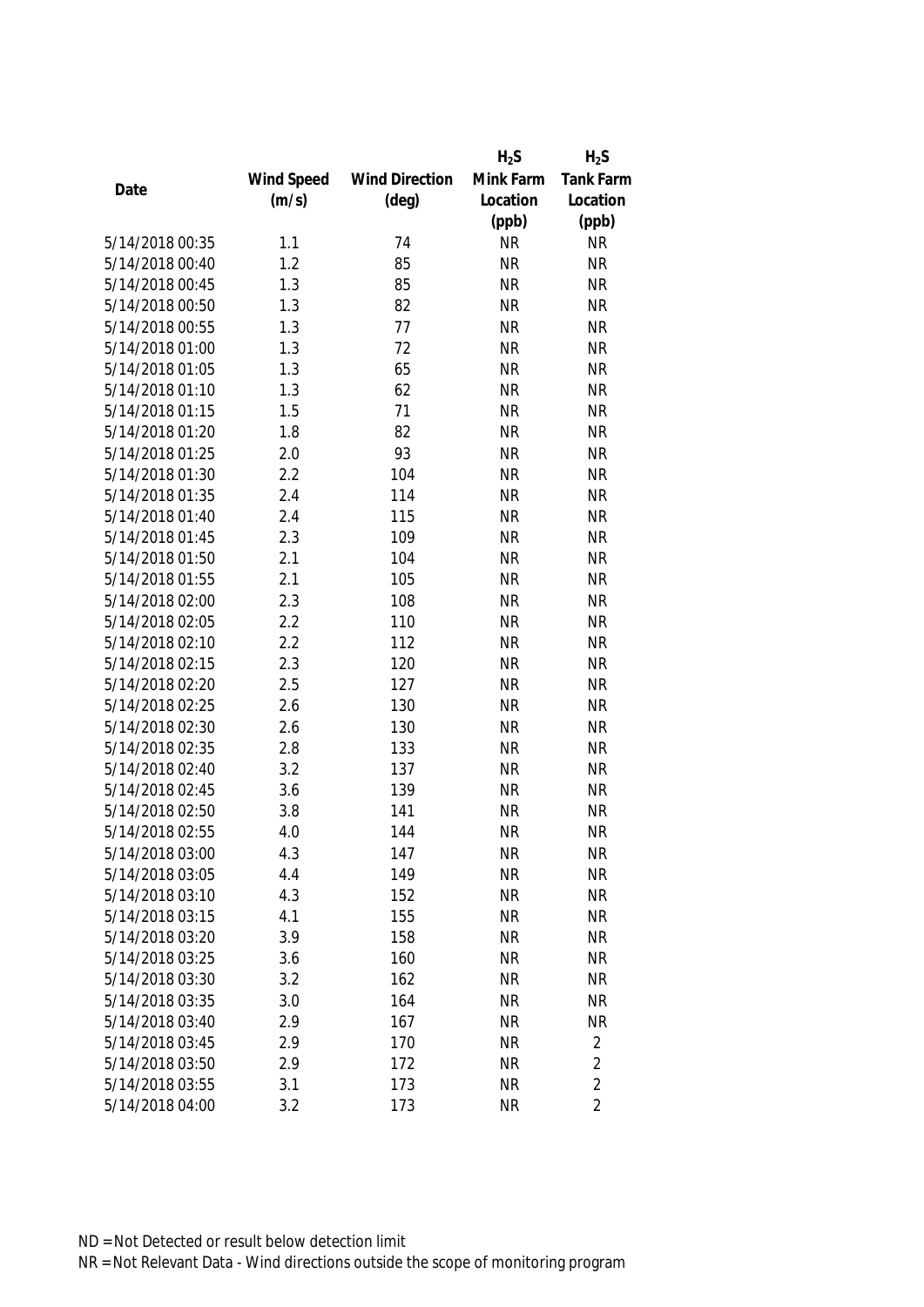| Date | Wind Speed (m/s) | Wind Direction (deg) | $H_2S$ Mink Farm Location (ppb) | $H_2S$ Tank Farm Location (ppb) |
|---|---|---|---|---|
| 5/14/2018 00:35 | 1.1 | 74 | NR | NR |
| 5/14/2018 00:40 | 1.2 | 85 | NR | NR |
| 5/14/2018 00:45 | 1.3 | 85 | NR | NR |
| 5/14/2018 00:50 | 1.3 | 82 | NR | NR |
| 5/14/2018 00:55 | 1.3 | 77 | NR | NR |
| 5/14/2018 01:00 | 1.3 | 72 | NR | NR |
| 5/14/2018 01:05 | 1.3 | 65 | NR | NR |
| 5/14/2018 01:10 | 1.3 | 62 | NR | NR |
| 5/14/2018 01:15 | 1.5 | 71 | NR | NR |
| 5/14/2018 01:20 | 1.8 | 82 | NR | NR |
| 5/14/2018 01:25 | 2.0 | 93 | NR | NR |
| 5/14/2018 01:30 | 2.2 | 104 | NR | NR |
| 5/14/2018 01:35 | 2.4 | 114 | NR | NR |
| 5/14/2018 01:40 | 2.4 | 115 | NR | NR |
| 5/14/2018 01:45 | 2.3 | 109 | NR | NR |
| 5/14/2018 01:50 | 2.1 | 104 | NR | NR |
| 5/14/2018 01:55 | 2.1 | 105 | NR | NR |
| 5/14/2018 02:00 | 2.3 | 108 | NR | NR |
| 5/14/2018 02:05 | 2.2 | 110 | NR | NR |
| 5/14/2018 02:10 | 2.2 | 112 | NR | NR |
| 5/14/2018 02:15 | 2.3 | 120 | NR | NR |
| 5/14/2018 02:20 | 2.5 | 127 | NR | NR |
| 5/14/2018 02:25 | 2.6 | 130 | NR | NR |
| 5/14/2018 02:30 | 2.6 | 130 | NR | NR |
| 5/14/2018 02:35 | 2.8 | 133 | NR | NR |
| 5/14/2018 02:40 | 3.2 | 137 | NR | NR |
| 5/14/2018 02:45 | 3.6 | 139 | NR | NR |
| 5/14/2018 02:50 | 3.8 | 141 | NR | NR |
| 5/14/2018 02:55 | 4.0 | 144 | NR | NR |
| 5/14/2018 03:00 | 4.3 | 147 | NR | NR |
| 5/14/2018 03:05 | 4.4 | 149 | NR | NR |
| 5/14/2018 03:10 | 4.3 | 152 | NR | NR |
| 5/14/2018 03:15 | 4.1 | 155 | NR | NR |
| 5/14/2018 03:20 | 3.9 | 158 | NR | NR |
| 5/14/2018 03:25 | 3.6 | 160 | NR | NR |
| 5/14/2018 03:30 | 3.2 | 162 | NR | NR |
| 5/14/2018 03:35 | 3.0 | 164 | NR | NR |
| 5/14/2018 03:40 | 2.9 | 167 | NR | NR |
| 5/14/2018 03:45 | 2.9 | 170 | NR | 2 |
| 5/14/2018 03:50 | 2.9 | 172 | NR | 2 |
| 5/14/2018 03:55 | 3.1 | 173 | NR | 2 |
| 5/14/2018 04:00 | 3.2 | 173 | NR | 2 |

ND = Not Detected or result below detection limit

NR = Not Relevant Data - Wind directions outside the scope of monitoring program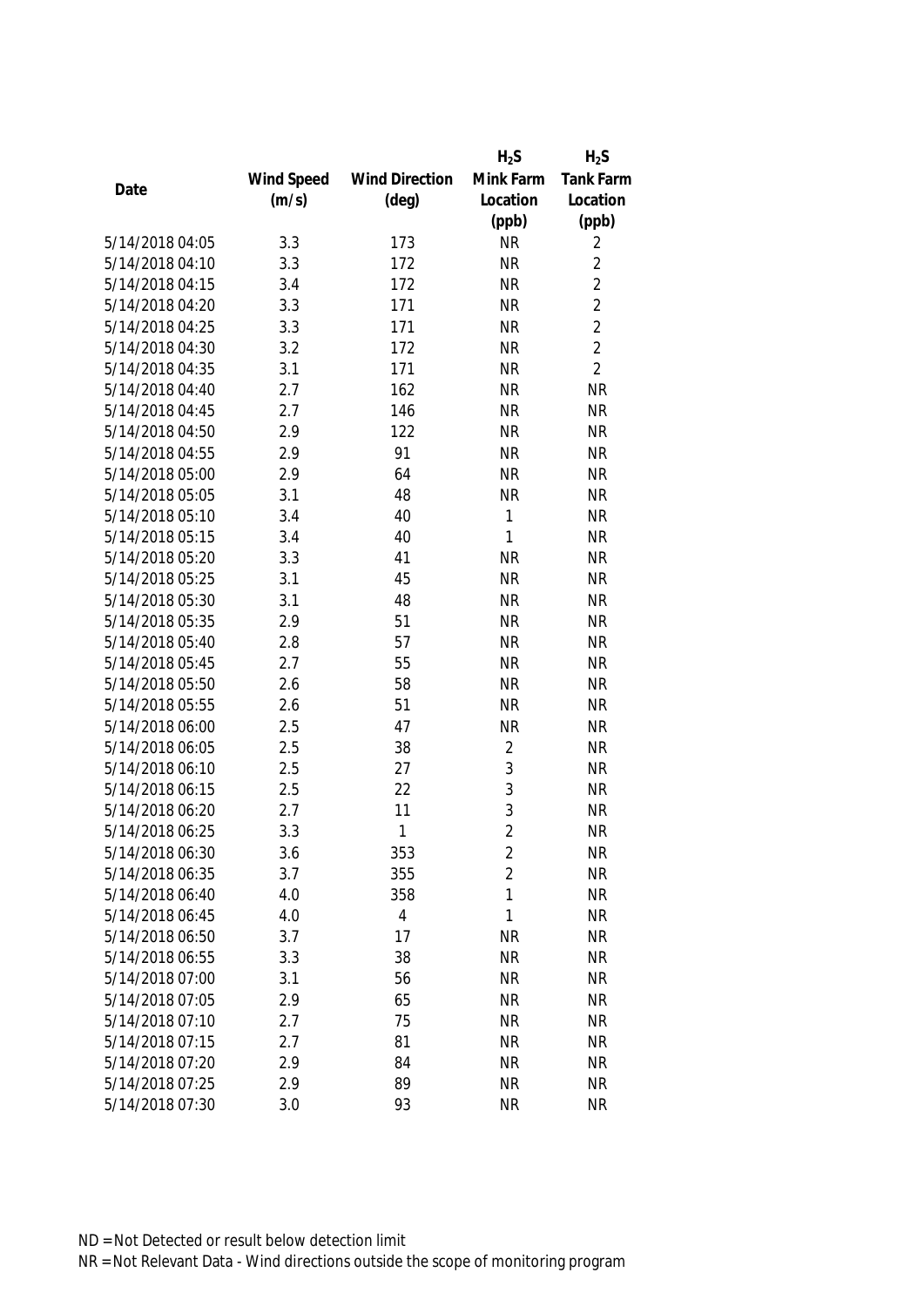| Date | Wind Speed (m/s) | Wind Direction (deg) | $H_2S$ Mink Farm Location (ppb) | $H_2S$ Tank Farm Location (ppb) |
|---|---|---|---|---|
| 5/14/2018 04:05 | 3.3 | 173 | NR | 2 |
| 5/14/2018 04:10 | 3.3 | 172 | NR | 2 |
| 5/14/2018 04:15 | 3.4 | 172 | NR | 2 |
| 5/14/2018 04:20 | 3.3 | 171 | NR | 2 |
| 5/14/2018 04:25 | 3.3 | 171 | NR | 2 |
| 5/14/2018 04:30 | 3.2 | 172 | NR | 2 |
| 5/14/2018 04:35 | 3.1 | 171 | NR | 2 |
| 5/14/2018 04:40 | 2.7 | 162 | NR | NR |
| 5/14/2018 04:45 | 2.7 | 146 | NR | NR |
| 5/14/2018 04:50 | 2.9 | 122 | NR | NR |
| 5/14/2018 04:55 | 2.9 | 91 | NR | NR |
| 5/14/2018 05:00 | 2.9 | 64 | NR | NR |
| 5/14/2018 05:05 | 3.1 | 48 | NR | NR |
| 5/14/2018 05:10 | 3.4 | 40 | 1 | NR |
| 5/14/2018 05:15 | 3.4 | 40 | 1 | NR |
| 5/14/2018 05:20 | 3.3 | 41 | NR | NR |
| 5/14/2018 05:25 | 3.1 | 45 | NR | NR |
| 5/14/2018 05:30 | 3.1 | 48 | NR | NR |
| 5/14/2018 05:35 | 2.9 | 51 | NR | NR |
| 5/14/2018 05:40 | 2.8 | 57 | NR | NR |
| 5/14/2018 05:45 | 2.7 | 55 | NR | NR |
| 5/14/2018 05:50 | 2.6 | 58 | NR | NR |
| 5/14/2018 05:55 | 2.6 | 51 | NR | NR |
| 5/14/2018 06:00 | 2.5 | 47 | NR | NR |
| 5/14/2018 06:05 | 2.5 | 38 | 2 | NR |
| 5/14/2018 06:10 | 2.5 | 27 | 3 | NR |
| 5/14/2018 06:15 | 2.5 | 22 | 3 | NR |
| 5/14/2018 06:20 | 2.7 | 11 | 3 | NR |
| 5/14/2018 06:25 | 3.3 | 1 | 2 | NR |
| 5/14/2018 06:30 | 3.6 | 353 | 2 | NR |
| 5/14/2018 06:35 | 3.7 | 355 | 2 | NR |
| 5/14/2018 06:40 | 4.0 | 358 | 1 | NR |
| 5/14/2018 06:45 | 4.0 | 4 | 1 | NR |
| 5/14/2018 06:50 | 3.7 | 17 | NR | NR |
| 5/14/2018 06:55 | 3.3 | 38 | NR | NR |
| 5/14/2018 07:00 | 3.1 | 56 | NR | NR |
| 5/14/2018 07:05 | 2.9 | 65 | NR | NR |
| 5/14/2018 07:10 | 2.7 | 75 | NR | NR |
| 5/14/2018 07:15 | 2.7 | 81 | NR | NR |
| 5/14/2018 07:20 | 2.9 | 84 | NR | NR |
| 5/14/2018 07:25 | 2.9 | 89 | NR | NR |
| 5/14/2018 07:30 | 3.0 | 93 | NR | NR |

ND = Not Detected or result below detection limit

NR = Not Relevant Data - Wind directions outside the scope of monitoring program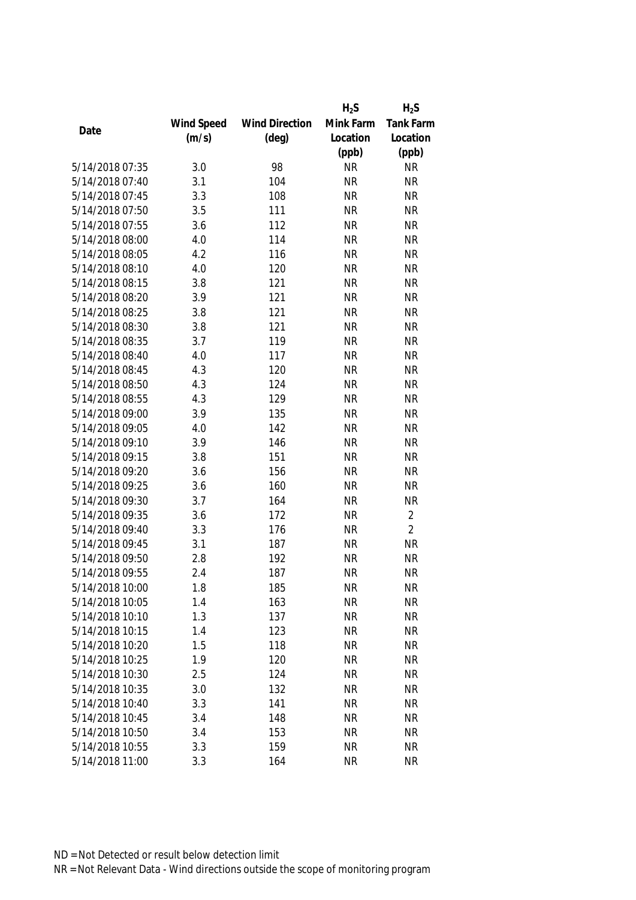| Date | Wind Speed (m/s) | Wind Direction (deg) | $H_2S$ Mink Farm Location (ppb) | $H_2S$ Tank Farm Location (ppb) |
|---|---|---|---|---|
| 5/14/2018 07:35 | 3.0 | 98 | NR | NR |
| 5/14/2018 07:40 | 3.1 | 104 | NR | NR |
| 5/14/2018 07:45 | 3.3 | 108 | NR | NR |
| 5/14/2018 07:50 | 3.5 | 111 | NR | NR |
| 5/14/2018 07:55 | 3.6 | 112 | NR | NR |
| 5/14/2018 08:00 | 4.0 | 114 | NR | NR |
| 5/14/2018 08:05 | 4.2 | 116 | NR | NR |
| 5/14/2018 08:10 | 4.0 | 120 | NR | NR |
| 5/14/2018 08:15 | 3.8 | 121 | NR | NR |
| 5/14/2018 08:20 | 3.9 | 121 | NR | NR |
| 5/14/2018 08:25 | 3.8 | 121 | NR | NR |
| 5/14/2018 08:30 | 3.8 | 121 | NR | NR |
| 5/14/2018 08:35 | 3.7 | 119 | NR | NR |
| 5/14/2018 08:40 | 4.0 | 117 | NR | NR |
| 5/14/2018 08:45 | 4.3 | 120 | NR | NR |
| 5/14/2018 08:50 | 4.3 | 124 | NR | NR |
| 5/14/2018 08:55 | 4.3 | 129 | NR | NR |
| 5/14/2018 09:00 | 3.9 | 135 | NR | NR |
| 5/14/2018 09:05 | 4.0 | 142 | NR | NR |
| 5/14/2018 09:10 | 3.9 | 146 | NR | NR |
| 5/14/2018 09:15 | 3.8 | 151 | NR | NR |
| 5/14/2018 09:20 | 3.6 | 156 | NR | NR |
| 5/14/2018 09:25 | 3.6 | 160 | NR | NR |
| 5/14/2018 09:30 | 3.7 | 164 | NR | NR |
| 5/14/2018 09:35 | 3.6 | 172 | NR | 2 |
| 5/14/2018 09:40 | 3.3 | 176 | NR | 2 |
| 5/14/2018 09:45 | 3.1 | 187 | NR | NR |
| 5/14/2018 09:50 | 2.8 | 192 | NR | NR |
| 5/14/2018 09:55 | 2.4 | 187 | NR | NR |
| 5/14/2018 10:00 | 1.8 | 185 | NR | NR |
| 5/14/2018 10:05 | 1.4 | 163 | NR | NR |
| 5/14/2018 10:10 | 1.3 | 137 | NR | NR |
| 5/14/2018 10:15 | 1.4 | 123 | NR | NR |
| 5/14/2018 10:20 | 1.5 | 118 | NR | NR |
| 5/14/2018 10:25 | 1.9 | 120 | NR | NR |
| 5/14/2018 10:30 | 2.5 | 124 | NR | NR |
| 5/14/2018 10:35 | 3.0 | 132 | NR | NR |
| 5/14/2018 10:40 | 3.3 | 141 | NR | NR |
| 5/14/2018 10:45 | 3.4 | 148 | NR | NR |
| 5/14/2018 10:50 | 3.4 | 153 | NR | NR |
| 5/14/2018 10:55 | 3.3 | 159 | NR | NR |
| 5/14/2018 11:00 | 3.3 | 164 | NR | NR |

ND = Not Detected or result below detection limit

NR = Not Relevant Data - Wind directions outside the scope of monitoring program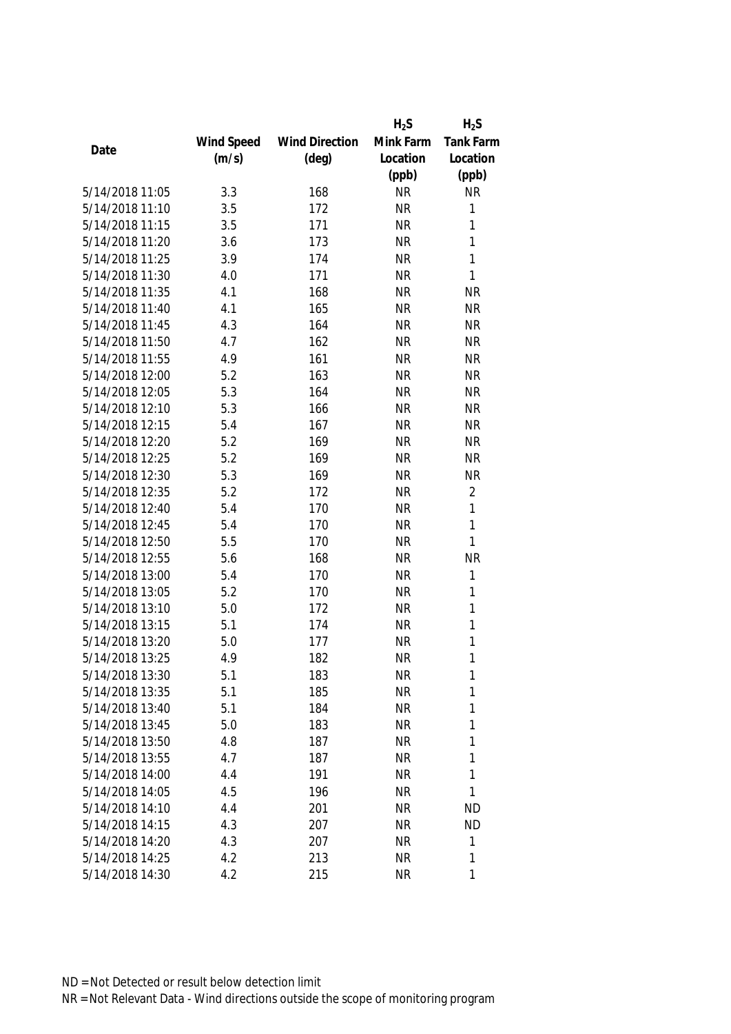| Date | Wind Speed (m/s) | Wind Direction (deg) | $H_2S$ Mink Farm Location (ppb) | $H_2S$ Tank Farm Location (ppb) |
|---|---|---|---|---|
| 5/14/2018 11:05 | 3.3 | 168 | NR | NR |
| 5/14/2018 11:10 | 3.5 | 172 | NR | 1 |
| 5/14/2018 11:15 | 3.5 | 171 | NR | 1 |
| 5/14/2018 11:20 | 3.6 | 173 | NR | 1 |
| 5/14/2018 11:25 | 3.9 | 174 | NR | 1 |
| 5/14/2018 11:30 | 4.0 | 171 | NR | 1 |
| 5/14/2018 11:35 | 4.1 | 168 | NR | NR |
| 5/14/2018 11:40 | 4.1 | 165 | NR | NR |
| 5/14/2018 11:45 | 4.3 | 164 | NR | NR |
| 5/14/2018 11:50 | 4.7 | 162 | NR | NR |
| 5/14/2018 11:55 | 4.9 | 161 | NR | NR |
| 5/14/2018 12:00 | 5.2 | 163 | NR | NR |
| 5/14/2018 12:05 | 5.3 | 164 | NR | NR |
| 5/14/2018 12:10 | 5.3 | 166 | NR | NR |
| 5/14/2018 12:15 | 5.4 | 167 | NR | NR |
| 5/14/2018 12:20 | 5.2 | 169 | NR | NR |
| 5/14/2018 12:25 | 5.2 | 169 | NR | NR |
| 5/14/2018 12:30 | 5.3 | 169 | NR | NR |
| 5/14/2018 12:35 | 5.2 | 172 | NR | 2 |
| 5/14/2018 12:40 | 5.4 | 170 | NR | 1 |
| 5/14/2018 12:45 | 5.4 | 170 | NR | 1 |
| 5/14/2018 12:50 | 5.5 | 170 | NR | 1 |
| 5/14/2018 12:55 | 5.6 | 168 | NR | NR |
| 5/14/2018 13:00 | 5.4 | 170 | NR | 1 |
| 5/14/2018 13:05 | 5.2 | 170 | NR | 1 |
| 5/14/2018 13:10 | 5.0 | 172 | NR | 1 |
| 5/14/2018 13:15 | 5.1 | 174 | NR | 1 |
| 5/14/2018 13:20 | 5.0 | 177 | NR | 1 |
| 5/14/2018 13:25 | 4.9 | 182 | NR | 1 |
| 5/14/2018 13:30 | 5.1 | 183 | NR | 1 |
| 5/14/2018 13:35 | 5.1 | 185 | NR | 1 |
| 5/14/2018 13:40 | 5.1 | 184 | NR | 1 |
| 5/14/2018 13:45 | 5.0 | 183 | NR | 1 |
| 5/14/2018 13:50 | 4.8 | 187 | NR | 1 |
| 5/14/2018 13:55 | 4.7 | 187 | NR | 1 |
| 5/14/2018 14:00 | 4.4 | 191 | NR | 1 |
| 5/14/2018 14:05 | 4.5 | 196 | NR | 1 |
| 5/14/2018 14:10 | 4.4 | 201 | NR | ND |
| 5/14/2018 14:15 | 4.3 | 207 | NR | ND |
| 5/14/2018 14:20 | 4.3 | 207 | NR | 1 |
| 5/14/2018 14:25 | 4.2 | 213 | NR | 1 |
| 5/14/2018 14:30 | 4.2 | 215 | NR | 1 |

ND = Not Detected or result below detection limit

NR = Not Relevant Data - Wind directions outside the scope of monitoring program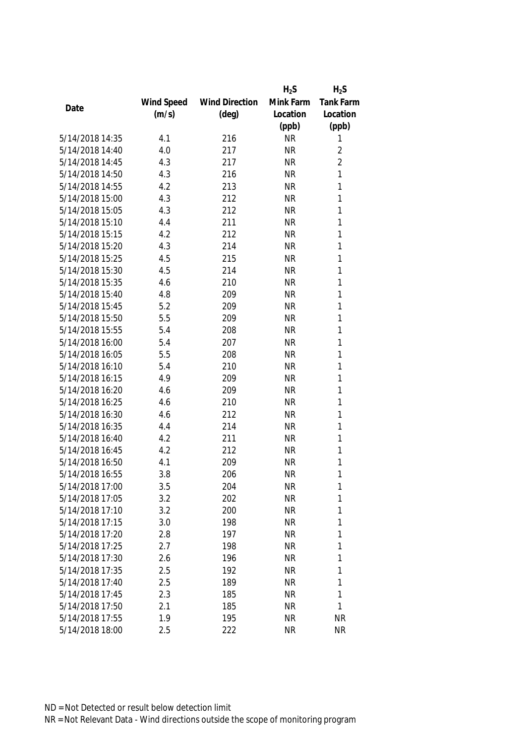| Date | Wind Speed (m/s) | Wind Direction (deg) | $H_2S$ Mink Farm Location (ppb) | $H_2S$ Tank Farm Location (ppb) |
|---|---|---|---|---|
| 5/14/2018 14:35 | 4.1 | 216 | NR | 1 |
| 5/14/2018 14:40 | 4.0 | 217 | NR | 2 |
| 5/14/2018 14:45 | 4.3 | 217 | NR | 2 |
| 5/14/2018 14:50 | 4.3 | 216 | NR | 1 |
| 5/14/2018 14:55 | 4.2 | 213 | NR | 1 |
| 5/14/2018 15:00 | 4.3 | 212 | NR | 1 |
| 5/14/2018 15:05 | 4.3 | 212 | NR | 1 |
| 5/14/2018 15:10 | 4.4 | 211 | NR | 1 |
| 5/14/2018 15:15 | 4.2 | 212 | NR | 1 |
| 5/14/2018 15:20 | 4.3 | 214 | NR | 1 |
| 5/14/2018 15:25 | 4.5 | 215 | NR | 1 |
| 5/14/2018 15:30 | 4.5 | 214 | NR | 1 |
| 5/14/2018 15:35 | 4.6 | 210 | NR | 1 |
| 5/14/2018 15:40 | 4.8 | 209 | NR | 1 |
| 5/14/2018 15:45 | 5.2 | 209 | NR | 1 |
| 5/14/2018 15:50 | 5.5 | 209 | NR | 1 |
| 5/14/2018 15:55 | 5.4 | 208 | NR | 1 |
| 5/14/2018 16:00 | 5.4 | 207 | NR | 1 |
| 5/14/2018 16:05 | 5.5 | 208 | NR | 1 |
| 5/14/2018 16:10 | 5.4 | 210 | NR | 1 |
| 5/14/2018 16:15 | 4.9 | 209 | NR | 1 |
| 5/14/2018 16:20 | 4.6 | 209 | NR | 1 |
| 5/14/2018 16:25 | 4.6 | 210 | NR | 1 |
| 5/14/2018 16:30 | 4.6 | 212 | NR | 1 |
| 5/14/2018 16:35 | 4.4 | 214 | NR | 1 |
| 5/14/2018 16:40 | 4.2 | 211 | NR | 1 |
| 5/14/2018 16:45 | 4.2 | 212 | NR | 1 |
| 5/14/2018 16:50 | 4.1 | 209 | NR | 1 |
| 5/14/2018 16:55 | 3.8 | 206 | NR | 1 |
| 5/14/2018 17:00 | 3.5 | 204 | NR | 1 |
| 5/14/2018 17:05 | 3.2 | 202 | NR | 1 |
| 5/14/2018 17:10 | 3.2 | 200 | NR | 1 |
| 5/14/2018 17:15 | 3.0 | 198 | NR | 1 |
| 5/14/2018 17:20 | 2.8 | 197 | NR | 1 |
| 5/14/2018 17:25 | 2.7 | 198 | NR | 1 |
| 5/14/2018 17:30 | 2.6 | 196 | NR | 1 |
| 5/14/2018 17:35 | 2.5 | 192 | NR | 1 |
| 5/14/2018 17:40 | 2.5 | 189 | NR | 1 |
| 5/14/2018 17:45 | 2.3 | 185 | NR | 1 |
| 5/14/2018 17:50 | 2.1 | 185 | NR | 1 |
| 5/14/2018 17:55 | 1.9 | 195 | NR | NR |
| 5/14/2018 18:00 | 2.5 | 222 | NR | NR |

ND = Not Detected or result below detection limit

NR = Not Relevant Data - Wind directions outside the scope of monitoring program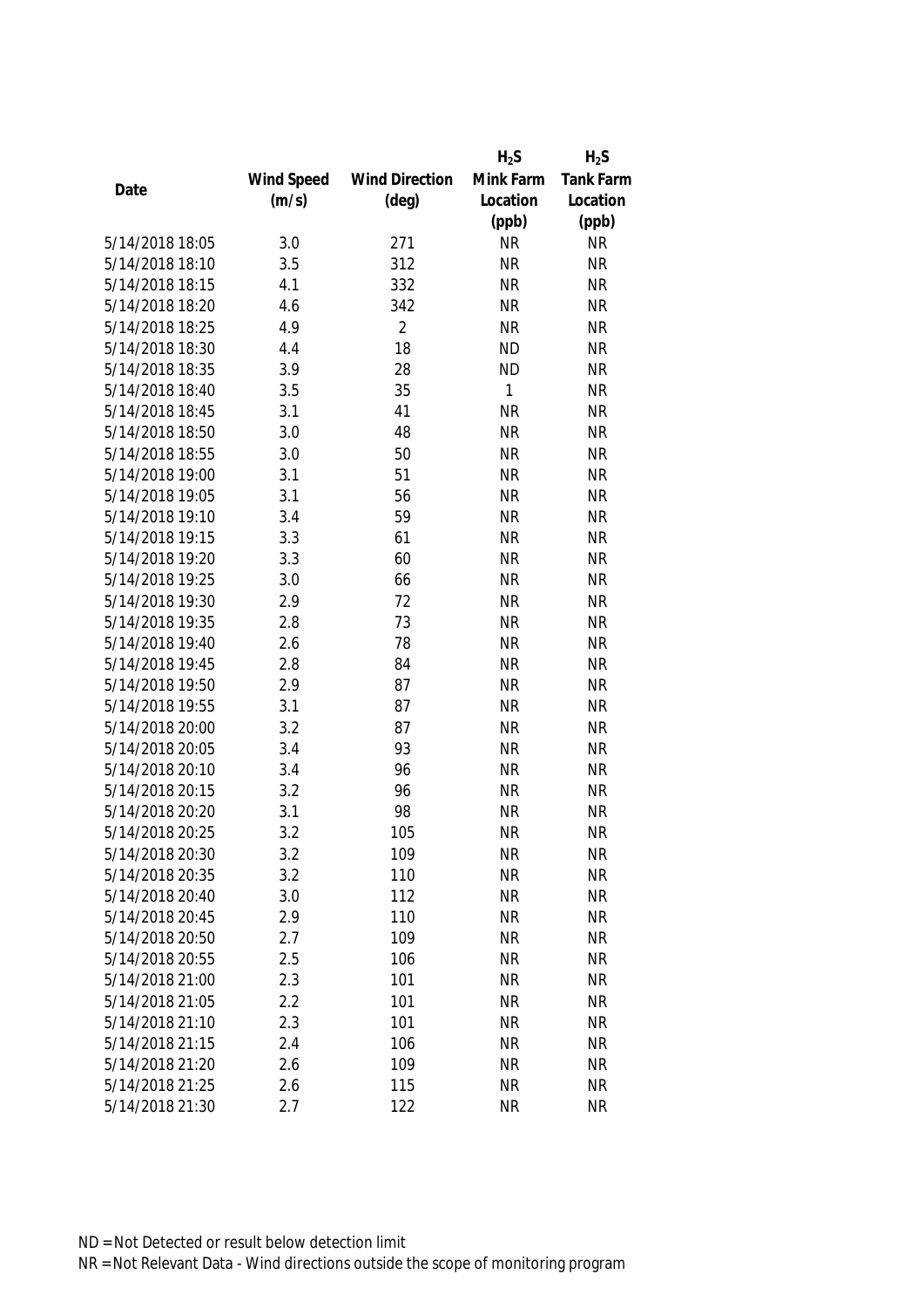| Date | Wind Speed (m/s) | Wind Direction (deg) | $H_2S$ Mink Farm Location (ppb) | $H_2S$ Tank Farm Location (ppb) |
|---|---|---|---|---|
| 5/14/2018 18:05 | 3.0 | 271 | NR | NR |
| 5/14/2018 18:10 | 3.5 | 312 | NR | NR |
| 5/14/2018 18:15 | 4.1 | 332 | NR | NR |
| 5/14/2018 18:20 | 4.6 | 342 | NR | NR |
| 5/14/2018 18:25 | 4.9 | 2 | NR | NR |
| 5/14/2018 18:30 | 4.4 | 18 | ND | NR |
| 5/14/2018 18:35 | 3.9 | 28 | ND | NR |
| 5/14/2018 18:40 | 3.5 | 35 | 1 | NR |
| 5/14/2018 18:45 | 3.1 | 41 | NR | NR |
| 5/14/2018 18:50 | 3.0 | 48 | NR | NR |
| 5/14/2018 18:55 | 3.0 | 50 | NR | NR |
| 5/14/2018 19:00 | 3.1 | 51 | NR | NR |
| 5/14/2018 19:05 | 3.1 | 56 | NR | NR |
| 5/14/2018 19:10 | 3.4 | 59 | NR | NR |
| 5/14/2018 19:15 | 3.3 | 61 | NR | NR |
| 5/14/2018 19:20 | 3.3 | 60 | NR | NR |
| 5/14/2018 19:25 | 3.0 | 66 | NR | NR |
| 5/14/2018 19:30 | 2.9 | 72 | NR | NR |
| 5/14/2018 19:35 | 2.8 | 73 | NR | NR |
| 5/14/2018 19:40 | 2.6 | 78 | NR | NR |
| 5/14/2018 19:45 | 2.8 | 84 | NR | NR |
| 5/14/2018 19:50 | 2.9 | 87 | NR | NR |
| 5/14/2018 19:55 | 3.1 | 87 | NR | NR |
| 5/14/2018 20:00 | 3.2 | 87 | NR | NR |
| 5/14/2018 20:05 | 3.4 | 93 | NR | NR |
| 5/14/2018 20:10 | 3.4 | 96 | NR | NR |
| 5/14/2018 20:15 | 3.2 | 96 | NR | NR |
| 5/14/2018 20:20 | 3.1 | 98 | NR | NR |
| 5/14/2018 20:25 | 3.2 | 105 | NR | NR |
| 5/14/2018 20:30 | 3.2 | 109 | NR | NR |
| 5/14/2018 20:35 | 3.2 | 110 | NR | NR |
| 5/14/2018 20:40 | 3.0 | 112 | NR | NR |
| 5/14/2018 20:45 | 2.9 | 110 | NR | NR |
| 5/14/2018 20:50 | 2.7 | 109 | NR | NR |
| 5/14/2018 20:55 | 2.5 | 106 | NR | NR |
| 5/14/2018 21:00 | 2.3 | 101 | NR | NR |
| 5/14/2018 21:05 | 2.2 | 101 | NR | NR |
| 5/14/2018 21:10 | 2.3 | 101 | NR | NR |
| 5/14/2018 21:15 | 2.4 | 106 | NR | NR |
| 5/14/2018 21:20 | 2.6 | 109 | NR | NR |
| 5/14/2018 21:25 | 2.6 | 115 | NR | NR |
| 5/14/2018 21:30 | 2.7 | 122 | NR | NR |

ND = Not Detected or result below detection limit

NR = Not Relevant Data - Wind directions outside the scope of monitoring program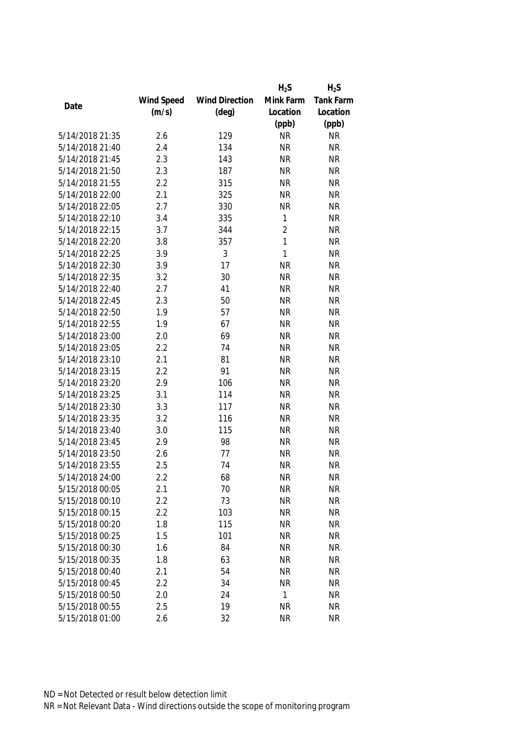| Date | Wind Speed (m/s) | Wind Direction (deg) | $H_2S$ Mink Farm Location (ppb) | $H_2S$ Tank Farm Location (ppb) |
|---|---|---|---|---|
| 5/14/2018 21:35 | 2.6 | 129 | NR | NR |
| 5/14/2018 21:40 | 2.4 | 134 | NR | NR |
| 5/14/2018 21:45 | 2.3 | 143 | NR | NR |
| 5/14/2018 21:50 | 2.3 | 187 | NR | NR |
| 5/14/2018 21:55 | 2.2 | 315 | NR | NR |
| 5/14/2018 22:00 | 2.1 | 325 | NR | NR |
| 5/14/2018 22:05 | 2.7 | 330 | NR | NR |
| 5/14/2018 22:10 | 3.4 | 335 | 1 | NR |
| 5/14/2018 22:15 | 3.7 | 344 | 2 | NR |
| 5/14/2018 22:20 | 3.8 | 357 | 1 | NR |
| 5/14/2018 22:25 | 3.9 | 3 | 1 | NR |
| 5/14/2018 22:30 | 3.9 | 17 | NR | NR |
| 5/14/2018 22:35 | 3.2 | 30 | NR | NR |
| 5/14/2018 22:40 | 2.7 | 41 | NR | NR |
| 5/14/2018 22:45 | 2.3 | 50 | NR | NR |
| 5/14/2018 22:50 | 1.9 | 57 | NR | NR |
| 5/14/2018 22:55 | 1.9 | 67 | NR | NR |
| 5/14/2018 23:00 | 2.0 | 69 | NR | NR |
| 5/14/2018 23:05 | 2.2 | 74 | NR | NR |
| 5/14/2018 23:10 | 2.1 | 81 | NR | NR |
| 5/14/2018 23:15 | 2.2 | 91 | NR | NR |
| 5/14/2018 23:20 | 2.9 | 106 | NR | NR |
| 5/14/2018 23:25 | 3.1 | 114 | NR | NR |
| 5/14/2018 23:30 | 3.3 | 117 | NR | NR |
| 5/14/2018 23:35 | 3.2 | 116 | NR | NR |
| 5/14/2018 23:40 | 3.0 | 115 | NR | NR |
| 5/14/2018 23:45 | 2.9 | 98 | NR | NR |
| 5/14/2018 23:50 | 2.6 | 77 | NR | NR |
| 5/14/2018 23:55 | 2.5 | 74 | NR | NR |
| 5/14/2018 24:00 | 2.2 | 68 | NR | NR |
| 5/15/2018 00:05 | 2.1 | 70 | NR | NR |
| 5/15/2018 00:10 | 2.2 | 73 | NR | NR |
| 5/15/2018 00:15 | 2.2 | 103 | NR | NR |
| 5/15/2018 00:20 | 1.8 | 115 | NR | NR |
| 5/15/2018 00:25 | 1.5 | 101 | NR | NR |
| 5/15/2018 00:30 | 1.6 | 84 | NR | NR |
| 5/15/2018 00:35 | 1.8 | 63 | NR | NR |
| 5/15/2018 00:40 | 2.1 | 54 | NR | NR |
| 5/15/2018 00:45 | 2.2 | 34 | NR | NR |
| 5/15/2018 00:50 | 2.0 | 24 | 1 | NR |
| 5/15/2018 00:55 | 2.5 | 19 | NR | NR |
| 5/15/2018 01:00 | 2.6 | 32 | NR | NR |

ND = Not Detected or result below detection limit
NR = Not Relevant Data - Wind directions outside the scope of monitoring program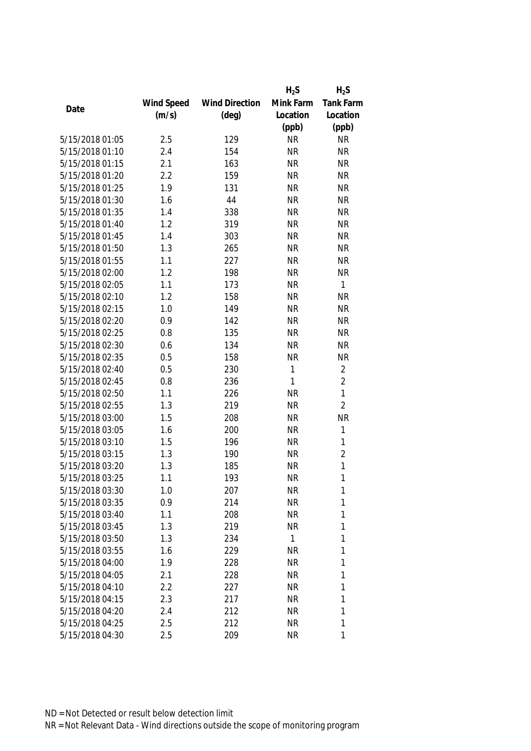| Date | Wind Speed (m/s) | Wind Direction (deg) | $H_2S$ Mink Farm Location (ppb) | $H_2S$ Tank Farm Location (ppb) |
|---|---|---|---|---|
| 5/15/2018 01:05 | 2.5 | 129 | NR | NR |
| 5/15/2018 01:10 | 2.4 | 154 | NR | NR |
| 5/15/2018 01:15 | 2.1 | 163 | NR | NR |
| 5/15/2018 01:20 | 2.2 | 159 | NR | NR |
| 5/15/2018 01:25 | 1.9 | 131 | NR | NR |
| 5/15/2018 01:30 | 1.6 | 44 | NR | NR |
| 5/15/2018 01:35 | 1.4 | 338 | NR | NR |
| 5/15/2018 01:40 | 1.2 | 319 | NR | NR |
| 5/15/2018 01:45 | 1.4 | 303 | NR | NR |
| 5/15/2018 01:50 | 1.3 | 265 | NR | NR |
| 5/15/2018 01:55 | 1.1 | 227 | NR | NR |
| 5/15/2018 02:00 | 1.2 | 198 | NR | NR |
| 5/15/2018 02:05 | 1.1 | 173 | NR | 1 |
| 5/15/2018 02:10 | 1.2 | 158 | NR | NR |
| 5/15/2018 02:15 | 1.0 | 149 | NR | NR |
| 5/15/2018 02:20 | 0.9 | 142 | NR | NR |
| 5/15/2018 02:25 | 0.8 | 135 | NR | NR |
| 5/15/2018 02:30 | 0.6 | 134 | NR | NR |
| 5/15/2018 02:35 | 0.5 | 158 | NR | NR |
| 5/15/2018 02:40 | 0.5 | 230 | 1 | 2 |
| 5/15/2018 02:45 | 0.8 | 236 | 1 | 2 |
| 5/15/2018 02:50 | 1.1 | 226 | NR | 1 |
| 5/15/2018 02:55 | 1.3 | 219 | NR | 2 |
| 5/15/2018 03:00 | 1.5 | 208 | NR | NR |
| 5/15/2018 03:05 | 1.6 | 200 | NR | 1 |
| 5/15/2018 03:10 | 1.5 | 196 | NR | 1 |
| 5/15/2018 03:15 | 1.3 | 190 | NR | 2 |
| 5/15/2018 03:20 | 1.3 | 185 | NR | 1 |
| 5/15/2018 03:25 | 1.1 | 193 | NR | 1 |
| 5/15/2018 03:30 | 1.0 | 207 | NR | 1 |
| 5/15/2018 03:35 | 0.9 | 214 | NR | 1 |
| 5/15/2018 03:40 | 1.1 | 208 | NR | 1 |
| 5/15/2018 03:45 | 1.3 | 219 | NR | 1 |
| 5/15/2018 03:50 | 1.3 | 234 | 1 | 1 |
| 5/15/2018 03:55 | 1.6 | 229 | NR | 1 |
| 5/15/2018 04:00 | 1.9 | 228 | NR | 1 |
| 5/15/2018 04:05 | 2.1 | 228 | NR | 1 |
| 5/15/2018 04:10 | 2.2 | 227 | NR | 1 |
| 5/15/2018 04:15 | 2.3 | 217 | NR | 1 |
| 5/15/2018 04:20 | 2.4 | 212 | NR | 1 |
| 5/15/2018 04:25 | 2.5 | 212 | NR | 1 |
| 5/15/2018 04:30 | 2.5 | 209 | NR | 1 |

ND = Not Detected or result below detection limit

NR = Not Relevant Data - Wind directions outside the scope of monitoring program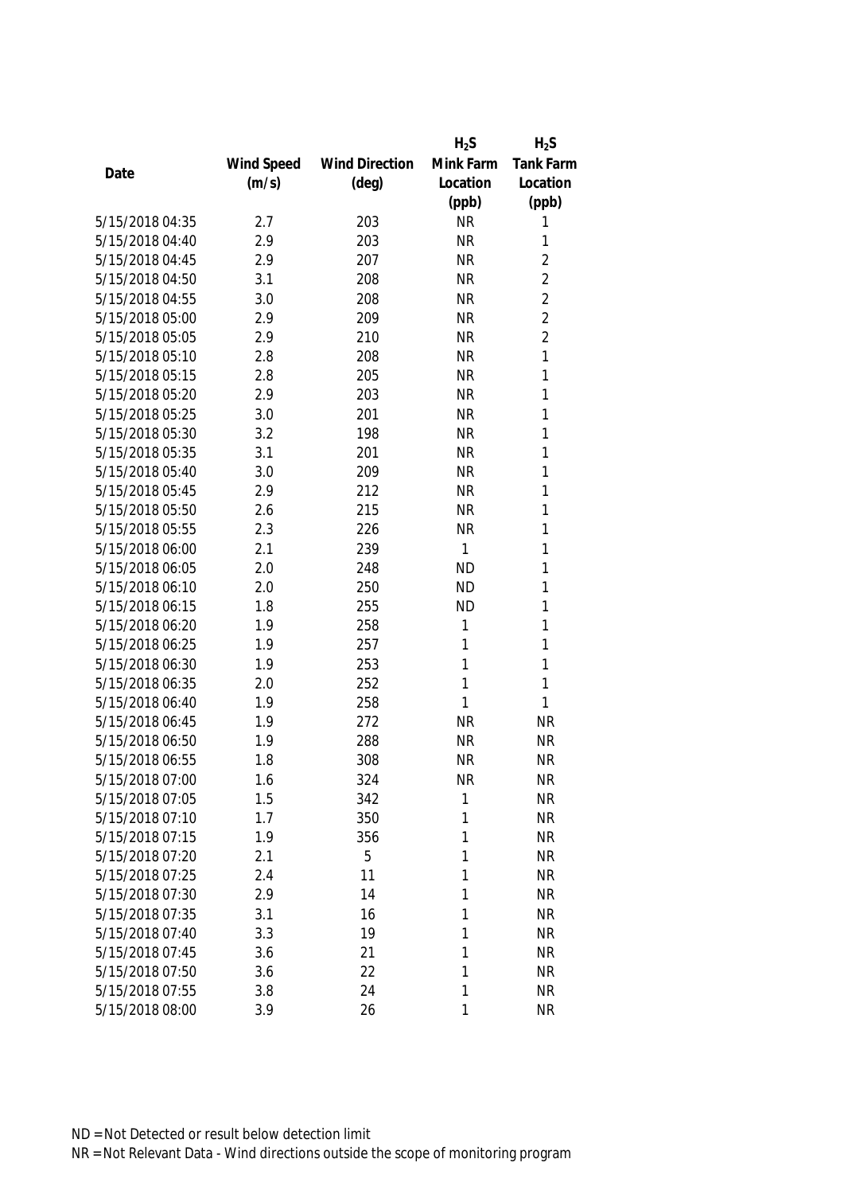| Date | Wind Speed (m/s) | Wind Direction (deg) | $H_2S$ Mink Farm Location (ppb) | $H_2S$ Tank Farm Location (ppb) |
|---|---|---|---|---|
| 5/15/2018 04:35 | 2.7 | 203 | NR | 1 |
| 5/15/2018 04:40 | 2.9 | 203 | NR | 1 |
| 5/15/2018 04:45 | 2.9 | 207 | NR | 2 |
| 5/15/2018 04:50 | 3.1 | 208 | NR | 2 |
| 5/15/2018 04:55 | 3.0 | 208 | NR | 2 |
| 5/15/2018 05:00 | 2.9 | 209 | NR | 2 |
| 5/15/2018 05:05 | 2.9 | 210 | NR | 2 |
| 5/15/2018 05:10 | 2.8 | 208 | NR | 1 |
| 5/15/2018 05:15 | 2.8 | 205 | NR | 1 |
| 5/15/2018 05:20 | 2.9 | 203 | NR | 1 |
| 5/15/2018 05:25 | 3.0 | 201 | NR | 1 |
| 5/15/2018 05:30 | 3.2 | 198 | NR | 1 |
| 5/15/2018 05:35 | 3.1 | 201 | NR | 1 |
| 5/15/2018 05:40 | 3.0 | 209 | NR | 1 |
| 5/15/2018 05:45 | 2.9 | 212 | NR | 1 |
| 5/15/2018 05:50 | 2.6 | 215 | NR | 1 |
| 5/15/2018 05:55 | 2.3 | 226 | NR | 1 |
| 5/15/2018 06:00 | 2.1 | 239 | 1 | 1 |
| 5/15/2018 06:05 | 2.0 | 248 | ND | 1 |
| 5/15/2018 06:10 | 2.0 | 250 | ND | 1 |
| 5/15/2018 06:15 | 1.8 | 255 | ND | 1 |
| 5/15/2018 06:20 | 1.9 | 258 | 1 | 1 |
| 5/15/2018 06:25 | 1.9 | 257 | 1 | 1 |
| 5/15/2018 06:30 | 1.9 | 253 | 1 | 1 |
| 5/15/2018 06:35 | 2.0 | 252 | 1 | 1 |
| 5/15/2018 06:40 | 1.9 | 258 | 1 | 1 |
| 5/15/2018 06:45 | 1.9 | 272 | NR | NR |
| 5/15/2018 06:50 | 1.9 | 288 | NR | NR |
| 5/15/2018 06:55 | 1.8 | 308 | NR | NR |
| 5/15/2018 07:00 | 1.6 | 324 | NR | NR |
| 5/15/2018 07:05 | 1.5 | 342 | 1 | NR |
| 5/15/2018 07:10 | 1.7 | 350 | 1 | NR |
| 5/15/2018 07:15 | 1.9 | 356 | 1 | NR |
| 5/15/2018 07:20 | 2.1 | 5 | 1 | NR |
| 5/15/2018 07:25 | 2.4 | 11 | 1 | NR |
| 5/15/2018 07:30 | 2.9 | 14 | 1 | NR |
| 5/15/2018 07:35 | 3.1 | 16 | 1 | NR |
| 5/15/2018 07:40 | 3.3 | 19 | 1 | NR |
| 5/15/2018 07:45 | 3.6 | 21 | 1 | NR |
| 5/15/2018 07:50 | 3.6 | 22 | 1 | NR |
| 5/15/2018 07:55 | 3.8 | 24 | 1 | NR |
| 5/15/2018 08:00 | 3.9 | 26 | 1 | NR |

ND = Not Detected or result below detection limit

NR = Not Relevant Data - Wind directions outside the scope of monitoring program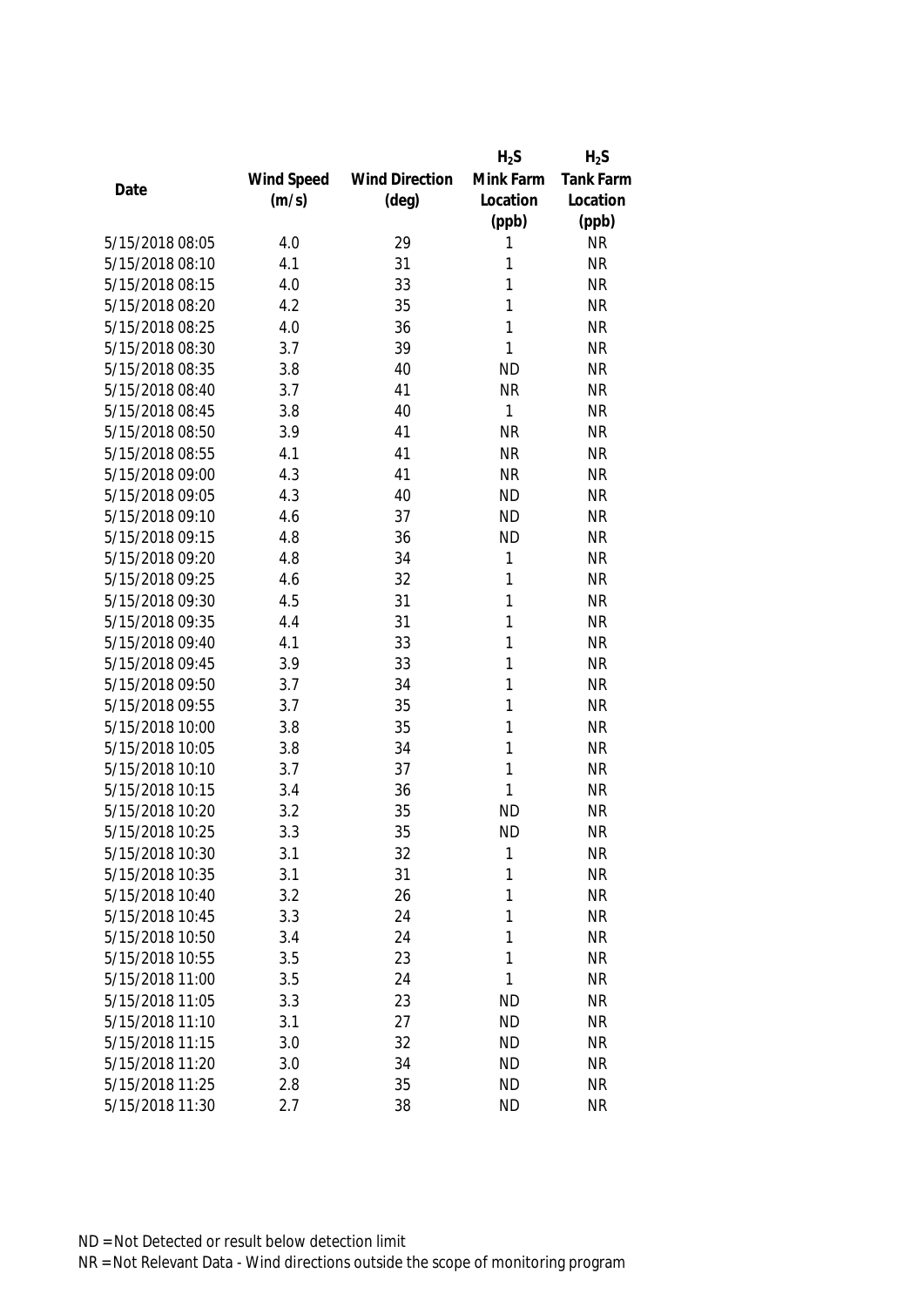| Date | Wind Speed (m/s) | Wind Direction (deg) | $H_2S$ Mink Farm Location (ppb) | $H_2S$ Tank Farm Location (ppb) |
|---|---|---|---|---|
| 5/15/2018 08:05 | 4.0 | 29 | 1 | NR |
| 5/15/2018 08:10 | 4.1 | 31 | 1 | NR |
| 5/15/2018 08:15 | 4.0 | 33 | 1 | NR |
| 5/15/2018 08:20 | 4.2 | 35 | 1 | NR |
| 5/15/2018 08:25 | 4.0 | 36 | 1 | NR |
| 5/15/2018 08:30 | 3.7 | 39 | 1 | NR |
| 5/15/2018 08:35 | 3.8 | 40 | ND | NR |
| 5/15/2018 08:40 | 3.7 | 41 | NR | NR |
| 5/15/2018 08:45 | 3.8 | 40 | 1 | NR |
| 5/15/2018 08:50 | 3.9 | 41 | NR | NR |
| 5/15/2018 08:55 | 4.1 | 41 | NR | NR |
| 5/15/2018 09:00 | 4.3 | 41 | NR | NR |
| 5/15/2018 09:05 | 4.3 | 40 | ND | NR |
| 5/15/2018 09:10 | 4.6 | 37 | ND | NR |
| 5/15/2018 09:15 | 4.8 | 36 | ND | NR |
| 5/15/2018 09:20 | 4.8 | 34 | 1 | NR |
| 5/15/2018 09:25 | 4.6 | 32 | 1 | NR |
| 5/15/2018 09:30 | 4.5 | 31 | 1 | NR |
| 5/15/2018 09:35 | 4.4 | 31 | 1 | NR |
| 5/15/2018 09:40 | 4.1 | 33 | 1 | NR |
| 5/15/2018 09:45 | 3.9 | 33 | 1 | NR |
| 5/15/2018 09:50 | 3.7 | 34 | 1 | NR |
| 5/15/2018 09:55 | 3.7 | 35 | 1 | NR |
| 5/15/2018 10:00 | 3.8 | 35 | 1 | NR |
| 5/15/2018 10:05 | 3.8 | 34 | 1 | NR |
| 5/15/2018 10:10 | 3.7 | 37 | 1 | NR |
| 5/15/2018 10:15 | 3.4 | 36 | 1 | NR |
| 5/15/2018 10:20 | 3.2 | 35 | ND | NR |
| 5/15/2018 10:25 | 3.3 | 35 | ND | NR |
| 5/15/2018 10:30 | 3.1 | 32 | 1 | NR |
| 5/15/2018 10:35 | 3.1 | 31 | 1 | NR |
| 5/15/2018 10:40 | 3.2 | 26 | 1 | NR |
| 5/15/2018 10:45 | 3.3 | 24 | 1 | NR |
| 5/15/2018 10:50 | 3.4 | 24 | 1 | NR |
| 5/15/2018 10:55 | 3.5 | 23 | 1 | NR |
| 5/15/2018 11:00 | 3.5 | 24 | 1 | NR |
| 5/15/2018 11:05 | 3.3 | 23 | ND | NR |
| 5/15/2018 11:10 | 3.1 | 27 | ND | NR |
| 5/15/2018 11:15 | 3.0 | 32 | ND | NR |
| 5/15/2018 11:20 | 3.0 | 34 | ND | NR |
| 5/15/2018 11:25 | 2.8 | 35 | ND | NR |
| 5/15/2018 11:30 | 2.7 | 38 | ND | NR |

ND = Not Detected or result below detection limit

NR = Not Relevant Data - Wind directions outside the scope of monitoring program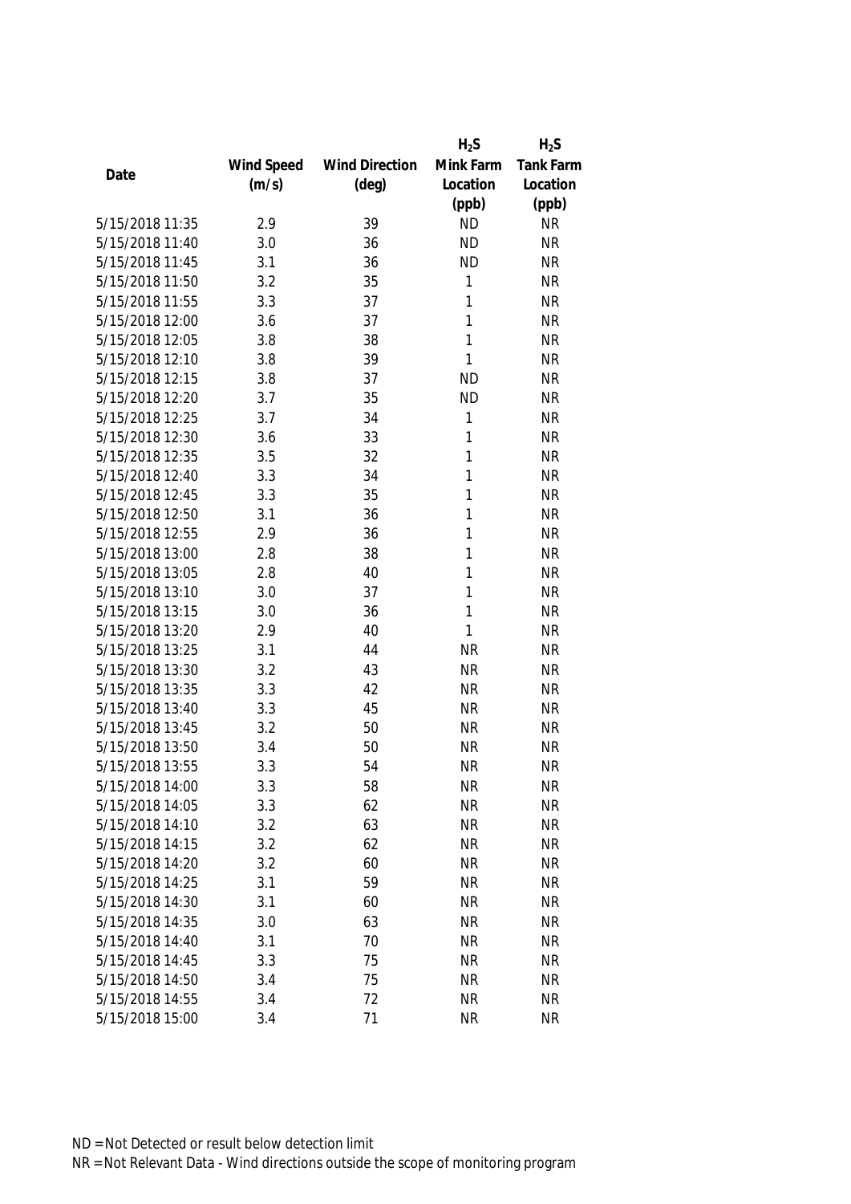| Date | Wind Speed (m/s) | Wind Direction (deg) | $H_2S$ Mink Farm Location (ppb) | $H_2S$ Tank Farm Location (ppb) |
|---|---|---|---|---|
| 5/15/2018 11:35 | 2.9 | 39 | ND | NR |
| 5/15/2018 11:40 | 3.0 | 36 | ND | NR |
| 5/15/2018 11:45 | 3.1 | 36 | ND | NR |
| 5/15/2018 11:50 | 3.2 | 35 | 1 | NR |
| 5/15/2018 11:55 | 3.3 | 37 | 1 | NR |
| 5/15/2018 12:00 | 3.6 | 37 | 1 | NR |
| 5/15/2018 12:05 | 3.8 | 38 | 1 | NR |
| 5/15/2018 12:10 | 3.8 | 39 | 1 | NR |
| 5/15/2018 12:15 | 3.8 | 37 | ND | NR |
| 5/15/2018 12:20 | 3.7 | 35 | ND | NR |
| 5/15/2018 12:25 | 3.7 | 34 | 1 | NR |
| 5/15/2018 12:30 | 3.6 | 33 | 1 | NR |
| 5/15/2018 12:35 | 3.5 | 32 | 1 | NR |
| 5/15/2018 12:40 | 3.3 | 34 | 1 | NR |
| 5/15/2018 12:45 | 3.3 | 35 | 1 | NR |
| 5/15/2018 12:50 | 3.1 | 36 | 1 | NR |
| 5/15/2018 12:55 | 2.9 | 36 | 1 | NR |
| 5/15/2018 13:00 | 2.8 | 38 | 1 | NR |
| 5/15/2018 13:05 | 2.8 | 40 | 1 | NR |
| 5/15/2018 13:10 | 3.0 | 37 | 1 | NR |
| 5/15/2018 13:15 | 3.0 | 36 | 1 | NR |
| 5/15/2018 13:20 | 2.9 | 40 | 1 | NR |
| 5/15/2018 13:25 | 3.1 | 44 | NR | NR |
| 5/15/2018 13:30 | 3.2 | 43 | NR | NR |
| 5/15/2018 13:35 | 3.3 | 42 | NR | NR |
| 5/15/2018 13:40 | 3.3 | 45 | NR | NR |
| 5/15/2018 13:45 | 3.2 | 50 | NR | NR |
| 5/15/2018 13:50 | 3.4 | 50 | NR | NR |
| 5/15/2018 13:55 | 3.3 | 54 | NR | NR |
| 5/15/2018 14:00 | 3.3 | 58 | NR | NR |
| 5/15/2018 14:05 | 3.3 | 62 | NR | NR |
| 5/15/2018 14:10 | 3.2 | 63 | NR | NR |
| 5/15/2018 14:15 | 3.2 | 62 | NR | NR |
| 5/15/2018 14:20 | 3.2 | 60 | NR | NR |
| 5/15/2018 14:25 | 3.1 | 59 | NR | NR |
| 5/15/2018 14:30 | 3.1 | 60 | NR | NR |
| 5/15/2018 14:35 | 3.0 | 63 | NR | NR |
| 5/15/2018 14:40 | 3.1 | 70 | NR | NR |
| 5/15/2018 14:45 | 3.3 | 75 | NR | NR |
| 5/15/2018 14:50 | 3.4 | 75 | NR | NR |
| 5/15/2018 14:55 | 3.4 | 72 | NR | NR |
| 5/15/2018 15:00 | 3.4 | 71 | NR | NR |

ND = Not Detected or result below detection limit

NR = Not Relevant Data - Wind directions outside the scope of monitoring program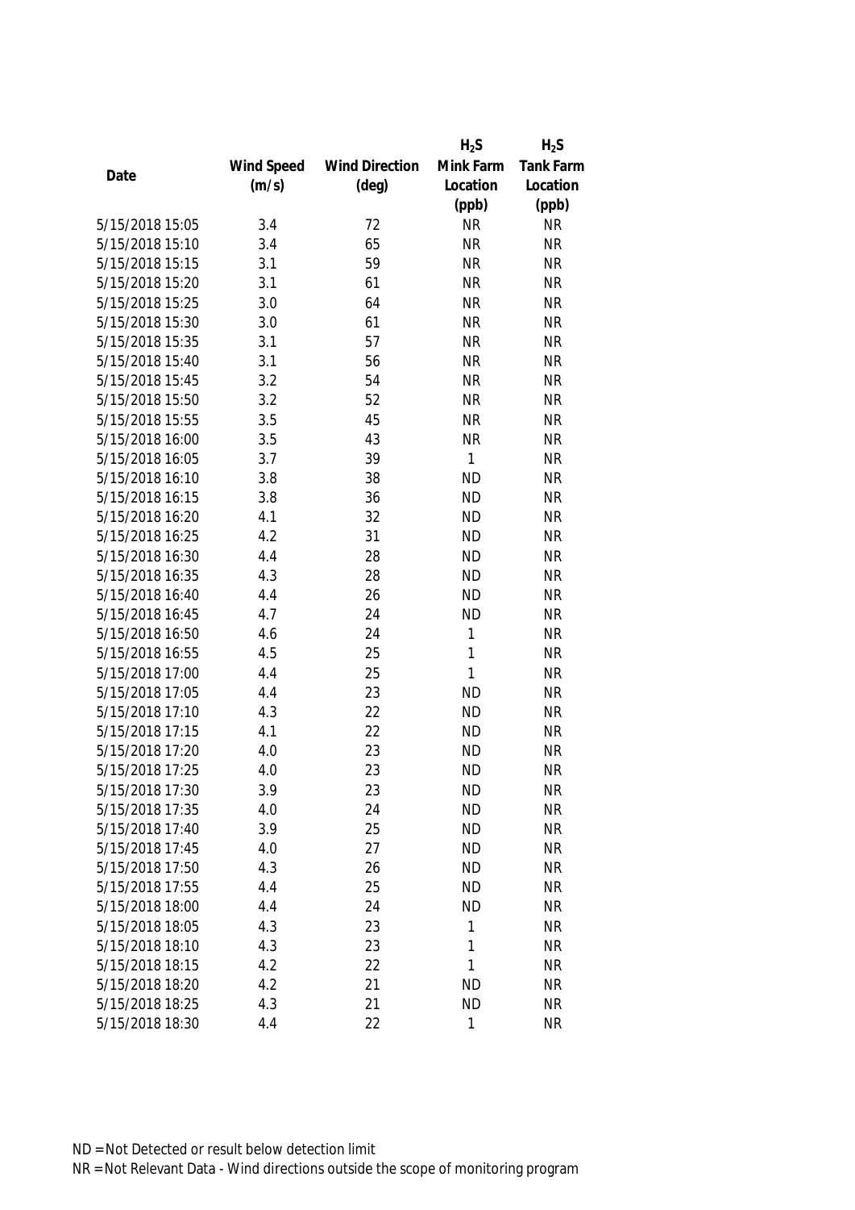| Date | Wind Speed (m/s) | Wind Direction (deg) | $H_2S$ Mink Farm Location (ppb) | $H_2S$ Tank Farm Location (ppb) |
|---|---|---|---|---|
| 5/15/2018 15:05 | 3.4 | 72 | NR | NR |
| 5/15/2018 15:10 | 3.4 | 65 | NR | NR |
| 5/15/2018 15:15 | 3.1 | 59 | NR | NR |
| 5/15/2018 15:20 | 3.1 | 61 | NR | NR |
| 5/15/2018 15:25 | 3.0 | 64 | NR | NR |
| 5/15/2018 15:30 | 3.0 | 61 | NR | NR |
| 5/15/2018 15:35 | 3.1 | 57 | NR | NR |
| 5/15/2018 15:40 | 3.1 | 56 | NR | NR |
| 5/15/2018 15:45 | 3.2 | 54 | NR | NR |
| 5/15/2018 15:50 | 3.2 | 52 | NR | NR |
| 5/15/2018 15:55 | 3.5 | 45 | NR | NR |
| 5/15/2018 16:00 | 3.5 | 43 | NR | NR |
| 5/15/2018 16:05 | 3.7 | 39 | 1 | NR |
| 5/15/2018 16:10 | 3.8 | 38 | ND | NR |
| 5/15/2018 16:15 | 3.8 | 36 | ND | NR |
| 5/15/2018 16:20 | 4.1 | 32 | ND | NR |
| 5/15/2018 16:25 | 4.2 | 31 | ND | NR |
| 5/15/2018 16:30 | 4.4 | 28 | ND | NR |
| 5/15/2018 16:35 | 4.3 | 28 | ND | NR |
| 5/15/2018 16:40 | 4.4 | 26 | ND | NR |
| 5/15/2018 16:45 | 4.7 | 24 | ND | NR |
| 5/15/2018 16:50 | 4.6 | 24 | 1 | NR |
| 5/15/2018 16:55 | 4.5 | 25 | 1 | NR |
| 5/15/2018 17:00 | 4.4 | 25 | 1 | NR |
| 5/15/2018 17:05 | 4.4 | 23 | ND | NR |
| 5/15/2018 17:10 | 4.3 | 22 | ND | NR |
| 5/15/2018 17:15 | 4.1 | 22 | ND | NR |
| 5/15/2018 17:20 | 4.0 | 23 | ND | NR |
| 5/15/2018 17:25 | 4.0 | 23 | ND | NR |
| 5/15/2018 17:30 | 3.9 | 23 | ND | NR |
| 5/15/2018 17:35 | 4.0 | 24 | ND | NR |
| 5/15/2018 17:40 | 3.9 | 25 | ND | NR |
| 5/15/2018 17:45 | 4.0 | 27 | ND | NR |
| 5/15/2018 17:50 | 4.3 | 26 | ND | NR |
| 5/15/2018 17:55 | 4.4 | 25 | ND | NR |
| 5/15/2018 18:00 | 4.4 | 24 | ND | NR |
| 5/15/2018 18:05 | 4.3 | 23 | 1 | NR |
| 5/15/2018 18:10 | 4.3 | 23 | 1 | NR |
| 5/15/2018 18:15 | 4.2 | 22 | 1 | NR |
| 5/15/2018 18:20 | 4.2 | 21 | ND | NR |
| 5/15/2018 18:25 | 4.3 | 21 | ND | NR |
| 5/15/2018 18:30 | 4.4 | 22 | 1 | NR |

ND = Not Detected or result below detection limit

NR = Not Relevant Data - Wind directions outside the scope of monitoring program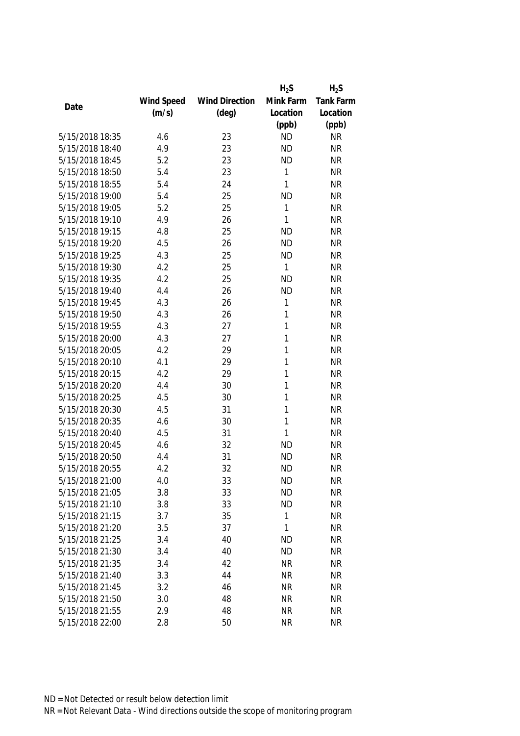| Date | Wind Speed (m/s) | Wind Direction (deg) | $H_2S$ Mink Farm Location (ppb) | $H_2S$ Tank Farm Location (ppb) |
|---|---|---|---|---|
| 5/15/2018 18:35 | 4.6 | 23 | ND | NR |
| 5/15/2018 18:40 | 4.9 | 23 | ND | NR |
| 5/15/2018 18:45 | 5.2 | 23 | ND | NR |
| 5/15/2018 18:50 | 5.4 | 23 | 1 | NR |
| 5/15/2018 18:55 | 5.4 | 24 | 1 | NR |
| 5/15/2018 19:00 | 5.4 | 25 | ND | NR |
| 5/15/2018 19:05 | 5.2 | 25 | 1 | NR |
| 5/15/2018 19:10 | 4.9 | 26 | 1 | NR |
| 5/15/2018 19:15 | 4.8 | 25 | ND | NR |
| 5/15/2018 19:20 | 4.5 | 26 | ND | NR |
| 5/15/2018 19:25 | 4.3 | 25 | ND | NR |
| 5/15/2018 19:30 | 4.2 | 25 | 1 | NR |
| 5/15/2018 19:35 | 4.2 | 25 | ND | NR |
| 5/15/2018 19:40 | 4.4 | 26 | ND | NR |
| 5/15/2018 19:45 | 4.3 | 26 | 1 | NR |
| 5/15/2018 19:50 | 4.3 | 26 | 1 | NR |
| 5/15/2018 19:55 | 4.3 | 27 | 1 | NR |
| 5/15/2018 20:00 | 4.3 | 27 | 1 | NR |
| 5/15/2018 20:05 | 4.2 | 29 | 1 | NR |
| 5/15/2018 20:10 | 4.1 | 29 | 1 | NR |
| 5/15/2018 20:15 | 4.2 | 29 | 1 | NR |
| 5/15/2018 20:20 | 4.4 | 30 | 1 | NR |
| 5/15/2018 20:25 | 4.5 | 30 | 1 | NR |
| 5/15/2018 20:30 | 4.5 | 31 | 1 | NR |
| 5/15/2018 20:35 | 4.6 | 30 | 1 | NR |
| 5/15/2018 20:40 | 4.5 | 31 | 1 | NR |
| 5/15/2018 20:45 | 4.6 | 32 | ND | NR |
| 5/15/2018 20:50 | 4.4 | 31 | ND | NR |
| 5/15/2018 20:55 | 4.2 | 32 | ND | NR |
| 5/15/2018 21:00 | 4.0 | 33 | ND | NR |
| 5/15/2018 21:05 | 3.8 | 33 | ND | NR |
| 5/15/2018 21:10 | 3.8 | 33 | ND | NR |
| 5/15/2018 21:15 | 3.7 | 35 | 1 | NR |
| 5/15/2018 21:20 | 3.5 | 37 | 1 | NR |
| 5/15/2018 21:25 | 3.4 | 40 | ND | NR |
| 5/15/2018 21:30 | 3.4 | 40 | ND | NR |
| 5/15/2018 21:35 | 3.4 | 42 | NR | NR |
| 5/15/2018 21:40 | 3.3 | 44 | NR | NR |
| 5/15/2018 21:45 | 3.2 | 46 | NR | NR |
| 5/15/2018 21:50 | 3.0 | 48 | NR | NR |
| 5/15/2018 21:55 | 2.9 | 48 | NR | NR |
| 5/15/2018 22:00 | 2.8 | 50 | NR | NR |

ND = Not Detected or result below detection limit

NR = Not Relevant Data - Wind directions outside the scope of monitoring program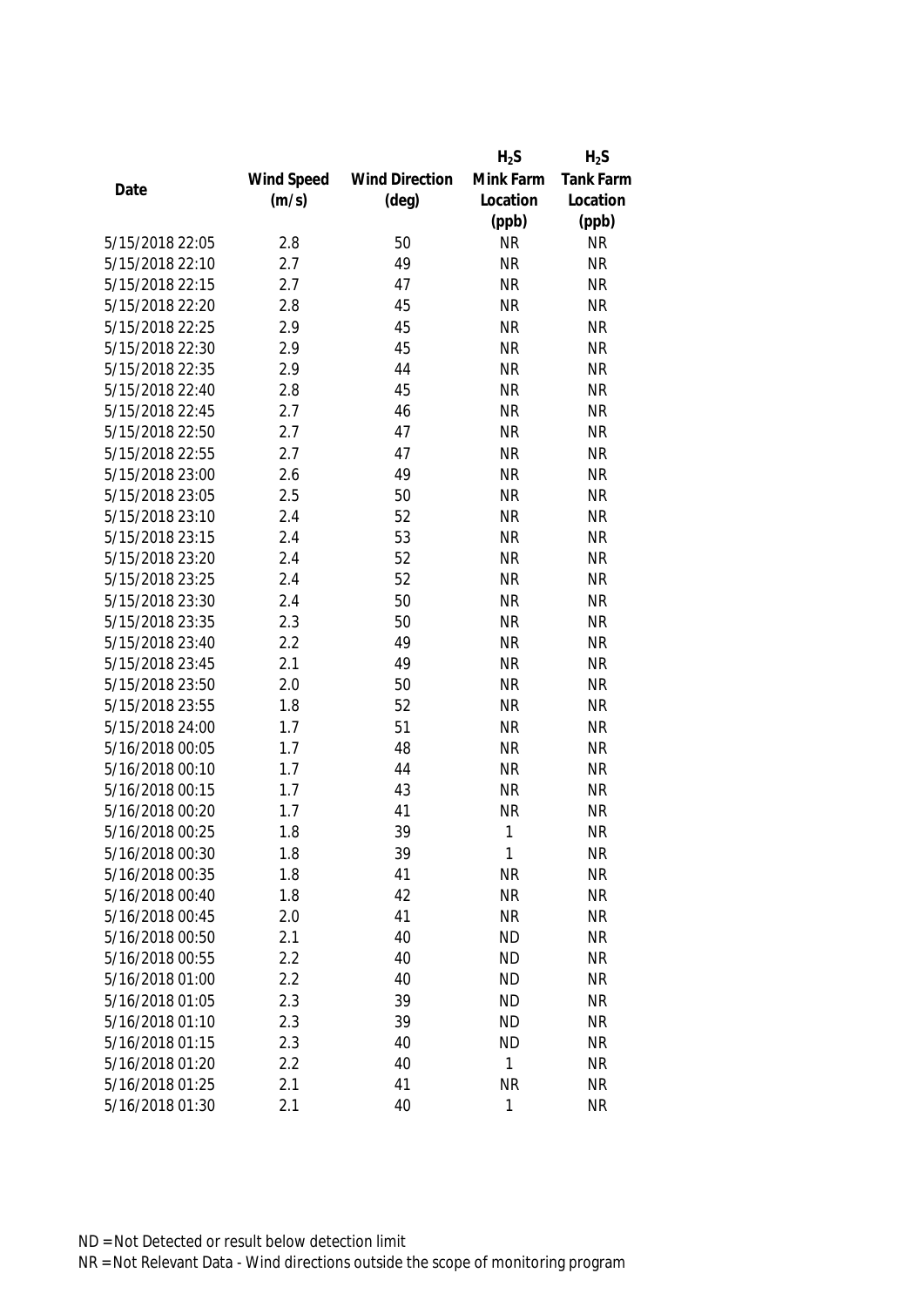| Date | Wind Speed (m/s) | Wind Direction (deg) | $H_2S$ Mink Farm Location (ppb) | $H_2S$ Tank Farm Location (ppb) |
|---|---|---|---|---|
| 5/15/2018 22:05 | 2.8 | 50 | NR | NR |
| 5/15/2018 22:10 | 2.7 | 49 | NR | NR |
| 5/15/2018 22:15 | 2.7 | 47 | NR | NR |
| 5/15/2018 22:20 | 2.8 | 45 | NR | NR |
| 5/15/2018 22:25 | 2.9 | 45 | NR | NR |
| 5/15/2018 22:30 | 2.9 | 45 | NR | NR |
| 5/15/2018 22:35 | 2.9 | 44 | NR | NR |
| 5/15/2018 22:40 | 2.8 | 45 | NR | NR |
| 5/15/2018 22:45 | 2.7 | 46 | NR | NR |
| 5/15/2018 22:50 | 2.7 | 47 | NR | NR |
| 5/15/2018 22:55 | 2.7 | 47 | NR | NR |
| 5/15/2018 23:00 | 2.6 | 49 | NR | NR |
| 5/15/2018 23:05 | 2.5 | 50 | NR | NR |
| 5/15/2018 23:10 | 2.4 | 52 | NR | NR |
| 5/15/2018 23:15 | 2.4 | 53 | NR | NR |
| 5/15/2018 23:20 | 2.4 | 52 | NR | NR |
| 5/15/2018 23:25 | 2.4 | 52 | NR | NR |
| 5/15/2018 23:30 | 2.4 | 50 | NR | NR |
| 5/15/2018 23:35 | 2.3 | 50 | NR | NR |
| 5/15/2018 23:40 | 2.2 | 49 | NR | NR |
| 5/15/2018 23:45 | 2.1 | 49 | NR | NR |
| 5/15/2018 23:50 | 2.0 | 50 | NR | NR |
| 5/15/2018 23:55 | 1.8 | 52 | NR | NR |
| 5/15/2018 24:00 | 1.7 | 51 | NR | NR |
| 5/16/2018 00:05 | 1.7 | 48 | NR | NR |
| 5/16/2018 00:10 | 1.7 | 44 | NR | NR |
| 5/16/2018 00:15 | 1.7 | 43 | NR | NR |
| 5/16/2018 00:20 | 1.7 | 41 | NR | NR |
| 5/16/2018 00:25 | 1.8 | 39 | 1 | NR |
| 5/16/2018 00:30 | 1.8 | 39 | 1 | NR |
| 5/16/2018 00:35 | 1.8 | 41 | NR | NR |
| 5/16/2018 00:40 | 1.8 | 42 | NR | NR |
| 5/16/2018 00:45 | 2.0 | 41 | NR | NR |
| 5/16/2018 00:50 | 2.1 | 40 | ND | NR |
| 5/16/2018 00:55 | 2.2 | 40 | ND | NR |
| 5/16/2018 01:00 | 2.2 | 40 | ND | NR |
| 5/16/2018 01:05 | 2.3 | 39 | ND | NR |
| 5/16/2018 01:10 | 2.3 | 39 | ND | NR |
| 5/16/2018 01:15 | 2.3 | 40 | ND | NR |
| 5/16/2018 01:20 | 2.2 | 40 | 1 | NR |
| 5/16/2018 01:25 | 2.1 | 41 | NR | NR |
| 5/16/2018 01:30 | 2.1 | 40 | 1 | NR |

ND = Not Detected or result below detection limit

NR = Not Relevant Data - Wind directions outside the scope of monitoring program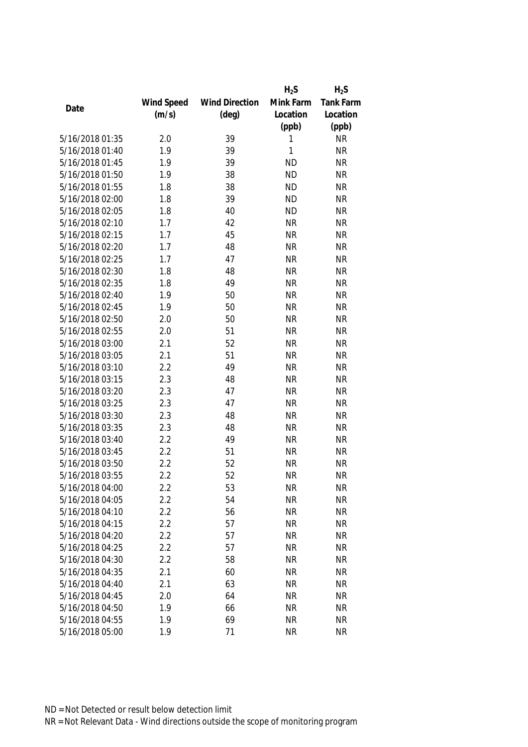| Date | Wind Speed (m/s) | Wind Direction (deg) | $H_2S$ Mink Farm Location (ppb) | $H_2S$ Tank Farm Location (ppb) |
|---|---|---|---|---|
| 5/16/2018 01:35 | 2.0 | 39 | 1 | NR |
| 5/16/2018 01:40 | 1.9 | 39 | 1 | NR |
| 5/16/2018 01:45 | 1.9 | 39 | ND | NR |
| 5/16/2018 01:50 | 1.9 | 38 | ND | NR |
| 5/16/2018 01:55 | 1.8 | 38 | ND | NR |
| 5/16/2018 02:00 | 1.8 | 39 | ND | NR |
| 5/16/2018 02:05 | 1.8 | 40 | ND | NR |
| 5/16/2018 02:10 | 1.7 | 42 | NR | NR |
| 5/16/2018 02:15 | 1.7 | 45 | NR | NR |
| 5/16/2018 02:20 | 1.7 | 48 | NR | NR |
| 5/16/2018 02:25 | 1.7 | 47 | NR | NR |
| 5/16/2018 02:30 | 1.8 | 48 | NR | NR |
| 5/16/2018 02:35 | 1.8 | 49 | NR | NR |
| 5/16/2018 02:40 | 1.9 | 50 | NR | NR |
| 5/16/2018 02:45 | 1.9 | 50 | NR | NR |
| 5/16/2018 02:50 | 2.0 | 50 | NR | NR |
| 5/16/2018 02:55 | 2.0 | 51 | NR | NR |
| 5/16/2018 03:00 | 2.1 | 52 | NR | NR |
| 5/16/2018 03:05 | 2.1 | 51 | NR | NR |
| 5/16/2018 03:10 | 2.2 | 49 | NR | NR |
| 5/16/2018 03:15 | 2.3 | 48 | NR | NR |
| 5/16/2018 03:20 | 2.3 | 47 | NR | NR |
| 5/16/2018 03:25 | 2.3 | 47 | NR | NR |
| 5/16/2018 03:30 | 2.3 | 48 | NR | NR |
| 5/16/2018 03:35 | 2.3 | 48 | NR | NR |
| 5/16/2018 03:40 | 2.2 | 49 | NR | NR |
| 5/16/2018 03:45 | 2.2 | 51 | NR | NR |
| 5/16/2018 03:50 | 2.2 | 52 | NR | NR |
| 5/16/2018 03:55 | 2.2 | 52 | NR | NR |
| 5/16/2018 04:00 | 2.2 | 53 | NR | NR |
| 5/16/2018 04:05 | 2.2 | 54 | NR | NR |
| 5/16/2018 04:10 | 2.2 | 56 | NR | NR |
| 5/16/2018 04:15 | 2.2 | 57 | NR | NR |
| 5/16/2018 04:20 | 2.2 | 57 | NR | NR |
| 5/16/2018 04:25 | 2.2 | 57 | NR | NR |
| 5/16/2018 04:30 | 2.2 | 58 | NR | NR |
| 5/16/2018 04:35 | 2.1 | 60 | NR | NR |
| 5/16/2018 04:40 | 2.1 | 63 | NR | NR |
| 5/16/2018 04:45 | 2.0 | 64 | NR | NR |
| 5/16/2018 04:50 | 1.9 | 66 | NR | NR |
| 5/16/2018 04:55 | 1.9 | 69 | NR | NR |
| 5/16/2018 05:00 | 1.9 | 71 | NR | NR |

ND = Not Detected or result below detection limit
NR = Not Relevant Data - Wind directions outside the scope of monitoring program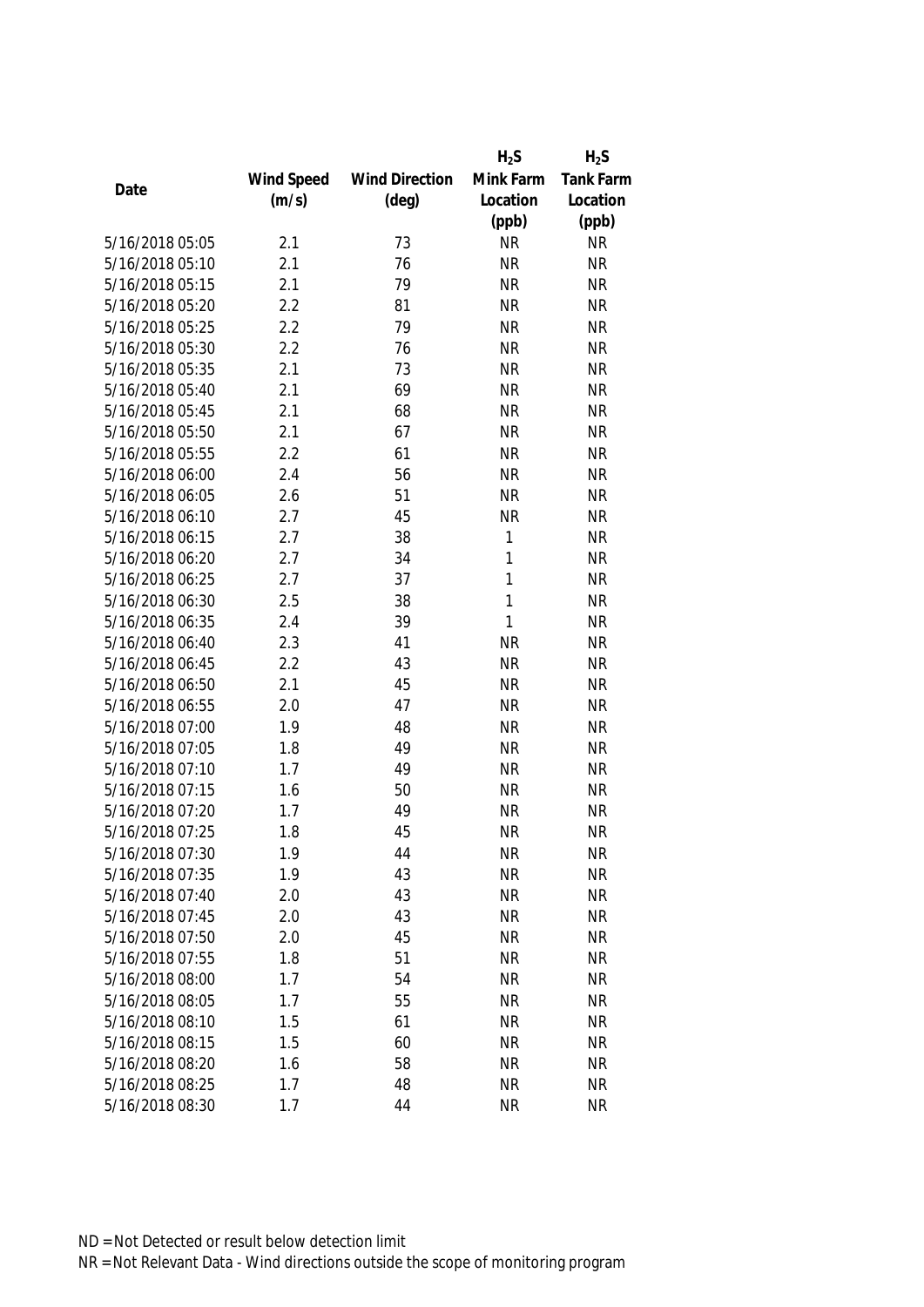| Date | Wind Speed (m/s) | Wind Direction (deg) | $H_2S$ Mink Farm Location (ppb) | $H_2S$ Tank Farm Location (ppb) |
|---|---|---|---|---|
| 5/16/2018 05:05 | 2.1 | 73 | NR | NR |
| 5/16/2018 05:10 | 2.1 | 76 | NR | NR |
| 5/16/2018 05:15 | 2.1 | 79 | NR | NR |
| 5/16/2018 05:20 | 2.2 | 81 | NR | NR |
| 5/16/2018 05:25 | 2.2 | 79 | NR | NR |
| 5/16/2018 05:30 | 2.2 | 76 | NR | NR |
| 5/16/2018 05:35 | 2.1 | 73 | NR | NR |
| 5/16/2018 05:40 | 2.1 | 69 | NR | NR |
| 5/16/2018 05:45 | 2.1 | 68 | NR | NR |
| 5/16/2018 05:50 | 2.1 | 67 | NR | NR |
| 5/16/2018 05:55 | 2.2 | 61 | NR | NR |
| 5/16/2018 06:00 | 2.4 | 56 | NR | NR |
| 5/16/2018 06:05 | 2.6 | 51 | NR | NR |
| 5/16/2018 06:10 | 2.7 | 45 | NR | NR |
| 5/16/2018 06:15 | 2.7 | 38 | 1 | NR |
| 5/16/2018 06:20 | 2.7 | 34 | 1 | NR |
| 5/16/2018 06:25 | 2.7 | 37 | 1 | NR |
| 5/16/2018 06:30 | 2.5 | 38 | 1 | NR |
| 5/16/2018 06:35 | 2.4 | 39 | 1 | NR |
| 5/16/2018 06:40 | 2.3 | 41 | NR | NR |
| 5/16/2018 06:45 | 2.2 | 43 | NR | NR |
| 5/16/2018 06:50 | 2.1 | 45 | NR | NR |
| 5/16/2018 06:55 | 2.0 | 47 | NR | NR |
| 5/16/2018 07:00 | 1.9 | 48 | NR | NR |
| 5/16/2018 07:05 | 1.8 | 49 | NR | NR |
| 5/16/2018 07:10 | 1.7 | 49 | NR | NR |
| 5/16/2018 07:15 | 1.6 | 50 | NR | NR |
| 5/16/2018 07:20 | 1.7 | 49 | NR | NR |
| 5/16/2018 07:25 | 1.8 | 45 | NR | NR |
| 5/16/2018 07:30 | 1.9 | 44 | NR | NR |
| 5/16/2018 07:35 | 1.9 | 43 | NR | NR |
| 5/16/2018 07:40 | 2.0 | 43 | NR | NR |
| 5/16/2018 07:45 | 2.0 | 43 | NR | NR |
| 5/16/2018 07:50 | 2.0 | 45 | NR | NR |
| 5/16/2018 07:55 | 1.8 | 51 | NR | NR |
| 5/16/2018 08:00 | 1.7 | 54 | NR | NR |
| 5/16/2018 08:05 | 1.7 | 55 | NR | NR |
| 5/16/2018 08:10 | 1.5 | 61 | NR | NR |
| 5/16/2018 08:15 | 1.5 | 60 | NR | NR |
| 5/16/2018 08:20 | 1.6 | 58 | NR | NR |
| 5/16/2018 08:25 | 1.7 | 48 | NR | NR |
| 5/16/2018 08:30 | 1.7 | 44 | NR | NR |

ND = Not Detected or result below detection limit

NR = Not Relevant Data - Wind directions outside the scope of monitoring program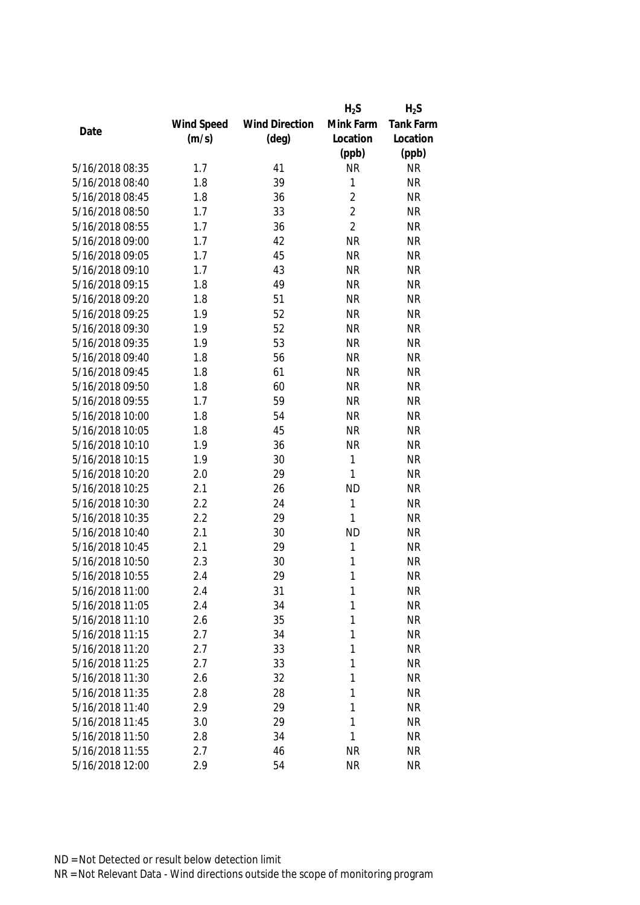| Date | Wind Speed (m/s) | Wind Direction (deg) | $H_2S$ Mink Farm Location (ppb) | $H_2S$ Tank Farm Location (ppb) |
|---|---|---|---|---|
| 5/16/2018 08:35 | 1.7 | 41 | NR | NR |
| 5/16/2018 08:40 | 1.8 | 39 | 1 | NR |
| 5/16/2018 08:45 | 1.8 | 36 | 2 | NR |
| 5/16/2018 08:50 | 1.7 | 33 | 2 | NR |
| 5/16/2018 08:55 | 1.7 | 36 | 2 | NR |
| 5/16/2018 09:00 | 1.7 | 42 | NR | NR |
| 5/16/2018 09:05 | 1.7 | 45 | NR | NR |
| 5/16/2018 09:10 | 1.7 | 43 | NR | NR |
| 5/16/2018 09:15 | 1.8 | 49 | NR | NR |
| 5/16/2018 09:20 | 1.8 | 51 | NR | NR |
| 5/16/2018 09:25 | 1.9 | 52 | NR | NR |
| 5/16/2018 09:30 | 1.9 | 52 | NR | NR |
| 5/16/2018 09:35 | 1.9 | 53 | NR | NR |
| 5/16/2018 09:40 | 1.8 | 56 | NR | NR |
| 5/16/2018 09:45 | 1.8 | 61 | NR | NR |
| 5/16/2018 09:50 | 1.8 | 60 | NR | NR |
| 5/16/2018 09:55 | 1.7 | 59 | NR | NR |
| 5/16/2018 10:00 | 1.8 | 54 | NR | NR |
| 5/16/2018 10:05 | 1.8 | 45 | NR | NR |
| 5/16/2018 10:10 | 1.9 | 36 | NR | NR |
| 5/16/2018 10:15 | 1.9 | 30 | 1 | NR |
| 5/16/2018 10:20 | 2.0 | 29 | 1 | NR |
| 5/16/2018 10:25 | 2.1 | 26 | ND | NR |
| 5/16/2018 10:30 | 2.2 | 24 | 1 | NR |
| 5/16/2018 10:35 | 2.2 | 29 | 1 | NR |
| 5/16/2018 10:40 | 2.1 | 30 | ND | NR |
| 5/16/2018 10:45 | 2.1 | 29 | 1 | NR |
| 5/16/2018 10:50 | 2.3 | 30 | 1 | NR |
| 5/16/2018 10:55 | 2.4 | 29 | 1 | NR |
| 5/16/2018 11:00 | 2.4 | 31 | 1 | NR |
| 5/16/2018 11:05 | 2.4 | 34 | 1 | NR |
| 5/16/2018 11:10 | 2.6 | 35 | 1 | NR |
| 5/16/2018 11:15 | 2.7 | 34 | 1 | NR |
| 5/16/2018 11:20 | 2.7 | 33 | 1 | NR |
| 5/16/2018 11:25 | 2.7 | 33 | 1 | NR |
| 5/16/2018 11:30 | 2.6 | 32 | 1 | NR |
| 5/16/2018 11:35 | 2.8 | 28 | 1 | NR |
| 5/16/2018 11:40 | 2.9 | 29 | 1 | NR |
| 5/16/2018 11:45 | 3.0 | 29 | 1 | NR |
| 5/16/2018 11:50 | 2.8 | 34 | 1 | NR |
| 5/16/2018 11:55 | 2.7 | 46 | NR | NR |
| 5/16/2018 12:00 | 2.9 | 54 | NR | NR |

ND = Not Detected or result below detection limit

NR = Not Relevant Data - Wind directions outside the scope of monitoring program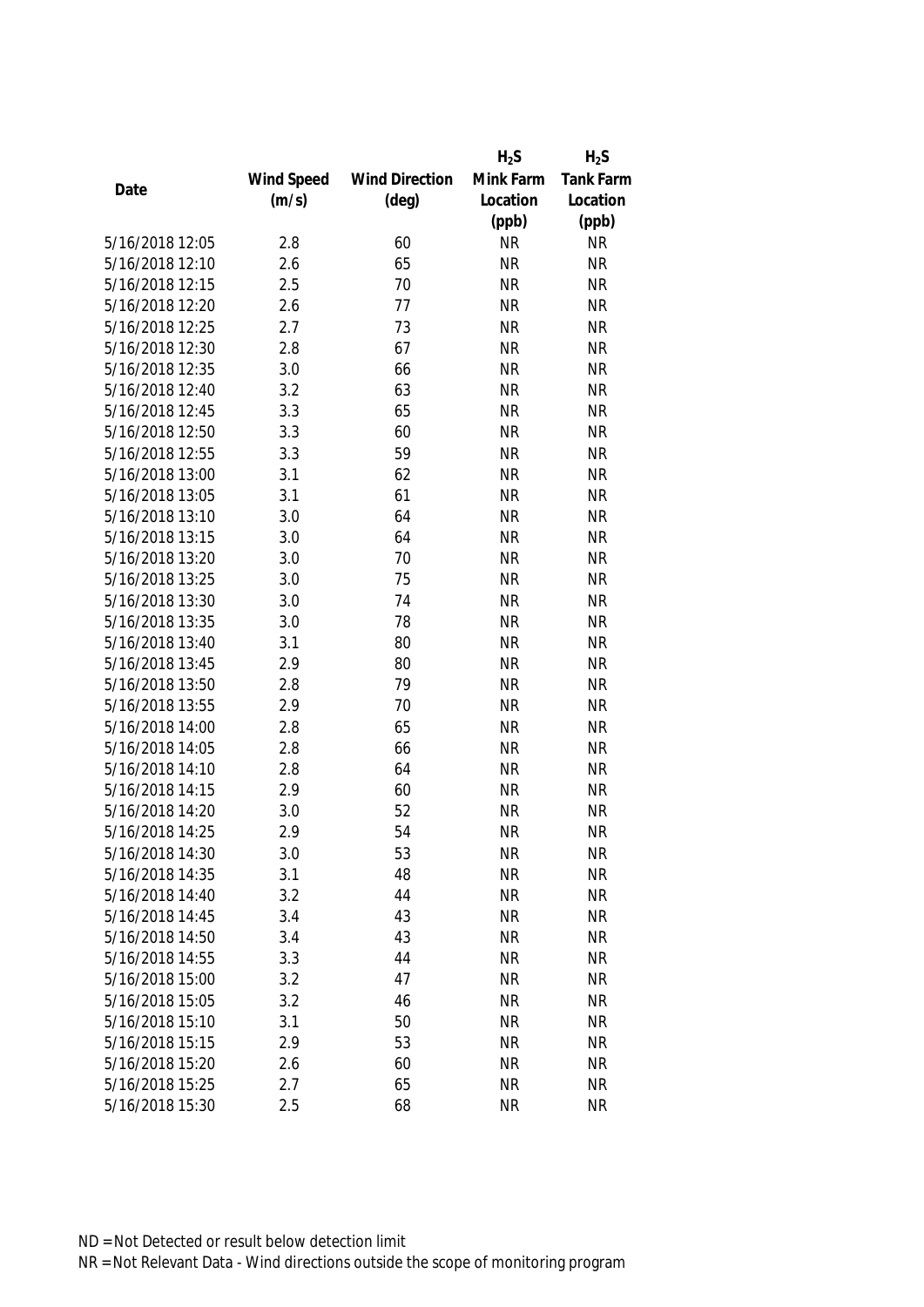| Date | Wind Speed (m/s) | Wind Direction (deg) | $H_2S$ Mink Farm Location (ppb) | $H_2S$ Tank Farm Location (ppb) |
|---|---|---|---|---|
| 5/16/2018 12:05 | 2.8 | 60 | NR | NR |
| 5/16/2018 12:10 | 2.6 | 65 | NR | NR |
| 5/16/2018 12:15 | 2.5 | 70 | NR | NR |
| 5/16/2018 12:20 | 2.6 | 77 | NR | NR |
| 5/16/2018 12:25 | 2.7 | 73 | NR | NR |
| 5/16/2018 12:30 | 2.8 | 67 | NR | NR |
| 5/16/2018 12:35 | 3.0 | 66 | NR | NR |
| 5/16/2018 12:40 | 3.2 | 63 | NR | NR |
| 5/16/2018 12:45 | 3.3 | 65 | NR | NR |
| 5/16/2018 12:50 | 3.3 | 60 | NR | NR |
| 5/16/2018 12:55 | 3.3 | 59 | NR | NR |
| 5/16/2018 13:00 | 3.1 | 62 | NR | NR |
| 5/16/2018 13:05 | 3.1 | 61 | NR | NR |
| 5/16/2018 13:10 | 3.0 | 64 | NR | NR |
| 5/16/2018 13:15 | 3.0 | 64 | NR | NR |
| 5/16/2018 13:20 | 3.0 | 70 | NR | NR |
| 5/16/2018 13:25 | 3.0 | 75 | NR | NR |
| 5/16/2018 13:30 | 3.0 | 74 | NR | NR |
| 5/16/2018 13:35 | 3.0 | 78 | NR | NR |
| 5/16/2018 13:40 | 3.1 | 80 | NR | NR |
| 5/16/2018 13:45 | 2.9 | 80 | NR | NR |
| 5/16/2018 13:50 | 2.8 | 79 | NR | NR |
| 5/16/2018 13:55 | 2.9 | 70 | NR | NR |
| 5/16/2018 14:00 | 2.8 | 65 | NR | NR |
| 5/16/2018 14:05 | 2.8 | 66 | NR | NR |
| 5/16/2018 14:10 | 2.8 | 64 | NR | NR |
| 5/16/2018 14:15 | 2.9 | 60 | NR | NR |
| 5/16/2018 14:20 | 3.0 | 52 | NR | NR |
| 5/16/2018 14:25 | 2.9 | 54 | NR | NR |
| 5/16/2018 14:30 | 3.0 | 53 | NR | NR |
| 5/16/2018 14:35 | 3.1 | 48 | NR | NR |
| 5/16/2018 14:40 | 3.2 | 44 | NR | NR |
| 5/16/2018 14:45 | 3.4 | 43 | NR | NR |
| 5/16/2018 14:50 | 3.4 | 43 | NR | NR |
| 5/16/2018 14:55 | 3.3 | 44 | NR | NR |
| 5/16/2018 15:00 | 3.2 | 47 | NR | NR |
| 5/16/2018 15:05 | 3.2 | 46 | NR | NR |
| 5/16/2018 15:10 | 3.1 | 50 | NR | NR |
| 5/16/2018 15:15 | 2.9 | 53 | NR | NR |
| 5/16/2018 15:20 | 2.6 | 60 | NR | NR |
| 5/16/2018 15:25 | 2.7 | 65 | NR | NR |
| 5/16/2018 15:30 | 2.5 | 68 | NR | NR |

ND = Not Detected or result below detection limit

NR = Not Relevant Data - Wind directions outside the scope of monitoring program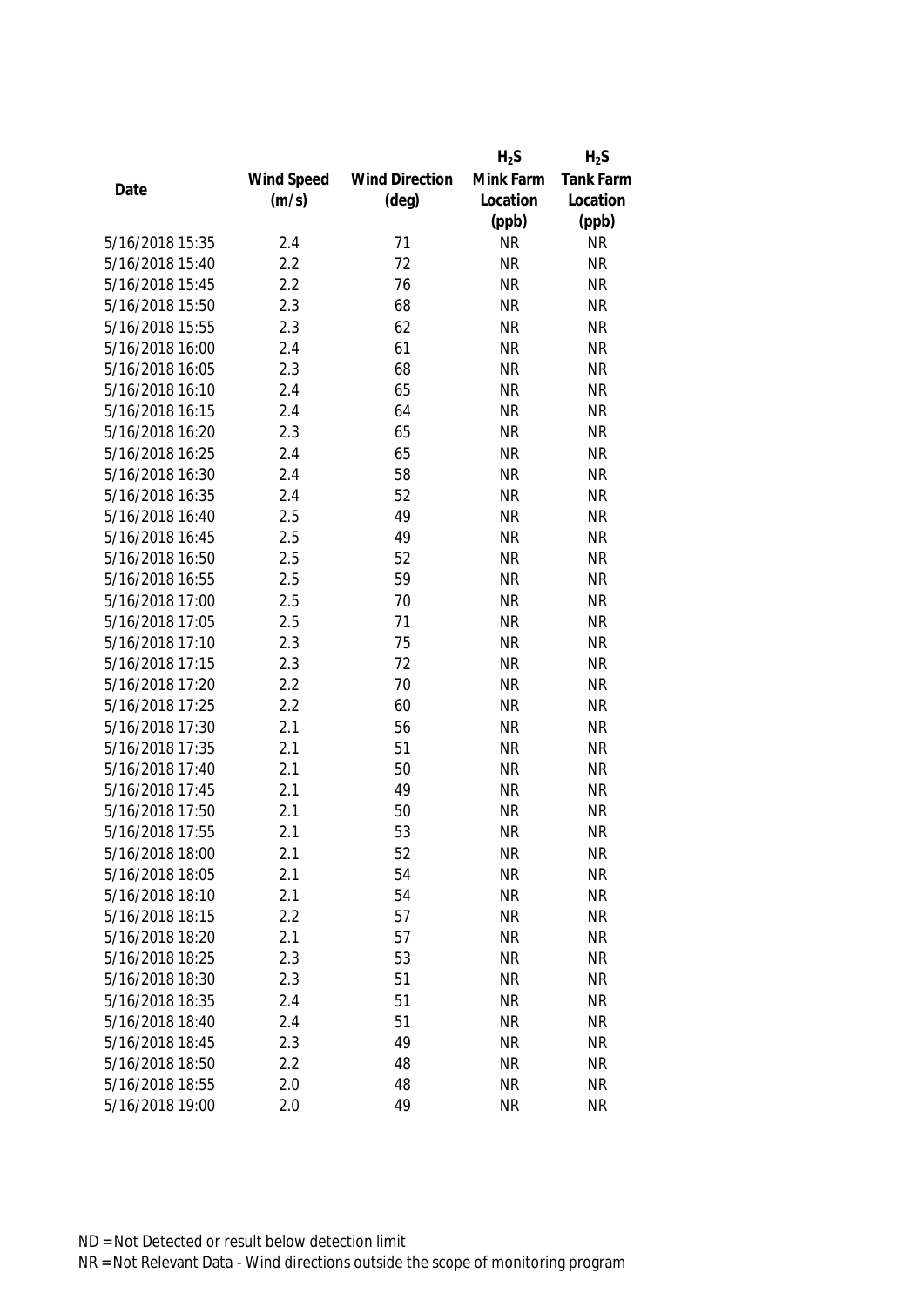| Date | Wind Speed (m/s) | Wind Direction (deg) | $H_2S$ Mink Farm Location (ppb) | $H_2S$ Tank Farm Location (ppb) |
|---|---|---|---|---|
| 5/16/2018 15:35 | 2.4 | 71 | NR | NR |
| 5/16/2018 15:40 | 2.2 | 72 | NR | NR |
| 5/16/2018 15:45 | 2.2 | 76 | NR | NR |
| 5/16/2018 15:50 | 2.3 | 68 | NR | NR |
| 5/16/2018 15:55 | 2.3 | 62 | NR | NR |
| 5/16/2018 16:00 | 2.4 | 61 | NR | NR |
| 5/16/2018 16:05 | 2.3 | 68 | NR | NR |
| 5/16/2018 16:10 | 2.4 | 65 | NR | NR |
| 5/16/2018 16:15 | 2.4 | 64 | NR | NR |
| 5/16/2018 16:20 | 2.3 | 65 | NR | NR |
| 5/16/2018 16:25 | 2.4 | 65 | NR | NR |
| 5/16/2018 16:30 | 2.4 | 58 | NR | NR |
| 5/16/2018 16:35 | 2.4 | 52 | NR | NR |
| 5/16/2018 16:40 | 2.5 | 49 | NR | NR |
| 5/16/2018 16:45 | 2.5 | 49 | NR | NR |
| 5/16/2018 16:50 | 2.5 | 52 | NR | NR |
| 5/16/2018 16:55 | 2.5 | 59 | NR | NR |
| 5/16/2018 17:00 | 2.5 | 70 | NR | NR |
| 5/16/2018 17:05 | 2.5 | 71 | NR | NR |
| 5/16/2018 17:10 | 2.3 | 75 | NR | NR |
| 5/16/2018 17:15 | 2.3 | 72 | NR | NR |
| 5/16/2018 17:20 | 2.2 | 70 | NR | NR |
| 5/16/2018 17:25 | 2.2 | 60 | NR | NR |
| 5/16/2018 17:30 | 2.1 | 56 | NR | NR |
| 5/16/2018 17:35 | 2.1 | 51 | NR | NR |
| 5/16/2018 17:40 | 2.1 | 50 | NR | NR |
| 5/16/2018 17:45 | 2.1 | 49 | NR | NR |
| 5/16/2018 17:50 | 2.1 | 50 | NR | NR |
| 5/16/2018 17:55 | 2.1 | 53 | NR | NR |
| 5/16/2018 18:00 | 2.1 | 52 | NR | NR |
| 5/16/2018 18:05 | 2.1 | 54 | NR | NR |
| 5/16/2018 18:10 | 2.1 | 54 | NR | NR |
| 5/16/2018 18:15 | 2.2 | 57 | NR | NR |
| 5/16/2018 18:20 | 2.1 | 57 | NR | NR |
| 5/16/2018 18:25 | 2.3 | 53 | NR | NR |
| 5/16/2018 18:30 | 2.3 | 51 | NR | NR |
| 5/16/2018 18:35 | 2.4 | 51 | NR | NR |
| 5/16/2018 18:40 | 2.4 | 51 | NR | NR |
| 5/16/2018 18:45 | 2.3 | 49 | NR | NR |
| 5/16/2018 18:50 | 2.2 | 48 | NR | NR |
| 5/16/2018 18:55 | 2.0 | 48 | NR | NR |
| 5/16/2018 19:00 | 2.0 | 49 | NR | NR |

ND = Not Detected or result below detection limit

NR = Not Relevant Data - Wind directions outside the scope of monitoring program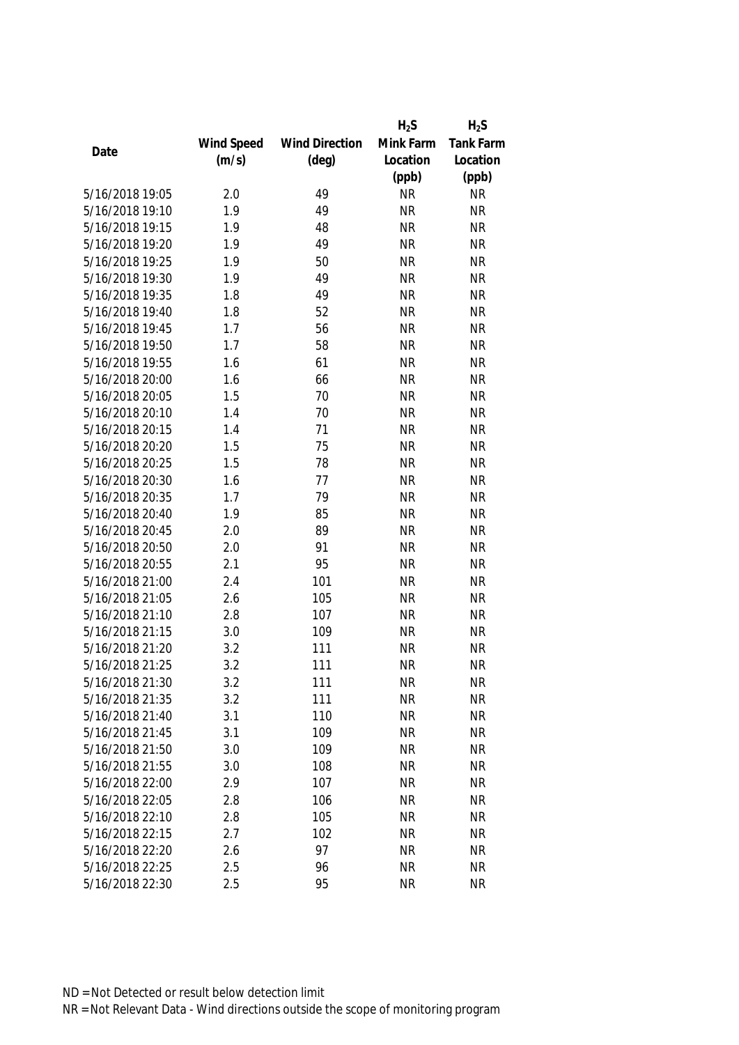| Date | Wind Speed (m/s) | Wind Direction (deg) | $H_2S$ Mink Farm Location (ppb) | $H_2S$ Tank Farm Location (ppb) |
|---|---|---|---|---|
| 5/16/2018 19:05 | 2.0 | 49 | NR | NR |
| 5/16/2018 19:10 | 1.9 | 49 | NR | NR |
| 5/16/2018 19:15 | 1.9 | 48 | NR | NR |
| 5/16/2018 19:20 | 1.9 | 49 | NR | NR |
| 5/16/2018 19:25 | 1.9 | 50 | NR | NR |
| 5/16/2018 19:30 | 1.9 | 49 | NR | NR |
| 5/16/2018 19:35 | 1.8 | 49 | NR | NR |
| 5/16/2018 19:40 | 1.8 | 52 | NR | NR |
| 5/16/2018 19:45 | 1.7 | 56 | NR | NR |
| 5/16/2018 19:50 | 1.7 | 58 | NR | NR |
| 5/16/2018 19:55 | 1.6 | 61 | NR | NR |
| 5/16/2018 20:00 | 1.6 | 66 | NR | NR |
| 5/16/2018 20:05 | 1.5 | 70 | NR | NR |
| 5/16/2018 20:10 | 1.4 | 70 | NR | NR |
| 5/16/2018 20:15 | 1.4 | 71 | NR | NR |
| 5/16/2018 20:20 | 1.5 | 75 | NR | NR |
| 5/16/2018 20:25 | 1.5 | 78 | NR | NR |
| 5/16/2018 20:30 | 1.6 | 77 | NR | NR |
| 5/16/2018 20:35 | 1.7 | 79 | NR | NR |
| 5/16/2018 20:40 | 1.9 | 85 | NR | NR |
| 5/16/2018 20:45 | 2.0 | 89 | NR | NR |
| 5/16/2018 20:50 | 2.0 | 91 | NR | NR |
| 5/16/2018 20:55 | 2.1 | 95 | NR | NR |
| 5/16/2018 21:00 | 2.4 | 101 | NR | NR |
| 5/16/2018 21:05 | 2.6 | 105 | NR | NR |
| 5/16/2018 21:10 | 2.8 | 107 | NR | NR |
| 5/16/2018 21:15 | 3.0 | 109 | NR | NR |
| 5/16/2018 21:20 | 3.2 | 111 | NR | NR |
| 5/16/2018 21:25 | 3.2 | 111 | NR | NR |
| 5/16/2018 21:30 | 3.2 | 111 | NR | NR |
| 5/16/2018 21:35 | 3.2 | 111 | NR | NR |
| 5/16/2018 21:40 | 3.1 | 110 | NR | NR |
| 5/16/2018 21:45 | 3.1 | 109 | NR | NR |
| 5/16/2018 21:50 | 3.0 | 109 | NR | NR |
| 5/16/2018 21:55 | 3.0 | 108 | NR | NR |
| 5/16/2018 22:00 | 2.9 | 107 | NR | NR |
| 5/16/2018 22:05 | 2.8 | 106 | NR | NR |
| 5/16/2018 22:10 | 2.8 | 105 | NR | NR |
| 5/16/2018 22:15 | 2.7 | 102 | NR | NR |
| 5/16/2018 22:20 | 2.6 | 97 | NR | NR |
| 5/16/2018 22:25 | 2.5 | 96 | NR | NR |
| 5/16/2018 22:30 | 2.5 | 95 | NR | NR |

ND = Not Detected or result below detection limit

NR = Not Relevant Data - Wind directions outside the scope of monitoring program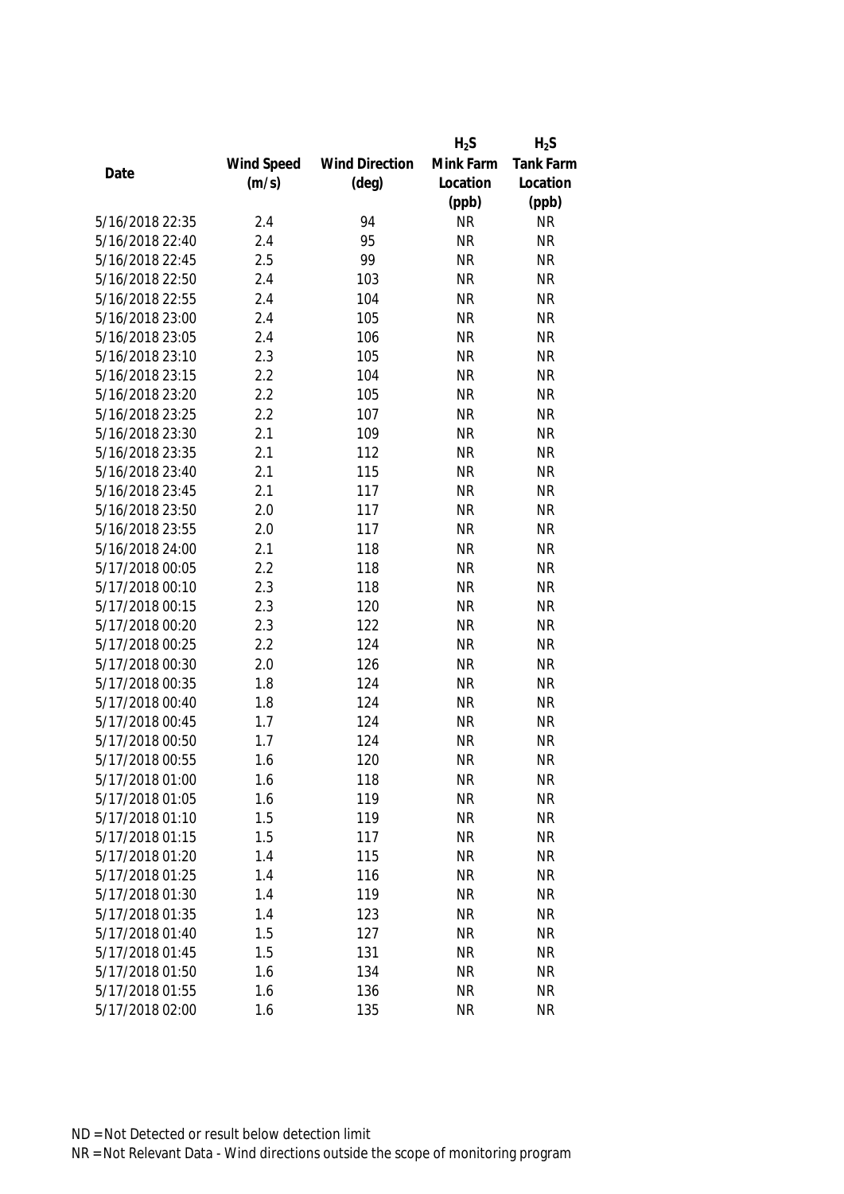| Date | Wind Speed (m/s) | Wind Direction (deg) | $H_2S$ Mink Farm Location (ppb) | $H_2S$ Tank Farm Location (ppb) |
|---|---|---|---|---|
| 5/16/2018 22:35 | 2.4 | 94 | NR | NR |
| 5/16/2018 22:40 | 2.4 | 95 | NR | NR |
| 5/16/2018 22:45 | 2.5 | 99 | NR | NR |
| 5/16/2018 22:50 | 2.4 | 103 | NR | NR |
| 5/16/2018 22:55 | 2.4 | 104 | NR | NR |
| 5/16/2018 23:00 | 2.4 | 105 | NR | NR |
| 5/16/2018 23:05 | 2.4 | 106 | NR | NR |
| 5/16/2018 23:10 | 2.3 | 105 | NR | NR |
| 5/16/2018 23:15 | 2.2 | 104 | NR | NR |
| 5/16/2018 23:20 | 2.2 | 105 | NR | NR |
| 5/16/2018 23:25 | 2.2 | 107 | NR | NR |
| 5/16/2018 23:30 | 2.1 | 109 | NR | NR |
| 5/16/2018 23:35 | 2.1 | 112 | NR | NR |
| 5/16/2018 23:40 | 2.1 | 115 | NR | NR |
| 5/16/2018 23:45 | 2.1 | 117 | NR | NR |
| 5/16/2018 23:50 | 2.0 | 117 | NR | NR |
| 5/16/2018 23:55 | 2.0 | 117 | NR | NR |
| 5/16/2018 24:00 | 2.1 | 118 | NR | NR |
| 5/17/2018 00:05 | 2.2 | 118 | NR | NR |
| 5/17/2018 00:10 | 2.3 | 118 | NR | NR |
| 5/17/2018 00:15 | 2.3 | 120 | NR | NR |
| 5/17/2018 00:20 | 2.3 | 122 | NR | NR |
| 5/17/2018 00:25 | 2.2 | 124 | NR | NR |
| 5/17/2018 00:30 | 2.0 | 126 | NR | NR |
| 5/17/2018 00:35 | 1.8 | 124 | NR | NR |
| 5/17/2018 00:40 | 1.8 | 124 | NR | NR |
| 5/17/2018 00:45 | 1.7 | 124 | NR | NR |
| 5/17/2018 00:50 | 1.7 | 124 | NR | NR |
| 5/17/2018 00:55 | 1.6 | 120 | NR | NR |
| 5/17/2018 01:00 | 1.6 | 118 | NR | NR |
| 5/17/2018 01:05 | 1.6 | 119 | NR | NR |
| 5/17/2018 01:10 | 1.5 | 119 | NR | NR |
| 5/17/2018 01:15 | 1.5 | 117 | NR | NR |
| 5/17/2018 01:20 | 1.4 | 115 | NR | NR |
| 5/17/2018 01:25 | 1.4 | 116 | NR | NR |
| 5/17/2018 01:30 | 1.4 | 119 | NR | NR |
| 5/17/2018 01:35 | 1.4 | 123 | NR | NR |
| 5/17/2018 01:40 | 1.5 | 127 | NR | NR |
| 5/17/2018 01:45 | 1.5 | 131 | NR | NR |
| 5/17/2018 01:50 | 1.6 | 134 | NR | NR |
| 5/17/2018 01:55 | 1.6 | 136 | NR | NR |
| 5/17/2018 02:00 | 1.6 | 135 | NR | NR |

ND = Not Detected or result below detection limit

NR = Not Relevant Data - Wind directions outside the scope of monitoring program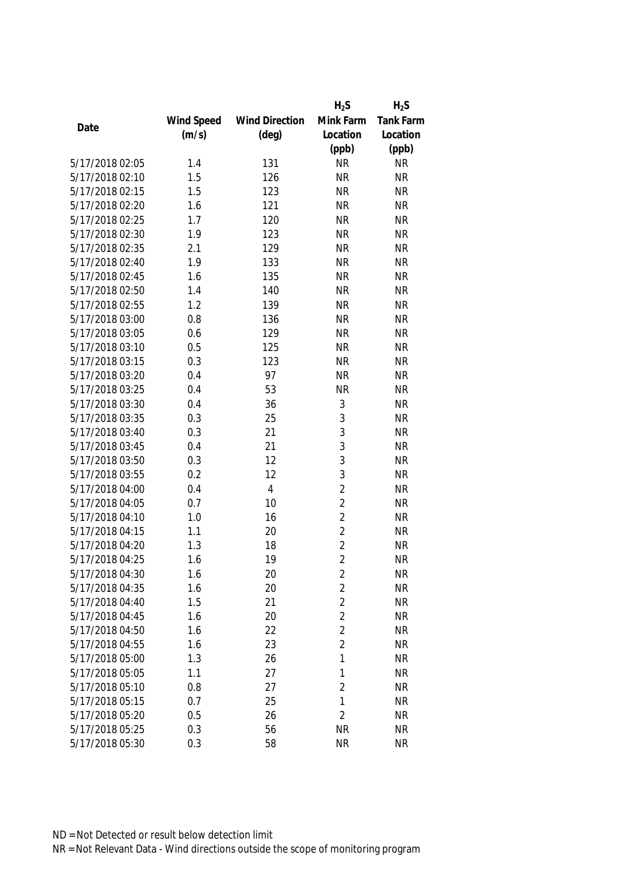| Date | Wind Speed (m/s) | Wind Direction (deg) | $H_2S$ Mink Farm Location (ppb) | $H_2S$ Tank Farm Location (ppb) |
|---|---|---|---|---|
| 5/17/2018 02:05 | 1.4 | 131 | NR | NR |
| 5/17/2018 02:10 | 1.5 | 126 | NR | NR |
| 5/17/2018 02:15 | 1.5 | 123 | NR | NR |
| 5/17/2018 02:20 | 1.6 | 121 | NR | NR |
| 5/17/2018 02:25 | 1.7 | 120 | NR | NR |
| 5/17/2018 02:30 | 1.9 | 123 | NR | NR |
| 5/17/2018 02:35 | 2.1 | 129 | NR | NR |
| 5/17/2018 02:40 | 1.9 | 133 | NR | NR |
| 5/17/2018 02:45 | 1.6 | 135 | NR | NR |
| 5/17/2018 02:50 | 1.4 | 140 | NR | NR |
| 5/17/2018 02:55 | 1.2 | 139 | NR | NR |
| 5/17/2018 03:00 | 0.8 | 136 | NR | NR |
| 5/17/2018 03:05 | 0.6 | 129 | NR | NR |
| 5/17/2018 03:10 | 0.5 | 125 | NR | NR |
| 5/17/2018 03:15 | 0.3 | 123 | NR | NR |
| 5/17/2018 03:20 | 0.4 | 97 | NR | NR |
| 5/17/2018 03:25 | 0.4 | 53 | NR | NR |
| 5/17/2018 03:30 | 0.4 | 36 | 3 | NR |
| 5/17/2018 03:35 | 0.3 | 25 | 3 | NR |
| 5/17/2018 03:40 | 0.3 | 21 | 3 | NR |
| 5/17/2018 03:45 | 0.4 | 21 | 3 | NR |
| 5/17/2018 03:50 | 0.3 | 12 | 3 | NR |
| 5/17/2018 03:55 | 0.2 | 12 | 3 | NR |
| 5/17/2018 04:00 | 0.4 | 4 | 2 | NR |
| 5/17/2018 04:05 | 0.7 | 10 | 2 | NR |
| 5/17/2018 04:10 | 1.0 | 16 | 2 | NR |
| 5/17/2018 04:15 | 1.1 | 20 | 2 | NR |
| 5/17/2018 04:20 | 1.3 | 18 | 2 | NR |
| 5/17/2018 04:25 | 1.6 | 19 | 2 | NR |
| 5/17/2018 04:30 | 1.6 | 20 | 2 | NR |
| 5/17/2018 04:35 | 1.6 | 20 | 2 | NR |
| 5/17/2018 04:40 | 1.5 | 21 | 2 | NR |
| 5/17/2018 04:45 | 1.6 | 20 | 2 | NR |
| 5/17/2018 04:50 | 1.6 | 22 | 2 | NR |
| 5/17/2018 04:55 | 1.6 | 23 | 2 | NR |
| 5/17/2018 05:00 | 1.3 | 26 | 1 | NR |
| 5/17/2018 05:05 | 1.1 | 27 | 1 | NR |
| 5/17/2018 05:10 | 0.8 | 27 | 2 | NR |
| 5/17/2018 05:15 | 0.7 | 25 | 1 | NR |
| 5/17/2018 05:20 | 0.5 | 26 | 2 | NR |
| 5/17/2018 05:25 | 0.3 | 56 | NR | NR |
| 5/17/2018 05:30 | 0.3 | 58 | NR | NR |

ND = Not Detected or result below detection limit

NR = Not Relevant Data - Wind directions outside the scope of monitoring program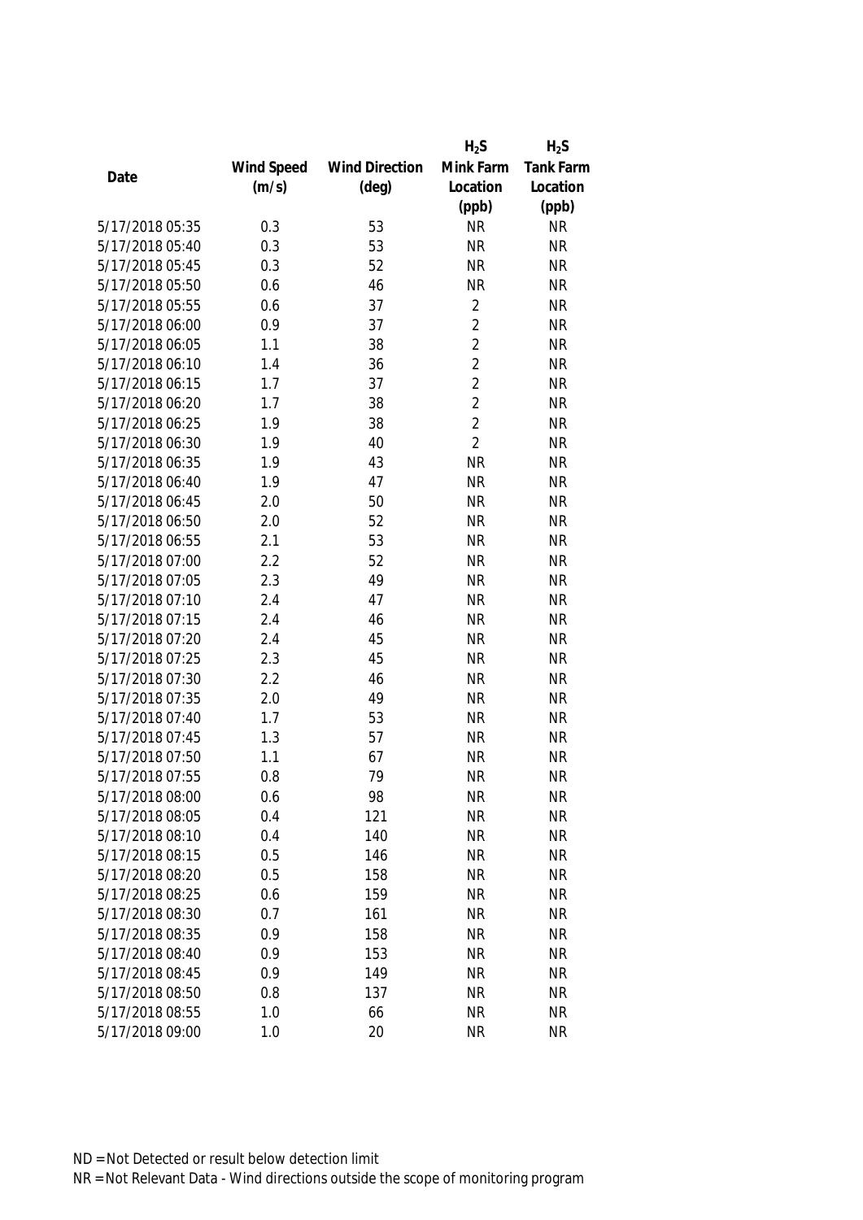| Date | Wind Speed (m/s) | Wind Direction (deg) | $H_2S$ Mink Farm Location (ppb) | $H_2S$ Tank Farm Location (ppb) |
|---|---|---|---|---|
| 5/17/2018 05:35 | 0.3 | 53 | NR | NR |
| 5/17/2018 05:40 | 0.3 | 53 | NR | NR |
| 5/17/2018 05:45 | 0.3 | 52 | NR | NR |
| 5/17/2018 05:50 | 0.6 | 46 | NR | NR |
| 5/17/2018 05:55 | 0.6 | 37 | 2 | NR |
| 5/17/2018 06:00 | 0.9 | 37 | 2 | NR |
| 5/17/2018 06:05 | 1.1 | 38 | 2 | NR |
| 5/17/2018 06:10 | 1.4 | 36 | 2 | NR |
| 5/17/2018 06:15 | 1.7 | 37 | 2 | NR |
| 5/17/2018 06:20 | 1.7 | 38 | 2 | NR |
| 5/17/2018 06:25 | 1.9 | 38 | 2 | NR |
| 5/17/2018 06:30 | 1.9 | 40 | 2 | NR |
| 5/17/2018 06:35 | 1.9 | 43 | NR | NR |
| 5/17/2018 06:40 | 1.9 | 47 | NR | NR |
| 5/17/2018 06:45 | 2.0 | 50 | NR | NR |
| 5/17/2018 06:50 | 2.0 | 52 | NR | NR |
| 5/17/2018 06:55 | 2.1 | 53 | NR | NR |
| 5/17/2018 07:00 | 2.2 | 52 | NR | NR |
| 5/17/2018 07:05 | 2.3 | 49 | NR | NR |
| 5/17/2018 07:10 | 2.4 | 47 | NR | NR |
| 5/17/2018 07:15 | 2.4 | 46 | NR | NR |
| 5/17/2018 07:20 | 2.4 | 45 | NR | NR |
| 5/17/2018 07:25 | 2.3 | 45 | NR | NR |
| 5/17/2018 07:30 | 2.2 | 46 | NR | NR |
| 5/17/2018 07:35 | 2.0 | 49 | NR | NR |
| 5/17/2018 07:40 | 1.7 | 53 | NR | NR |
| 5/17/2018 07:45 | 1.3 | 57 | NR | NR |
| 5/17/2018 07:50 | 1.1 | 67 | NR | NR |
| 5/17/2018 07:55 | 0.8 | 79 | NR | NR |
| 5/17/2018 08:00 | 0.6 | 98 | NR | NR |
| 5/17/2018 08:05 | 0.4 | 121 | NR | NR |
| 5/17/2018 08:10 | 0.4 | 140 | NR | NR |
| 5/17/2018 08:15 | 0.5 | 146 | NR | NR |
| 5/17/2018 08:20 | 0.5 | 158 | NR | NR |
| 5/17/2018 08:25 | 0.6 | 159 | NR | NR |
| 5/17/2018 08:30 | 0.7 | 161 | NR | NR |
| 5/17/2018 08:35 | 0.9 | 158 | NR | NR |
| 5/17/2018 08:40 | 0.9 | 153 | NR | NR |
| 5/17/2018 08:45 | 0.9 | 149 | NR | NR |
| 5/17/2018 08:50 | 0.8 | 137 | NR | NR |
| 5/17/2018 08:55 | 1.0 | 66 | NR | NR |
| 5/17/2018 09:00 | 1.0 | 20 | NR | NR |

ND = Not Detected or result below detection limit

NR = Not Relevant Data - Wind directions outside the scope of monitoring program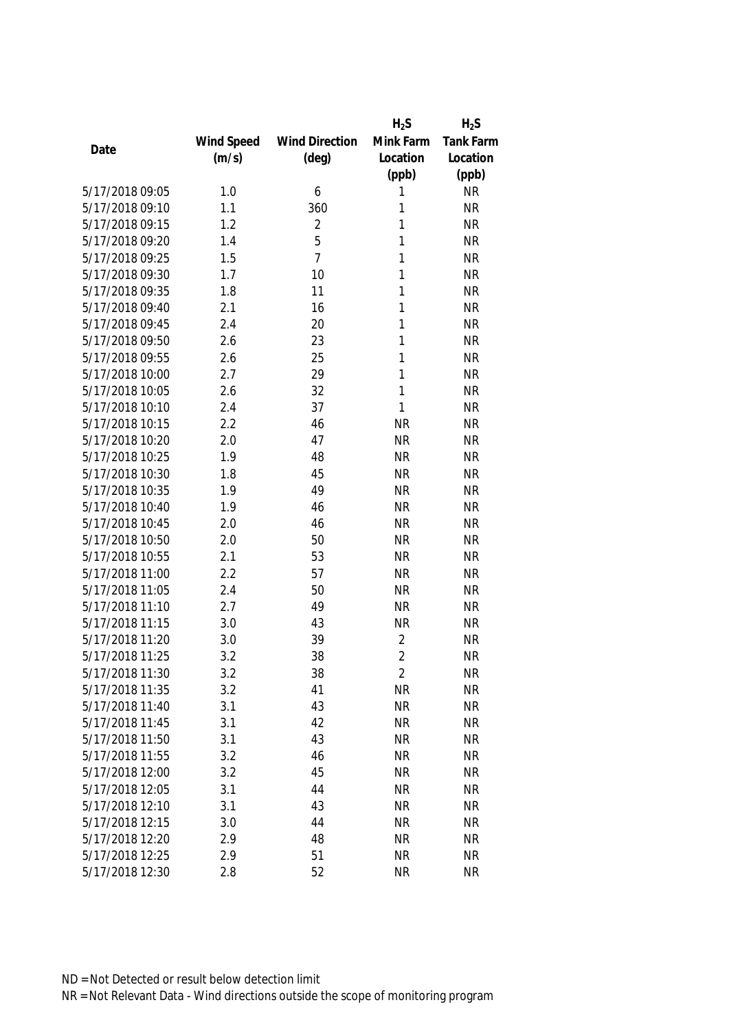| Date | Wind Speed (m/s) | Wind Direction (deg) | $H_2S$ Mink Farm Location (ppb) | $H_2S$ Tank Farm Location (ppb) |
|---|---|---|---|---|
| 5/17/2018 09:05 | 1.0 | 6 | 1 | NR |
| 5/17/2018 09:10 | 1.1 | 360 | 1 | NR |
| 5/17/2018 09:15 | 1.2 | 2 | 1 | NR |
| 5/17/2018 09:20 | 1.4 | 5 | 1 | NR |
| 5/17/2018 09:25 | 1.5 | 7 | 1 | NR |
| 5/17/2018 09:30 | 1.7 | 10 | 1 | NR |
| 5/17/2018 09:35 | 1.8 | 11 | 1 | NR |
| 5/17/2018 09:40 | 2.1 | 16 | 1 | NR |
| 5/17/2018 09:45 | 2.4 | 20 | 1 | NR |
| 5/17/2018 09:50 | 2.6 | 23 | 1 | NR |
| 5/17/2018 09:55 | 2.6 | 25 | 1 | NR |
| 5/17/2018 10:00 | 2.7 | 29 | 1 | NR |
| 5/17/2018 10:05 | 2.6 | 32 | 1 | NR |
| 5/17/2018 10:10 | 2.4 | 37 | 1 | NR |
| 5/17/2018 10:15 | 2.2 | 46 | NR | NR |
| 5/17/2018 10:20 | 2.0 | 47 | NR | NR |
| 5/17/2018 10:25 | 1.9 | 48 | NR | NR |
| 5/17/2018 10:30 | 1.8 | 45 | NR | NR |
| 5/17/2018 10:35 | 1.9 | 49 | NR | NR |
| 5/17/2018 10:40 | 1.9 | 46 | NR | NR |
| 5/17/2018 10:45 | 2.0 | 46 | NR | NR |
| 5/17/2018 10:50 | 2.0 | 50 | NR | NR |
| 5/17/2018 10:55 | 2.1 | 53 | NR | NR |
| 5/17/2018 11:00 | 2.2 | 57 | NR | NR |
| 5/17/2018 11:05 | 2.4 | 50 | NR | NR |
| 5/17/2018 11:10 | 2.7 | 49 | NR | NR |
| 5/17/2018 11:15 | 3.0 | 43 | NR | NR |
| 5/17/2018 11:20 | 3.0 | 39 | 2 | NR |
| 5/17/2018 11:25 | 3.2 | 38 | 2 | NR |
| 5/17/2018 11:30 | 3.2 | 38 | 2 | NR |
| 5/17/2018 11:35 | 3.2 | 41 | NR | NR |
| 5/17/2018 11:40 | 3.1 | 43 | NR | NR |
| 5/17/2018 11:45 | 3.1 | 42 | NR | NR |
| 5/17/2018 11:50 | 3.1 | 43 | NR | NR |
| 5/17/2018 11:55 | 3.2 | 46 | NR | NR |
| 5/17/2018 12:00 | 3.2 | 45 | NR | NR |
| 5/17/2018 12:05 | 3.1 | 44 | NR | NR |
| 5/17/2018 12:10 | 3.1 | 43 | NR | NR |
| 5/17/2018 12:15 | 3.0 | 44 | NR | NR |
| 5/17/2018 12:20 | 2.9 | 48 | NR | NR |
| 5/17/2018 12:25 | 2.9 | 51 | NR | NR |
| 5/17/2018 12:30 | 2.8 | 52 | NR | NR |

ND = Not Detected or result below detection limit

NR = Not Relevant Data - Wind directions outside the scope of monitoring program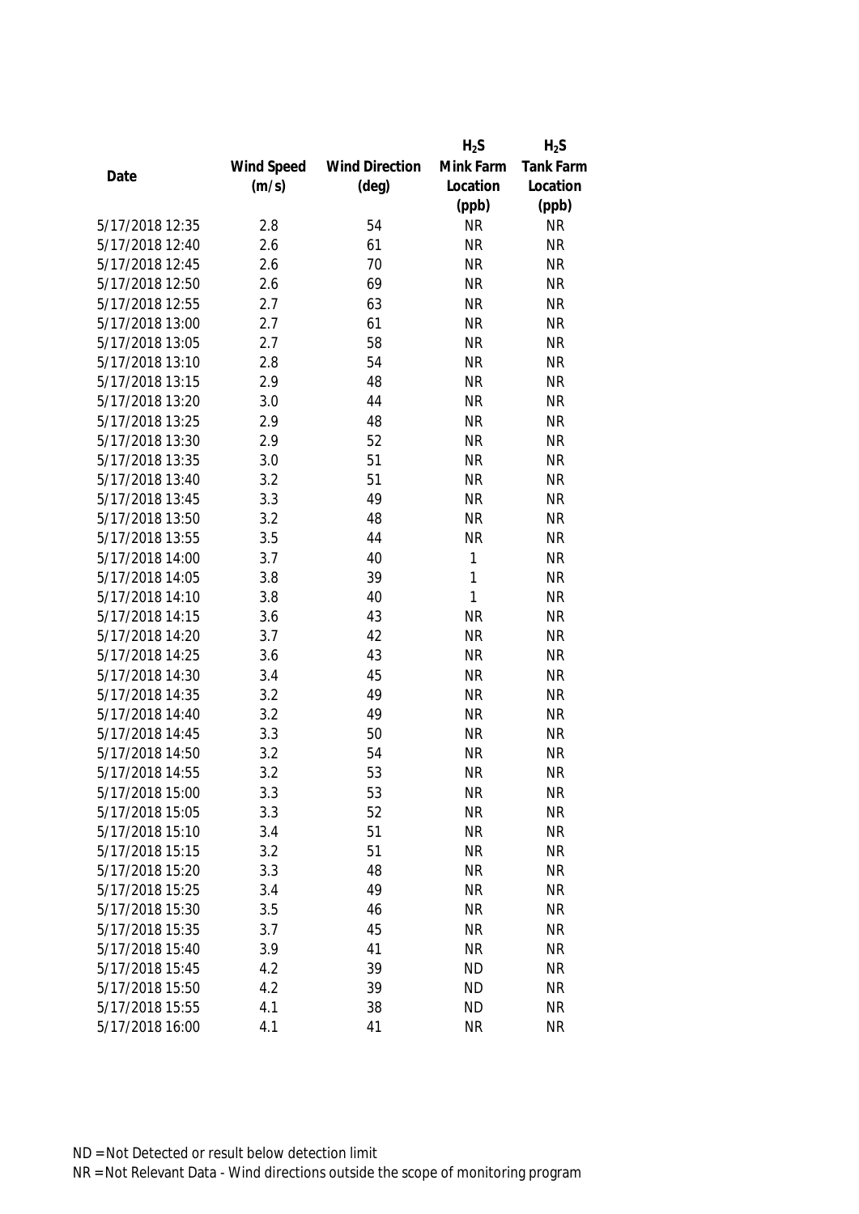| Date | Wind Speed (m/s) | Wind Direction (deg) | $H_2S$ Mink Farm Location (ppb) | $H_2S$ Tank Farm Location (ppb) |
|---|---|---|---|---|
| 5/17/2018 12:35 | 2.8 | 54 | NR | NR |
| 5/17/2018 12:40 | 2.6 | 61 | NR | NR |
| 5/17/2018 12:45 | 2.6 | 70 | NR | NR |
| 5/17/2018 12:50 | 2.6 | 69 | NR | NR |
| 5/17/2018 12:55 | 2.7 | 63 | NR | NR |
| 5/17/2018 13:00 | 2.7 | 61 | NR | NR |
| 5/17/2018 13:05 | 2.7 | 58 | NR | NR |
| 5/17/2018 13:10 | 2.8 | 54 | NR | NR |
| 5/17/2018 13:15 | 2.9 | 48 | NR | NR |
| 5/17/2018 13:20 | 3.0 | 44 | NR | NR |
| 5/17/2018 13:25 | 2.9 | 48 | NR | NR |
| 5/17/2018 13:30 | 2.9 | 52 | NR | NR |
| 5/17/2018 13:35 | 3.0 | 51 | NR | NR |
| 5/17/2018 13:40 | 3.2 | 51 | NR | NR |
| 5/17/2018 13:45 | 3.3 | 49 | NR | NR |
| 5/17/2018 13:50 | 3.2 | 48 | NR | NR |
| 5/17/2018 13:55 | 3.5 | 44 | NR | NR |
| 5/17/2018 14:00 | 3.7 | 40 | 1 | NR |
| 5/17/2018 14:05 | 3.8 | 39 | 1 | NR |
| 5/17/2018 14:10 | 3.8 | 40 | 1 | NR |
| 5/17/2018 14:15 | 3.6 | 43 | NR | NR |
| 5/17/2018 14:20 | 3.7 | 42 | NR | NR |
| 5/17/2018 14:25 | 3.6 | 43 | NR | NR |
| 5/17/2018 14:30 | 3.4 | 45 | NR | NR |
| 5/17/2018 14:35 | 3.2 | 49 | NR | NR |
| 5/17/2018 14:40 | 3.2 | 49 | NR | NR |
| 5/17/2018 14:45 | 3.3 | 50 | NR | NR |
| 5/17/2018 14:50 | 3.2 | 54 | NR | NR |
| 5/17/2018 14:55 | 3.2 | 53 | NR | NR |
| 5/17/2018 15:00 | 3.3 | 53 | NR | NR |
| 5/17/2018 15:05 | 3.3 | 52 | NR | NR |
| 5/17/2018 15:10 | 3.4 | 51 | NR | NR |
| 5/17/2018 15:15 | 3.2 | 51 | NR | NR |
| 5/17/2018 15:20 | 3.3 | 48 | NR | NR |
| 5/17/2018 15:25 | 3.4 | 49 | NR | NR |
| 5/17/2018 15:30 | 3.5 | 46 | NR | NR |
| 5/17/2018 15:35 | 3.7 | 45 | NR | NR |
| 5/17/2018 15:40 | 3.9 | 41 | NR | NR |
| 5/17/2018 15:45 | 4.2 | 39 | ND | NR |
| 5/17/2018 15:50 | 4.2 | 39 | ND | NR |
| 5/17/2018 15:55 | 4.1 | 38 | ND | NR |
| 5/17/2018 16:00 | 4.1 | 41 | NR | NR |

ND = Not Detected or result below detection limit

NR = Not Relevant Data - Wind directions outside the scope of monitoring program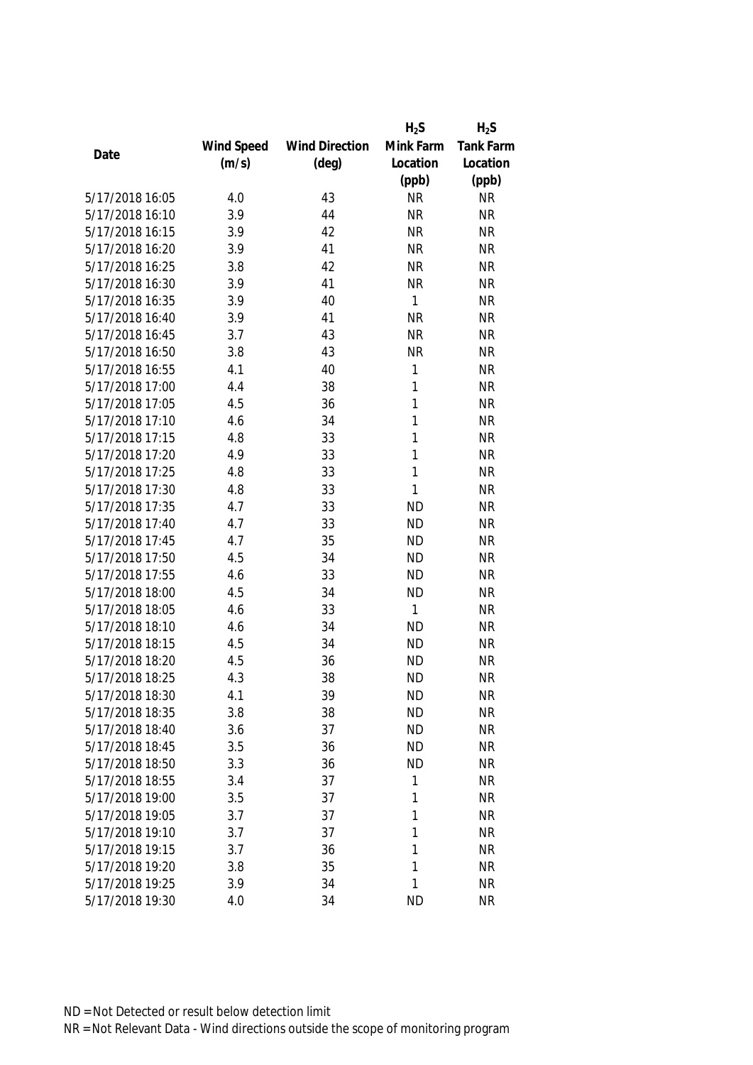| Date | Wind Speed (m/s) | Wind Direction (deg) | $H_2S$ Mink Farm Location (ppb) | $H_2S$ Tank Farm Location (ppb) |
|---|---|---|---|---|
| 5/17/2018 16:05 | 4.0 | 43 | NR | NR |
| 5/17/2018 16:10 | 3.9 | 44 | NR | NR |
| 5/17/2018 16:15 | 3.9 | 42 | NR | NR |
| 5/17/2018 16:20 | 3.9 | 41 | NR | NR |
| 5/17/2018 16:25 | 3.8 | 42 | NR | NR |
| 5/17/2018 16:30 | 3.9 | 41 | NR | NR |
| 5/17/2018 16:35 | 3.9 | 40 | 1 | NR |
| 5/17/2018 16:40 | 3.9 | 41 | NR | NR |
| 5/17/2018 16:45 | 3.7 | 43 | NR | NR |
| 5/17/2018 16:50 | 3.8 | 43 | NR | NR |
| 5/17/2018 16:55 | 4.1 | 40 | 1 | NR |
| 5/17/2018 17:00 | 4.4 | 38 | 1 | NR |
| 5/17/2018 17:05 | 4.5 | 36 | 1 | NR |
| 5/17/2018 17:10 | 4.6 | 34 | 1 | NR |
| 5/17/2018 17:15 | 4.8 | 33 | 1 | NR |
| 5/17/2018 17:20 | 4.9 | 33 | 1 | NR |
| 5/17/2018 17:25 | 4.8 | 33 | 1 | NR |
| 5/17/2018 17:30 | 4.8 | 33 | 1 | NR |
| 5/17/2018 17:35 | 4.7 | 33 | ND | NR |
| 5/17/2018 17:40 | 4.7 | 33 | ND | NR |
| 5/17/2018 17:45 | 4.7 | 35 | ND | NR |
| 5/17/2018 17:50 | 4.5 | 34 | ND | NR |
| 5/17/2018 17:55 | 4.6 | 33 | ND | NR |
| 5/17/2018 18:00 | 4.5 | 34 | ND | NR |
| 5/17/2018 18:05 | 4.6 | 33 | 1 | NR |
| 5/17/2018 18:10 | 4.6 | 34 | ND | NR |
| 5/17/2018 18:15 | 4.5 | 34 | ND | NR |
| 5/17/2018 18:20 | 4.5 | 36 | ND | NR |
| 5/17/2018 18:25 | 4.3 | 38 | ND | NR |
| 5/17/2018 18:30 | 4.1 | 39 | ND | NR |
| 5/17/2018 18:35 | 3.8 | 38 | ND | NR |
| 5/17/2018 18:40 | 3.6 | 37 | ND | NR |
| 5/17/2018 18:45 | 3.5 | 36 | ND | NR |
| 5/17/2018 18:50 | 3.3 | 36 | ND | NR |
| 5/17/2018 18:55 | 3.4 | 37 | 1 | NR |
| 5/17/2018 19:00 | 3.5 | 37 | 1 | NR |
| 5/17/2018 19:05 | 3.7 | 37 | 1 | NR |
| 5/17/2018 19:10 | 3.7 | 37 | 1 | NR |
| 5/17/2018 19:15 | 3.7 | 36 | 1 | NR |
| 5/17/2018 19:20 | 3.8 | 35 | 1 | NR |
| 5/17/2018 19:25 | 3.9 | 34 | 1 | NR |
| 5/17/2018 19:30 | 4.0 | 34 | ND | NR |

ND = Not Detected or result below detection limit

NR = Not Relevant Data - Wind directions outside the scope of monitoring program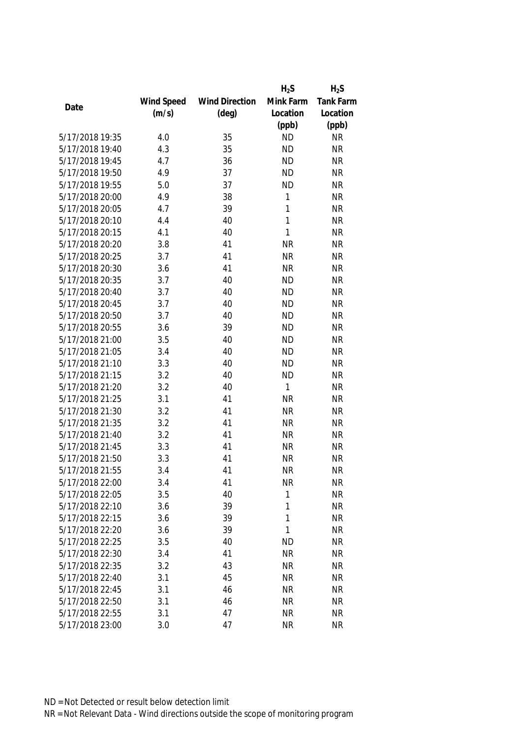| Date | Wind Speed (m/s) | Wind Direction (deg) | $H_2S$ Mink Farm Location (ppb) | $H_2S$ Tank Farm Location (ppb) |
|---|---|---|---|---|
| 5/17/2018 19:35 | 4.0 | 35 | ND | NR |
| 5/17/2018 19:40 | 4.3 | 35 | ND | NR |
| 5/17/2018 19:45 | 4.7 | 36 | ND | NR |
| 5/17/2018 19:50 | 4.9 | 37 | ND | NR |
| 5/17/2018 19:55 | 5.0 | 37 | ND | NR |
| 5/17/2018 20:00 | 4.9 | 38 | 1 | NR |
| 5/17/2018 20:05 | 4.7 | 39 | 1 | NR |
| 5/17/2018 20:10 | 4.4 | 40 | 1 | NR |
| 5/17/2018 20:15 | 4.1 | 40 | 1 | NR |
| 5/17/2018 20:20 | 3.8 | 41 | NR | NR |
| 5/17/2018 20:25 | 3.7 | 41 | NR | NR |
| 5/17/2018 20:30 | 3.6 | 41 | NR | NR |
| 5/17/2018 20:35 | 3.7 | 40 | ND | NR |
| 5/17/2018 20:40 | 3.7 | 40 | ND | NR |
| 5/17/2018 20:45 | 3.7 | 40 | ND | NR |
| 5/17/2018 20:50 | 3.7 | 40 | ND | NR |
| 5/17/2018 20:55 | 3.6 | 39 | ND | NR |
| 5/17/2018 21:00 | 3.5 | 40 | ND | NR |
| 5/17/2018 21:05 | 3.4 | 40 | ND | NR |
| 5/17/2018 21:10 | 3.3 | 40 | ND | NR |
| 5/17/2018 21:15 | 3.2 | 40 | ND | NR |
| 5/17/2018 21:20 | 3.2 | 40 | 1 | NR |
| 5/17/2018 21:25 | 3.1 | 41 | NR | NR |
| 5/17/2018 21:30 | 3.2 | 41 | NR | NR |
| 5/17/2018 21:35 | 3.2 | 41 | NR | NR |
| 5/17/2018 21:40 | 3.2 | 41 | NR | NR |
| 5/17/2018 21:45 | 3.3 | 41 | NR | NR |
| 5/17/2018 21:50 | 3.3 | 41 | NR | NR |
| 5/17/2018 21:55 | 3.4 | 41 | NR | NR |
| 5/17/2018 22:00 | 3.4 | 41 | NR | NR |
| 5/17/2018 22:05 | 3.5 | 40 | 1 | NR |
| 5/17/2018 22:10 | 3.6 | 39 | 1 | NR |
| 5/17/2018 22:15 | 3.6 | 39 | 1 | NR |
| 5/17/2018 22:20 | 3.6 | 39 | 1 | NR |
| 5/17/2018 22:25 | 3.5 | 40 | ND | NR |
| 5/17/2018 22:30 | 3.4 | 41 | NR | NR |
| 5/17/2018 22:35 | 3.2 | 43 | NR | NR |
| 5/17/2018 22:40 | 3.1 | 45 | NR | NR |
| 5/17/2018 22:45 | 3.1 | 46 | NR | NR |
| 5/17/2018 22:50 | 3.1 | 46 | NR | NR |
| 5/17/2018 22:55 | 3.1 | 47 | NR | NR |
| 5/17/2018 23:00 | 3.0 | 47 | NR | NR |

ND = Not Detected or result below detection limit

NR = Not Relevant Data - Wind directions outside the scope of monitoring program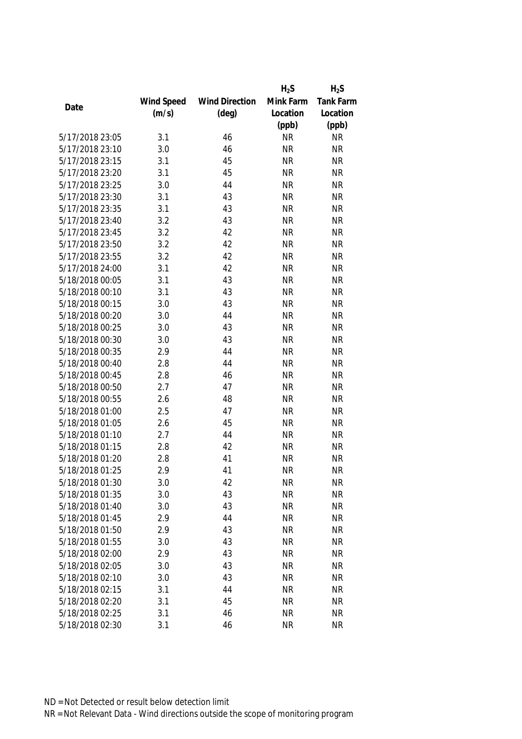| Date | Wind Speed (m/s) | Wind Direction (deg) | $H_2S$ Mink Farm Location (ppb) | $H_2S$ Tank Farm Location (ppb) |
|---|---|---|---|---|
| 5/17/2018 23:05 | 3.1 | 46 | NR | NR |
| 5/17/2018 23:10 | 3.0 | 46 | NR | NR |
| 5/17/2018 23:15 | 3.1 | 45 | NR | NR |
| 5/17/2018 23:20 | 3.1 | 45 | NR | NR |
| 5/17/2018 23:25 | 3.0 | 44 | NR | NR |
| 5/17/2018 23:30 | 3.1 | 43 | NR | NR |
| 5/17/2018 23:35 | 3.1 | 43 | NR | NR |
| 5/17/2018 23:40 | 3.2 | 43 | NR | NR |
| 5/17/2018 23:45 | 3.2 | 42 | NR | NR |
| 5/17/2018 23:50 | 3.2 | 42 | NR | NR |
| 5/17/2018 23:55 | 3.2 | 42 | NR | NR |
| 5/17/2018 24:00 | 3.1 | 42 | NR | NR |
| 5/18/2018 00:05 | 3.1 | 43 | NR | NR |
| 5/18/2018 00:10 | 3.1 | 43 | NR | NR |
| 5/18/2018 00:15 | 3.0 | 43 | NR | NR |
| 5/18/2018 00:20 | 3.0 | 44 | NR | NR |
| 5/18/2018 00:25 | 3.0 | 43 | NR | NR |
| 5/18/2018 00:30 | 3.0 | 43 | NR | NR |
| 5/18/2018 00:35 | 2.9 | 44 | NR | NR |
| 5/18/2018 00:40 | 2.8 | 44 | NR | NR |
| 5/18/2018 00:45 | 2.8 | 46 | NR | NR |
| 5/18/2018 00:50 | 2.7 | 47 | NR | NR |
| 5/18/2018 00:55 | 2.6 | 48 | NR | NR |
| 5/18/2018 01:00 | 2.5 | 47 | NR | NR |
| 5/18/2018 01:05 | 2.6 | 45 | NR | NR |
| 5/18/2018 01:10 | 2.7 | 44 | NR | NR |
| 5/18/2018 01:15 | 2.8 | 42 | NR | NR |
| 5/18/2018 01:20 | 2.8 | 41 | NR | NR |
| 5/18/2018 01:25 | 2.9 | 41 | NR | NR |
| 5/18/2018 01:30 | 3.0 | 42 | NR | NR |
| 5/18/2018 01:35 | 3.0 | 43 | NR | NR |
| 5/18/2018 01:40 | 3.0 | 43 | NR | NR |
| 5/18/2018 01:45 | 2.9 | 44 | NR | NR |
| 5/18/2018 01:50 | 2.9 | 43 | NR | NR |
| 5/18/2018 01:55 | 3.0 | 43 | NR | NR |
| 5/18/2018 02:00 | 2.9 | 43 | NR | NR |
| 5/18/2018 02:05 | 3.0 | 43 | NR | NR |
| 5/18/2018 02:10 | 3.0 | 43 | NR | NR |
| 5/18/2018 02:15 | 3.1 | 44 | NR | NR |
| 5/18/2018 02:20 | 3.1 | 45 | NR | NR |
| 5/18/2018 02:25 | 3.1 | 46 | NR | NR |
| 5/18/2018 02:30 | 3.1 | 46 | NR | NR |

ND = Not Detected or result below detection limit

NR = Not Relevant Data - Wind directions outside the scope of monitoring program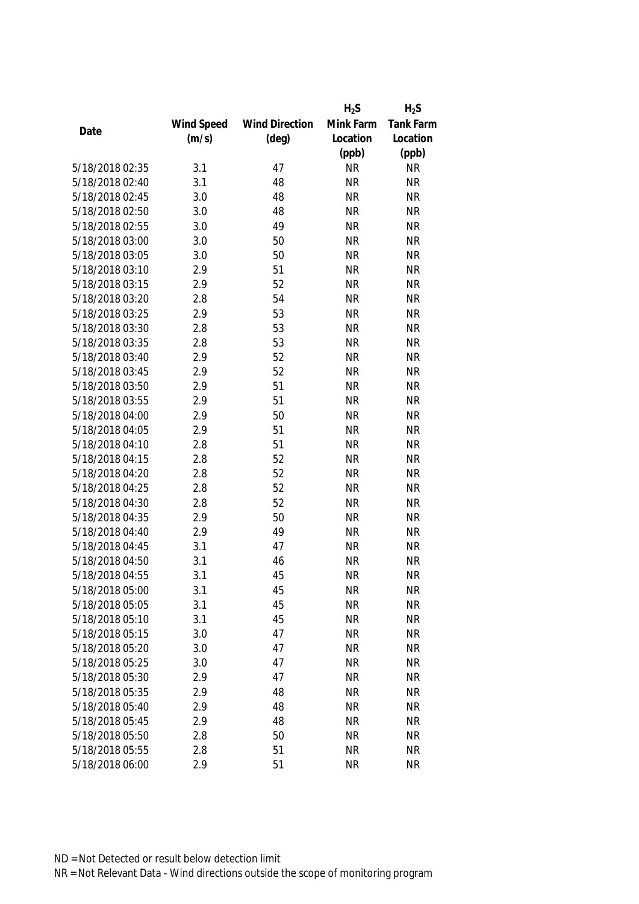| Date | Wind Speed (m/s) | Wind Direction (deg) | $H_2S$ Mink Farm Location (ppb) | $H_2S$ Tank Farm Location (ppb) |
|---|---|---|---|---|
| 5/18/2018 02:35 | 3.1 | 47 | NR | NR |
| 5/18/2018 02:40 | 3.1 | 48 | NR | NR |
| 5/18/2018 02:45 | 3.0 | 48 | NR | NR |
| 5/18/2018 02:50 | 3.0 | 48 | NR | NR |
| 5/18/2018 02:55 | 3.0 | 49 | NR | NR |
| 5/18/2018 03:00 | 3.0 | 50 | NR | NR |
| 5/18/2018 03:05 | 3.0 | 50 | NR | NR |
| 5/18/2018 03:10 | 2.9 | 51 | NR | NR |
| 5/18/2018 03:15 | 2.9 | 52 | NR | NR |
| 5/18/2018 03:20 | 2.8 | 54 | NR | NR |
| 5/18/2018 03:25 | 2.9 | 53 | NR | NR |
| 5/18/2018 03:30 | 2.8 | 53 | NR | NR |
| 5/18/2018 03:35 | 2.8 | 53 | NR | NR |
| 5/18/2018 03:40 | 2.9 | 52 | NR | NR |
| 5/18/2018 03:45 | 2.9 | 52 | NR | NR |
| 5/18/2018 03:50 | 2.9 | 51 | NR | NR |
| 5/18/2018 03:55 | 2.9 | 51 | NR | NR |
| 5/18/2018 04:00 | 2.9 | 50 | NR | NR |
| 5/18/2018 04:05 | 2.9 | 51 | NR | NR |
| 5/18/2018 04:10 | 2.8 | 51 | NR | NR |
| 5/18/2018 04:15 | 2.8 | 52 | NR | NR |
| 5/18/2018 04:20 | 2.8 | 52 | NR | NR |
| 5/18/2018 04:25 | 2.8 | 52 | NR | NR |
| 5/18/2018 04:30 | 2.8 | 52 | NR | NR |
| 5/18/2018 04:35 | 2.9 | 50 | NR | NR |
| 5/18/2018 04:40 | 2.9 | 49 | NR | NR |
| 5/18/2018 04:45 | 3.1 | 47 | NR | NR |
| 5/18/2018 04:50 | 3.1 | 46 | NR | NR |
| 5/18/2018 04:55 | 3.1 | 45 | NR | NR |
| 5/18/2018 05:00 | 3.1 | 45 | NR | NR |
| 5/18/2018 05:05 | 3.1 | 45 | NR | NR |
| 5/18/2018 05:10 | 3.1 | 45 | NR | NR |
| 5/18/2018 05:15 | 3.0 | 47 | NR | NR |
| 5/18/2018 05:20 | 3.0 | 47 | NR | NR |
| 5/18/2018 05:25 | 3.0 | 47 | NR | NR |
| 5/18/2018 05:30 | 2.9 | 47 | NR | NR |
| 5/18/2018 05:35 | 2.9 | 48 | NR | NR |
| 5/18/2018 05:40 | 2.9 | 48 | NR | NR |
| 5/18/2018 05:45 | 2.9 | 48 | NR | NR |
| 5/18/2018 05:50 | 2.8 | 50 | NR | NR |
| 5/18/2018 05:55 | 2.8 | 51 | NR | NR |
| 5/18/2018 06:00 | 2.9 | 51 | NR | NR |

ND = Not Detected or result below detection limit
NR = Not Relevant Data - Wind directions outside the scope of monitoring program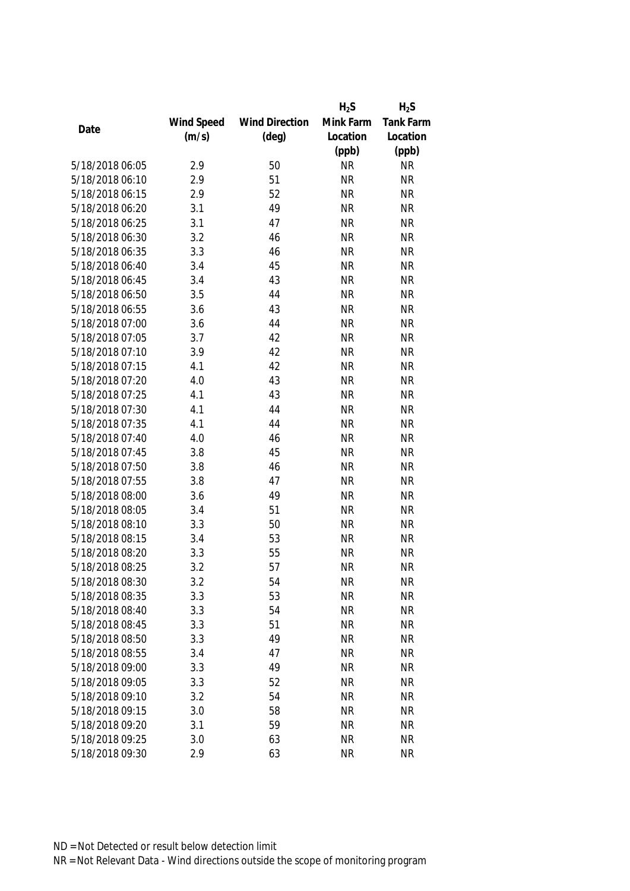| Date | Wind Speed (m/s) | Wind Direction (deg) | $H_2S$ Mink Farm Location (ppb) | $H_2S$ Tank Farm Location (ppb) |
|---|---|---|---|---|
| 5/18/2018 06:05 | 2.9 | 50 | NR | NR |
| 5/18/2018 06:10 | 2.9 | 51 | NR | NR |
| 5/18/2018 06:15 | 2.9 | 52 | NR | NR |
| 5/18/2018 06:20 | 3.1 | 49 | NR | NR |
| 5/18/2018 06:25 | 3.1 | 47 | NR | NR |
| 5/18/2018 06:30 | 3.2 | 46 | NR | NR |
| 5/18/2018 06:35 | 3.3 | 46 | NR | NR |
| 5/18/2018 06:40 | 3.4 | 45 | NR | NR |
| 5/18/2018 06:45 | 3.4 | 43 | NR | NR |
| 5/18/2018 06:50 | 3.5 | 44 | NR | NR |
| 5/18/2018 06:55 | 3.6 | 43 | NR | NR |
| 5/18/2018 07:00 | 3.6 | 44 | NR | NR |
| 5/18/2018 07:05 | 3.7 | 42 | NR | NR |
| 5/18/2018 07:10 | 3.9 | 42 | NR | NR |
| 5/18/2018 07:15 | 4.1 | 42 | NR | NR |
| 5/18/2018 07:20 | 4.0 | 43 | NR | NR |
| 5/18/2018 07:25 | 4.1 | 43 | NR | NR |
| 5/18/2018 07:30 | 4.1 | 44 | NR | NR |
| 5/18/2018 07:35 | 4.1 | 44 | NR | NR |
| 5/18/2018 07:40 | 4.0 | 46 | NR | NR |
| 5/18/2018 07:45 | 3.8 | 45 | NR | NR |
| 5/18/2018 07:50 | 3.8 | 46 | NR | NR |
| 5/18/2018 07:55 | 3.8 | 47 | NR | NR |
| 5/18/2018 08:00 | 3.6 | 49 | NR | NR |
| 5/18/2018 08:05 | 3.4 | 51 | NR | NR |
| 5/18/2018 08:10 | 3.3 | 50 | NR | NR |
| 5/18/2018 08:15 | 3.4 | 53 | NR | NR |
| 5/18/2018 08:20 | 3.3 | 55 | NR | NR |
| 5/18/2018 08:25 | 3.2 | 57 | NR | NR |
| 5/18/2018 08:30 | 3.2 | 54 | NR | NR |
| 5/18/2018 08:35 | 3.3 | 53 | NR | NR |
| 5/18/2018 08:40 | 3.3 | 54 | NR | NR |
| 5/18/2018 08:45 | 3.3 | 51 | NR | NR |
| 5/18/2018 08:50 | 3.3 | 49 | NR | NR |
| 5/18/2018 08:55 | 3.4 | 47 | NR | NR |
| 5/18/2018 09:00 | 3.3 | 49 | NR | NR |
| 5/18/2018 09:05 | 3.3 | 52 | NR | NR |
| 5/18/2018 09:10 | 3.2 | 54 | NR | NR |
| 5/18/2018 09:15 | 3.0 | 58 | NR | NR |
| 5/18/2018 09:20 | 3.1 | 59 | NR | NR |
| 5/18/2018 09:25 | 3.0 | 63 | NR | NR |
| 5/18/2018 09:30 | 2.9 | 63 | NR | NR |

ND = Not Detected or result below detection limit

NR = Not Relevant Data - Wind directions outside the scope of monitoring program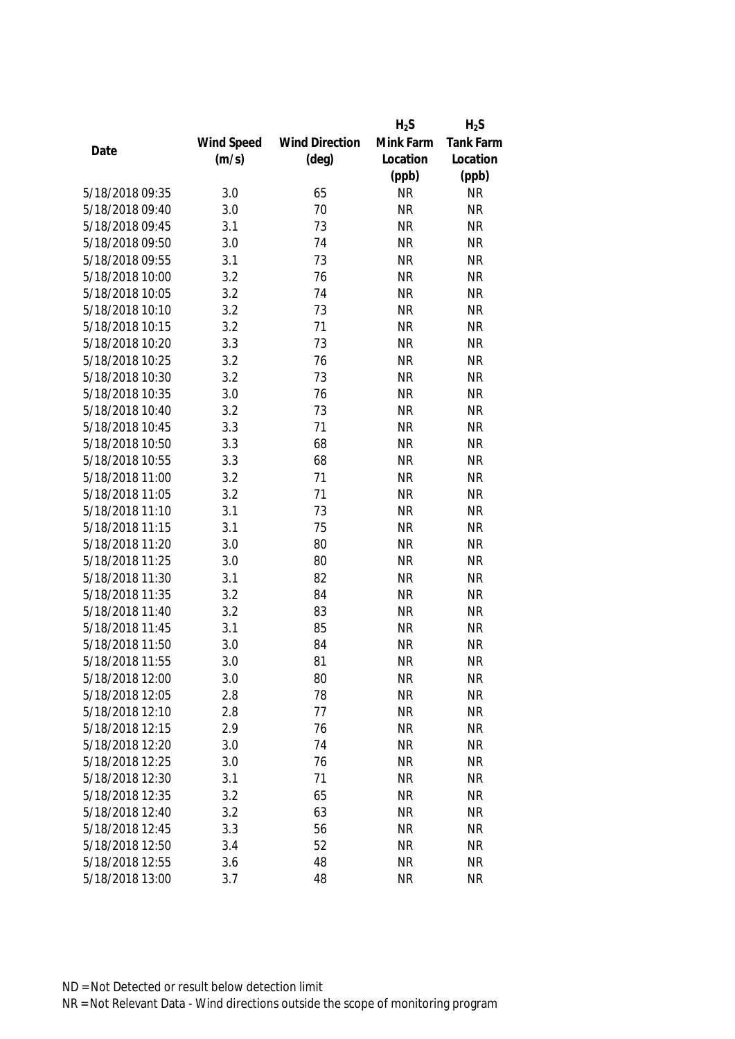| Date | Wind Speed (m/s) | Wind Direction (deg) | $H_2S$ Mink Farm Location (ppb) | $H_2S$ Tank Farm Location (ppb) |
|---|---|---|---|---|
| 5/18/2018 09:35 | 3.0 | 65 | NR | NR |
| 5/18/2018 09:40 | 3.0 | 70 | NR | NR |
| 5/18/2018 09:45 | 3.1 | 73 | NR | NR |
| 5/18/2018 09:50 | 3.0 | 74 | NR | NR |
| 5/18/2018 09:55 | 3.1 | 73 | NR | NR |
| 5/18/2018 10:00 | 3.2 | 76 | NR | NR |
| 5/18/2018 10:05 | 3.2 | 74 | NR | NR |
| 5/18/2018 10:10 | 3.2 | 73 | NR | NR |
| 5/18/2018 10:15 | 3.2 | 71 | NR | NR |
| 5/18/2018 10:20 | 3.3 | 73 | NR | NR |
| 5/18/2018 10:25 | 3.2 | 76 | NR | NR |
| 5/18/2018 10:30 | 3.2 | 73 | NR | NR |
| 5/18/2018 10:35 | 3.0 | 76 | NR | NR |
| 5/18/2018 10:40 | 3.2 | 73 | NR | NR |
| 5/18/2018 10:45 | 3.3 | 71 | NR | NR |
| 5/18/2018 10:50 | 3.3 | 68 | NR | NR |
| 5/18/2018 10:55 | 3.3 | 68 | NR | NR |
| 5/18/2018 11:00 | 3.2 | 71 | NR | NR |
| 5/18/2018 11:05 | 3.2 | 71 | NR | NR |
| 5/18/2018 11:10 | 3.1 | 73 | NR | NR |
| 5/18/2018 11:15 | 3.1 | 75 | NR | NR |
| 5/18/2018 11:20 | 3.0 | 80 | NR | NR |
| 5/18/2018 11:25 | 3.0 | 80 | NR | NR |
| 5/18/2018 11:30 | 3.1 | 82 | NR | NR |
| 5/18/2018 11:35 | 3.2 | 84 | NR | NR |
| 5/18/2018 11:40 | 3.2 | 83 | NR | NR |
| 5/18/2018 11:45 | 3.1 | 85 | NR | NR |
| 5/18/2018 11:50 | 3.0 | 84 | NR | NR |
| 5/18/2018 11:55 | 3.0 | 81 | NR | NR |
| 5/18/2018 12:00 | 3.0 | 80 | NR | NR |
| 5/18/2018 12:05 | 2.8 | 78 | NR | NR |
| 5/18/2018 12:10 | 2.8 | 77 | NR | NR |
| 5/18/2018 12:15 | 2.9 | 76 | NR | NR |
| 5/18/2018 12:20 | 3.0 | 74 | NR | NR |
| 5/18/2018 12:25 | 3.0 | 76 | NR | NR |
| 5/18/2018 12:30 | 3.1 | 71 | NR | NR |
| 5/18/2018 12:35 | 3.2 | 65 | NR | NR |
| 5/18/2018 12:40 | 3.2 | 63 | NR | NR |
| 5/18/2018 12:45 | 3.3 | 56 | NR | NR |
| 5/18/2018 12:50 | 3.4 | 52 | NR | NR |
| 5/18/2018 12:55 | 3.6 | 48 | NR | NR |
| 5/18/2018 13:00 | 3.7 | 48 | NR | NR |

ND = Not Detected or result below detection limit
NR = Not Relevant Data - Wind directions outside the scope of monitoring program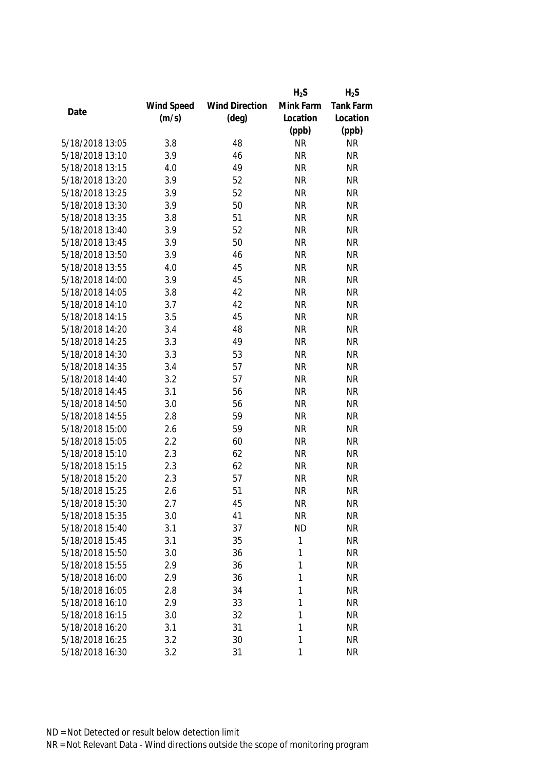| Date | Wind Speed (m/s) | Wind Direction (deg) | $H_2S$ Mink Farm Location (ppb) | $H_2S$ Tank Farm Location (ppb) |
|---|---|---|---|---|
| 5/18/2018 13:05 | 3.8 | 48 | NR | NR |
| 5/18/2018 13:10 | 3.9 | 46 | NR | NR |
| 5/18/2018 13:15 | 4.0 | 49 | NR | NR |
| 5/18/2018 13:20 | 3.9 | 52 | NR | NR |
| 5/18/2018 13:25 | 3.9 | 52 | NR | NR |
| 5/18/2018 13:30 | 3.9 | 50 | NR | NR |
| 5/18/2018 13:35 | 3.8 | 51 | NR | NR |
| 5/18/2018 13:40 | 3.9 | 52 | NR | NR |
| 5/18/2018 13:45 | 3.9 | 50 | NR | NR |
| 5/18/2018 13:50 | 3.9 | 46 | NR | NR |
| 5/18/2018 13:55 | 4.0 | 45 | NR | NR |
| 5/18/2018 14:00 | 3.9 | 45 | NR | NR |
| 5/18/2018 14:05 | 3.8 | 42 | NR | NR |
| 5/18/2018 14:10 | 3.7 | 42 | NR | NR |
| 5/18/2018 14:15 | 3.5 | 45 | NR | NR |
| 5/18/2018 14:20 | 3.4 | 48 | NR | NR |
| 5/18/2018 14:25 | 3.3 | 49 | NR | NR |
| 5/18/2018 14:30 | 3.3 | 53 | NR | NR |
| 5/18/2018 14:35 | 3.4 | 57 | NR | NR |
| 5/18/2018 14:40 | 3.2 | 57 | NR | NR |
| 5/18/2018 14:45 | 3.1 | 56 | NR | NR |
| 5/18/2018 14:50 | 3.0 | 56 | NR | NR |
| 5/18/2018 14:55 | 2.8 | 59 | NR | NR |
| 5/18/2018 15:00 | 2.6 | 59 | NR | NR |
| 5/18/2018 15:05 | 2.2 | 60 | NR | NR |
| 5/18/2018 15:10 | 2.3 | 62 | NR | NR |
| 5/18/2018 15:15 | 2.3 | 62 | NR | NR |
| 5/18/2018 15:20 | 2.3 | 57 | NR | NR |
| 5/18/2018 15:25 | 2.6 | 51 | NR | NR |
| 5/18/2018 15:30 | 2.7 | 45 | NR | NR |
| 5/18/2018 15:35 | 3.0 | 41 | NR | NR |
| 5/18/2018 15:40 | 3.1 | 37 | ND | NR |
| 5/18/2018 15:45 | 3.1 | 35 | 1 | NR |
| 5/18/2018 15:50 | 3.0 | 36 | 1 | NR |
| 5/18/2018 15:55 | 2.9 | 36 | 1 | NR |
| 5/18/2018 16:00 | 2.9 | 36 | 1 | NR |
| 5/18/2018 16:05 | 2.8 | 34 | 1 | NR |
| 5/18/2018 16:10 | 2.9 | 33 | 1 | NR |
| 5/18/2018 16:15 | 3.0 | 32 | 1 | NR |
| 5/18/2018 16:20 | 3.1 | 31 | 1 | NR |
| 5/18/2018 16:25 | 3.2 | 30 | 1 | NR |
| 5/18/2018 16:30 | 3.2 | 31 | 1 | NR |

ND = Not Detected or result below detection limit

NR = Not Relevant Data - Wind directions outside the scope of monitoring program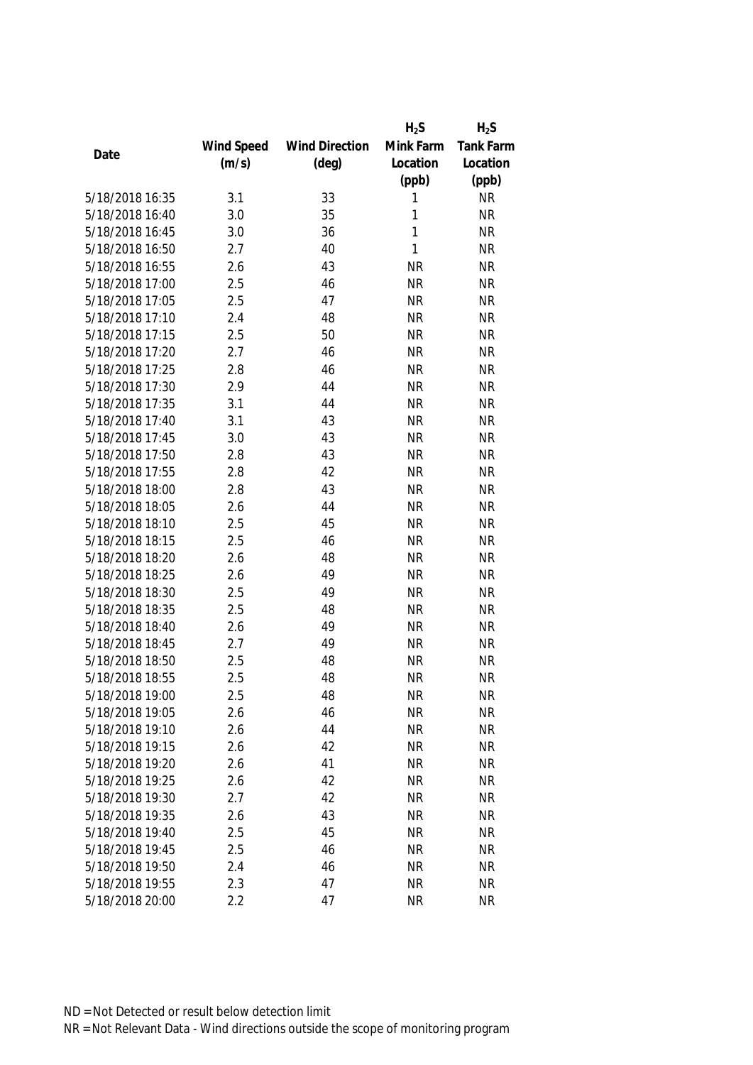| Date | Wind Speed (m/s) | Wind Direction (deg) | $H_2S$ Mink Farm Location (ppb) | $H_2S$ Tank Farm Location (ppb) |
|---|---|---|---|---|
| 5/18/2018 16:35 | 3.1 | 33 | 1 | NR |
| 5/18/2018 16:40 | 3.0 | 35 | 1 | NR |
| 5/18/2018 16:45 | 3.0 | 36 | 1 | NR |
| 5/18/2018 16:50 | 2.7 | 40 | 1 | NR |
| 5/18/2018 16:55 | 2.6 | 43 | NR | NR |
| 5/18/2018 17:00 | 2.5 | 46 | NR | NR |
| 5/18/2018 17:05 | 2.5 | 47 | NR | NR |
| 5/18/2018 17:10 | 2.4 | 48 | NR | NR |
| 5/18/2018 17:15 | 2.5 | 50 | NR | NR |
| 5/18/2018 17:20 | 2.7 | 46 | NR | NR |
| 5/18/2018 17:25 | 2.8 | 46 | NR | NR |
| 5/18/2018 17:30 | 2.9 | 44 | NR | NR |
| 5/18/2018 17:35 | 3.1 | 44 | NR | NR |
| 5/18/2018 17:40 | 3.1 | 43 | NR | NR |
| 5/18/2018 17:45 | 3.0 | 43 | NR | NR |
| 5/18/2018 17:50 | 2.8 | 43 | NR | NR |
| 5/18/2018 17:55 | 2.8 | 42 | NR | NR |
| 5/18/2018 18:00 | 2.8 | 43 | NR | NR |
| 5/18/2018 18:05 | 2.6 | 44 | NR | NR |
| 5/18/2018 18:10 | 2.5 | 45 | NR | NR |
| 5/18/2018 18:15 | 2.5 | 46 | NR | NR |
| 5/18/2018 18:20 | 2.6 | 48 | NR | NR |
| 5/18/2018 18:25 | 2.6 | 49 | NR | NR |
| 5/18/2018 18:30 | 2.5 | 49 | NR | NR |
| 5/18/2018 18:35 | 2.5 | 48 | NR | NR |
| 5/18/2018 18:40 | 2.6 | 49 | NR | NR |
| 5/18/2018 18:45 | 2.7 | 49 | NR | NR |
| 5/18/2018 18:50 | 2.5 | 48 | NR | NR |
| 5/18/2018 18:55 | 2.5 | 48 | NR | NR |
| 5/18/2018 19:00 | 2.5 | 48 | NR | NR |
| 5/18/2018 19:05 | 2.6 | 46 | NR | NR |
| 5/18/2018 19:10 | 2.6 | 44 | NR | NR |
| 5/18/2018 19:15 | 2.6 | 42 | NR | NR |
| 5/18/2018 19:20 | 2.6 | 41 | NR | NR |
| 5/18/2018 19:25 | 2.6 | 42 | NR | NR |
| 5/18/2018 19:30 | 2.7 | 42 | NR | NR |
| 5/18/2018 19:35 | 2.6 | 43 | NR | NR |
| 5/18/2018 19:40 | 2.5 | 45 | NR | NR |
| 5/18/2018 19:45 | 2.5 | 46 | NR | NR |
| 5/18/2018 19:50 | 2.4 | 46 | NR | NR |
| 5/18/2018 19:55 | 2.3 | 47 | NR | NR |
| 5/18/2018 20:00 | 2.2 | 47 | NR | NR |

ND = Not Detected or result below detection limit

NR = Not Relevant Data - Wind directions outside the scope of monitoring program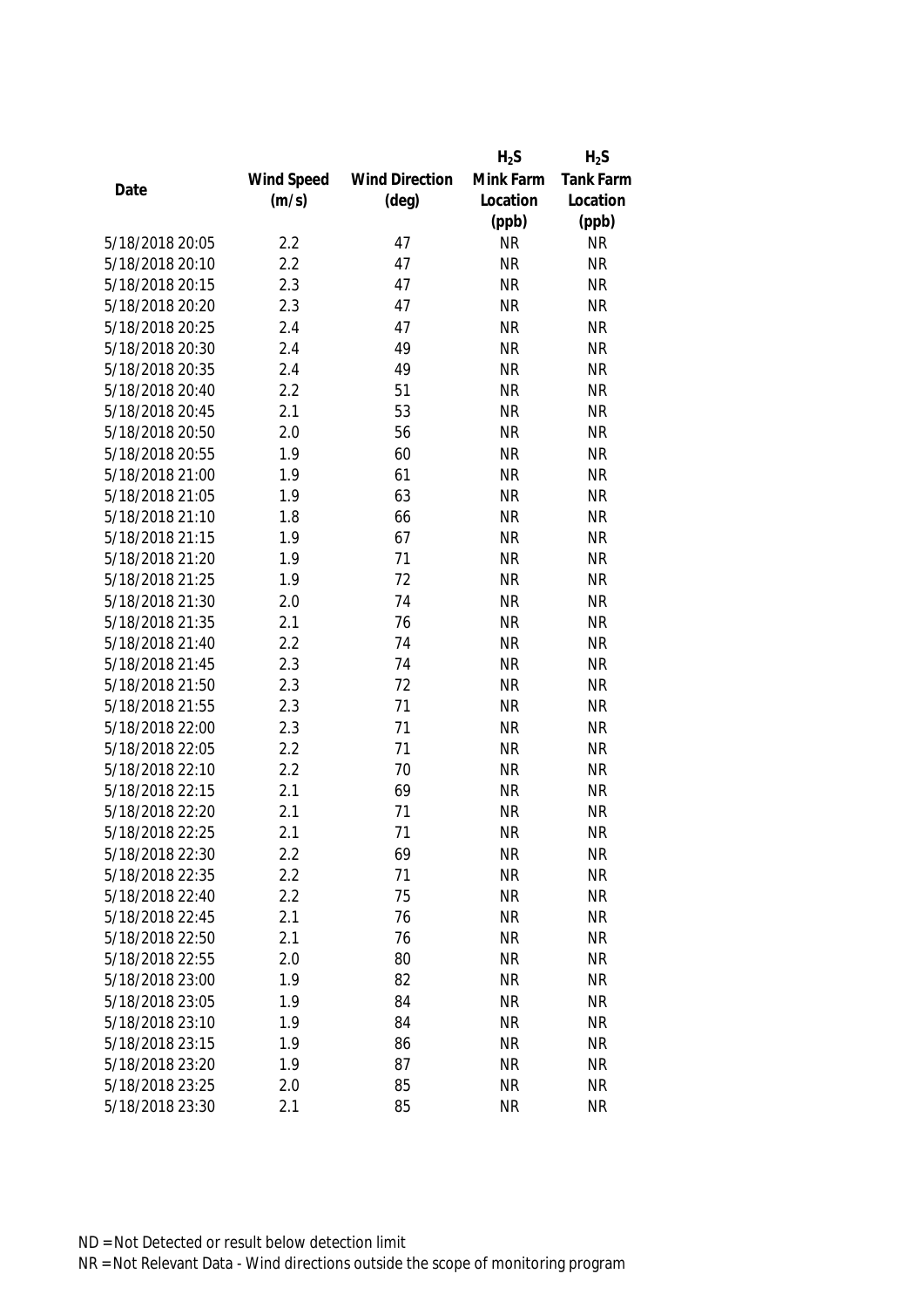| Date | Wind Speed (m/s) | Wind Direction (deg) | $H_2S$ Mink Farm Location (ppb) | $H_2S$ Tank Farm Location (ppb) |
|---|---|---|---|---|
| 5/18/2018 20:05 | 2.2 | 47 | NR | NR |
| 5/18/2018 20:10 | 2.2 | 47 | NR | NR |
| 5/18/2018 20:15 | 2.3 | 47 | NR | NR |
| 5/18/2018 20:20 | 2.3 | 47 | NR | NR |
| 5/18/2018 20:25 | 2.4 | 47 | NR | NR |
| 5/18/2018 20:30 | 2.4 | 49 | NR | NR |
| 5/18/2018 20:35 | 2.4 | 49 | NR | NR |
| 5/18/2018 20:40 | 2.2 | 51 | NR | NR |
| 5/18/2018 20:45 | 2.1 | 53 | NR | NR |
| 5/18/2018 20:50 | 2.0 | 56 | NR | NR |
| 5/18/2018 20:55 | 1.9 | 60 | NR | NR |
| 5/18/2018 21:00 | 1.9 | 61 | NR | NR |
| 5/18/2018 21:05 | 1.9 | 63 | NR | NR |
| 5/18/2018 21:10 | 1.8 | 66 | NR | NR |
| 5/18/2018 21:15 | 1.9 | 67 | NR | NR |
| 5/18/2018 21:20 | 1.9 | 71 | NR | NR |
| 5/18/2018 21:25 | 1.9 | 72 | NR | NR |
| 5/18/2018 21:30 | 2.0 | 74 | NR | NR |
| 5/18/2018 21:35 | 2.1 | 76 | NR | NR |
| 5/18/2018 21:40 | 2.2 | 74 | NR | NR |
| 5/18/2018 21:45 | 2.3 | 74 | NR | NR |
| 5/18/2018 21:50 | 2.3 | 72 | NR | NR |
| 5/18/2018 21:55 | 2.3 | 71 | NR | NR |
| 5/18/2018 22:00 | 2.3 | 71 | NR | NR |
| 5/18/2018 22:05 | 2.2 | 71 | NR | NR |
| 5/18/2018 22:10 | 2.2 | 70 | NR | NR |
| 5/18/2018 22:15 | 2.1 | 69 | NR | NR |
| 5/18/2018 22:20 | 2.1 | 71 | NR | NR |
| 5/18/2018 22:25 | 2.1 | 71 | NR | NR |
| 5/18/2018 22:30 | 2.2 | 69 | NR | NR |
| 5/18/2018 22:35 | 2.2 | 71 | NR | NR |
| 5/18/2018 22:40 | 2.2 | 75 | NR | NR |
| 5/18/2018 22:45 | 2.1 | 76 | NR | NR |
| 5/18/2018 22:50 | 2.1 | 76 | NR | NR |
| 5/18/2018 22:55 | 2.0 | 80 | NR | NR |
| 5/18/2018 23:00 | 1.9 | 82 | NR | NR |
| 5/18/2018 23:05 | 1.9 | 84 | NR | NR |
| 5/18/2018 23:10 | 1.9 | 84 | NR | NR |
| 5/18/2018 23:15 | 1.9 | 86 | NR | NR |
| 5/18/2018 23:20 | 1.9 | 87 | NR | NR |
| 5/18/2018 23:25 | 2.0 | 85 | NR | NR |
| 5/18/2018 23:30 | 2.1 | 85 | NR | NR |

ND = Not Detected or result below detection limit

NR = Not Relevant Data - Wind directions outside the scope of monitoring program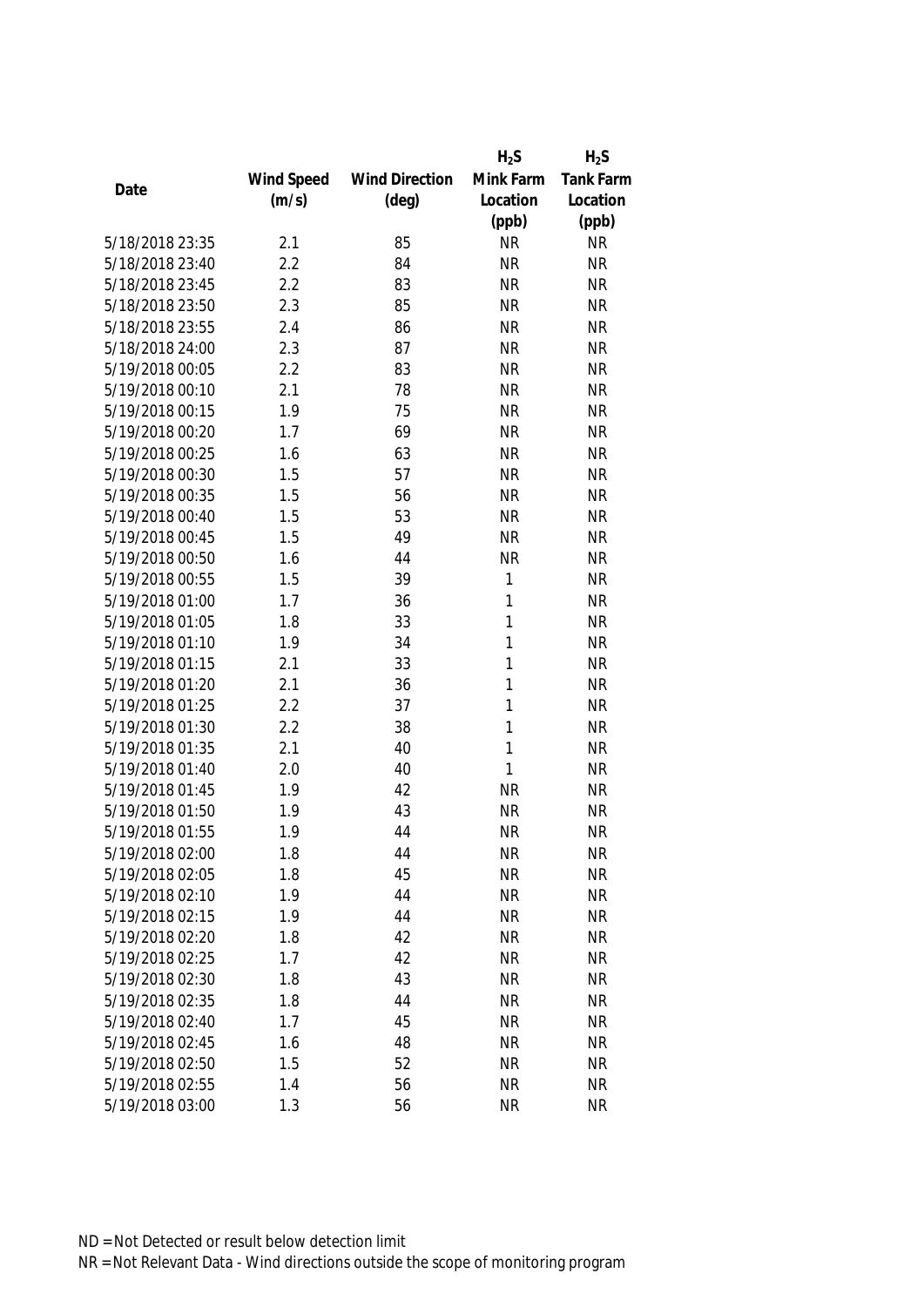| Date | Wind Speed (m/s) | Wind Direction (deg) | $H_2S$ Mink Farm Location (ppb) | $H_2S$ Tank Farm Location (ppb) |
|---|---|---|---|---|
| 5/18/2018 23:35 | 2.1 | 85 | NR | NR |
| 5/18/2018 23:40 | 2.2 | 84 | NR | NR |
| 5/18/2018 23:45 | 2.2 | 83 | NR | NR |
| 5/18/2018 23:50 | 2.3 | 85 | NR | NR |
| 5/18/2018 23:55 | 2.4 | 86 | NR | NR |
| 5/18/2018 24:00 | 2.3 | 87 | NR | NR |
| 5/19/2018 00:05 | 2.2 | 83 | NR | NR |
| 5/19/2018 00:10 | 2.1 | 78 | NR | NR |
| 5/19/2018 00:15 | 1.9 | 75 | NR | NR |
| 5/19/2018 00:20 | 1.7 | 69 | NR | NR |
| 5/19/2018 00:25 | 1.6 | 63 | NR | NR |
| 5/19/2018 00:30 | 1.5 | 57 | NR | NR |
| 5/19/2018 00:35 | 1.5 | 56 | NR | NR |
| 5/19/2018 00:40 | 1.5 | 53 | NR | NR |
| 5/19/2018 00:45 | 1.5 | 49 | NR | NR |
| 5/19/2018 00:50 | 1.6 | 44 | NR | NR |
| 5/19/2018 00:55 | 1.5 | 39 | 1 | NR |
| 5/19/2018 01:00 | 1.7 | 36 | 1 | NR |
| 5/19/2018 01:05 | 1.8 | 33 | 1 | NR |
| 5/19/2018 01:10 | 1.9 | 34 | 1 | NR |
| 5/19/2018 01:15 | 2.1 | 33 | 1 | NR |
| 5/19/2018 01:20 | 2.1 | 36 | 1 | NR |
| 5/19/2018 01:25 | 2.2 | 37 | 1 | NR |
| 5/19/2018 01:30 | 2.2 | 38 | 1 | NR |
| 5/19/2018 01:35 | 2.1 | 40 | 1 | NR |
| 5/19/2018 01:40 | 2.0 | 40 | 1 | NR |
| 5/19/2018 01:45 | 1.9 | 42 | NR | NR |
| 5/19/2018 01:50 | 1.9 | 43 | NR | NR |
| 5/19/2018 01:55 | 1.9 | 44 | NR | NR |
| 5/19/2018 02:00 | 1.8 | 44 | NR | NR |
| 5/19/2018 02:05 | 1.8 | 45 | NR | NR |
| 5/19/2018 02:10 | 1.9 | 44 | NR | NR |
| 5/19/2018 02:15 | 1.9 | 44 | NR | NR |
| 5/19/2018 02:20 | 1.8 | 42 | NR | NR |
| 5/19/2018 02:25 | 1.7 | 42 | NR | NR |
| 5/19/2018 02:30 | 1.8 | 43 | NR | NR |
| 5/19/2018 02:35 | 1.8 | 44 | NR | NR |
| 5/19/2018 02:40 | 1.7 | 45 | NR | NR |
| 5/19/2018 02:45 | 1.6 | 48 | NR | NR |
| 5/19/2018 02:50 | 1.5 | 52 | NR | NR |
| 5/19/2018 02:55 | 1.4 | 56 | NR | NR |
| 5/19/2018 03:00 | 1.3 | 56 | NR | NR |

ND = Not Detected or result below detection limit

NR = Not Relevant Data - Wind directions outside the scope of monitoring program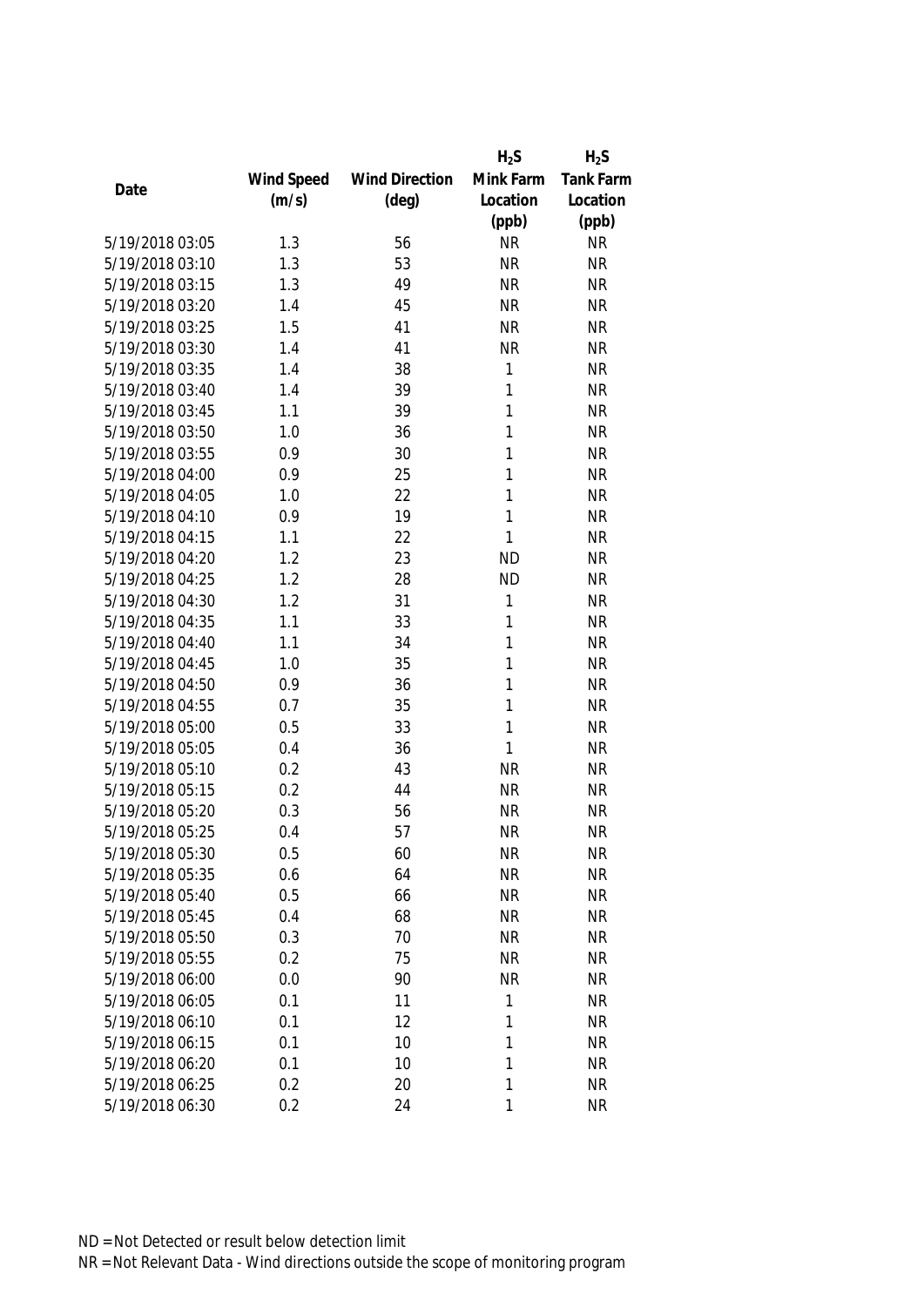| Date | Wind Speed (m/s) | Wind Direction (deg) | $H_2S$ Mink Farm Location (ppb) | $H_2S$ Tank Farm Location (ppb) |
|---|---|---|---|---|
| 5/19/2018 03:05 | 1.3 | 56 | NR | NR |
| 5/19/2018 03:10 | 1.3 | 53 | NR | NR |
| 5/19/2018 03:15 | 1.3 | 49 | NR | NR |
| 5/19/2018 03:20 | 1.4 | 45 | NR | NR |
| 5/19/2018 03:25 | 1.5 | 41 | NR | NR |
| 5/19/2018 03:30 | 1.4 | 41 | NR | NR |
| 5/19/2018 03:35 | 1.4 | 38 | 1 | NR |
| 5/19/2018 03:40 | 1.4 | 39 | 1 | NR |
| 5/19/2018 03:45 | 1.1 | 39 | 1 | NR |
| 5/19/2018 03:50 | 1.0 | 36 | 1 | NR |
| 5/19/2018 03:55 | 0.9 | 30 | 1 | NR |
| 5/19/2018 04:00 | 0.9 | 25 | 1 | NR |
| 5/19/2018 04:05 | 1.0 | 22 | 1 | NR |
| 5/19/2018 04:10 | 0.9 | 19 | 1 | NR |
| 5/19/2018 04:15 | 1.1 | 22 | 1 | NR |
| 5/19/2018 04:20 | 1.2 | 23 | ND | NR |
| 5/19/2018 04:25 | 1.2 | 28 | ND | NR |
| 5/19/2018 04:30 | 1.2 | 31 | 1 | NR |
| 5/19/2018 04:35 | 1.1 | 33 | 1 | NR |
| 5/19/2018 04:40 | 1.1 | 34 | 1 | NR |
| 5/19/2018 04:45 | 1.0 | 35 | 1 | NR |
| 5/19/2018 04:50 | 0.9 | 36 | 1 | NR |
| 5/19/2018 04:55 | 0.7 | 35 | 1 | NR |
| 5/19/2018 05:00 | 0.5 | 33 | 1 | NR |
| 5/19/2018 05:05 | 0.4 | 36 | 1 | NR |
| 5/19/2018 05:10 | 0.2 | 43 | NR | NR |
| 5/19/2018 05:15 | 0.2 | 44 | NR | NR |
| 5/19/2018 05:20 | 0.3 | 56 | NR | NR |
| 5/19/2018 05:25 | 0.4 | 57 | NR | NR |
| 5/19/2018 05:30 | 0.5 | 60 | NR | NR |
| 5/19/2018 05:35 | 0.6 | 64 | NR | NR |
| 5/19/2018 05:40 | 0.5 | 66 | NR | NR |
| 5/19/2018 05:45 | 0.4 | 68 | NR | NR |
| 5/19/2018 05:50 | 0.3 | 70 | NR | NR |
| 5/19/2018 05:55 | 0.2 | 75 | NR | NR |
| 5/19/2018 06:00 | 0.0 | 90 | NR | NR |
| 5/19/2018 06:05 | 0.1 | 11 | 1 | NR |
| 5/19/2018 06:10 | 0.1 | 12 | 1 | NR |
| 5/19/2018 06:15 | 0.1 | 10 | 1 | NR |
| 5/19/2018 06:20 | 0.1 | 10 | 1 | NR |
| 5/19/2018 06:25 | 0.2 | 20 | 1 | NR |
| 5/19/2018 06:30 | 0.2 | 24 | 1 | NR |

ND = Not Detected or result below detection limit

NR = Not Relevant Data - Wind directions outside the scope of monitoring program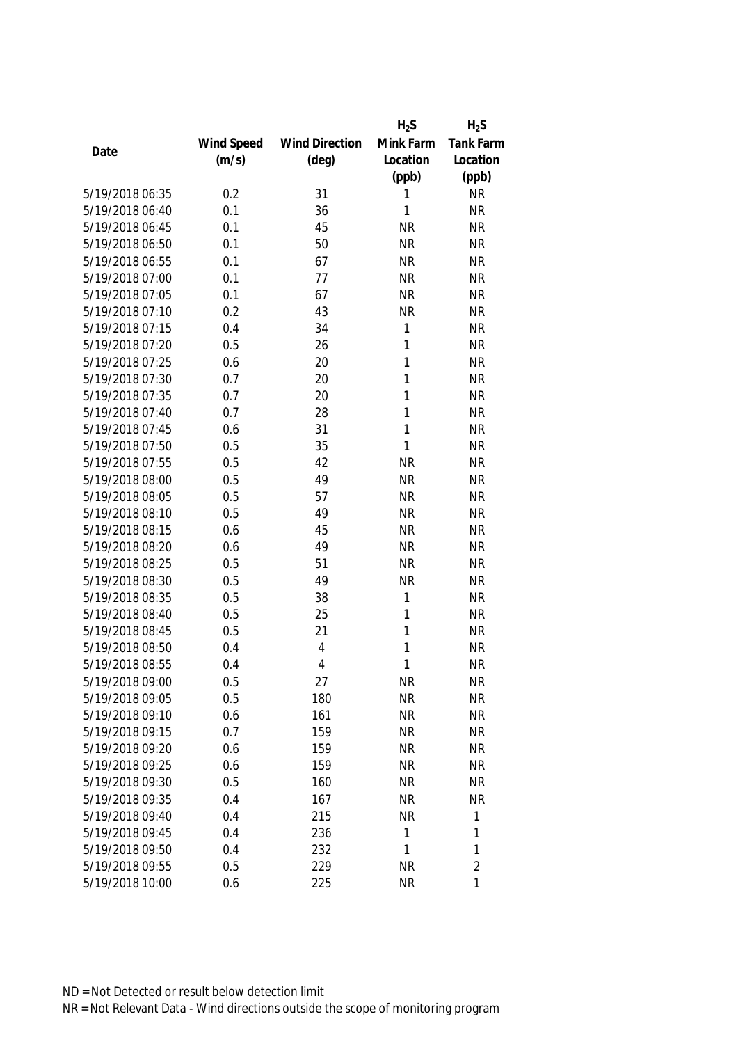| Date | Wind Speed (m/s) | Wind Direction (deg) | $H_2S$ Mink Farm Location (ppb) | $H_2S$ Tank Farm Location (ppb) |
|---|---|---|---|---|
| 5/19/2018 06:35 | 0.2 | 31 | 1 | NR |
| 5/19/2018 06:40 | 0.1 | 36 | 1 | NR |
| 5/19/2018 06:45 | 0.1 | 45 | NR | NR |
| 5/19/2018 06:50 | 0.1 | 50 | NR | NR |
| 5/19/2018 06:55 | 0.1 | 67 | NR | NR |
| 5/19/2018 07:00 | 0.1 | 77 | NR | NR |
| 5/19/2018 07:05 | 0.1 | 67 | NR | NR |
| 5/19/2018 07:10 | 0.2 | 43 | NR | NR |
| 5/19/2018 07:15 | 0.4 | 34 | 1 | NR |
| 5/19/2018 07:20 | 0.5 | 26 | 1 | NR |
| 5/19/2018 07:25 | 0.6 | 20 | 1 | NR |
| 5/19/2018 07:30 | 0.7 | 20 | 1 | NR |
| 5/19/2018 07:35 | 0.7 | 20 | 1 | NR |
| 5/19/2018 07:40 | 0.7 | 28 | 1 | NR |
| 5/19/2018 07:45 | 0.6 | 31 | 1 | NR |
| 5/19/2018 07:50 | 0.5 | 35 | 1 | NR |
| 5/19/2018 07:55 | 0.5 | 42 | NR | NR |
| 5/19/2018 08:00 | 0.5 | 49 | NR | NR |
| 5/19/2018 08:05 | 0.5 | 57 | NR | NR |
| 5/19/2018 08:10 | 0.5 | 49 | NR | NR |
| 5/19/2018 08:15 | 0.6 | 45 | NR | NR |
| 5/19/2018 08:20 | 0.6 | 49 | NR | NR |
| 5/19/2018 08:25 | 0.5 | 51 | NR | NR |
| 5/19/2018 08:30 | 0.5 | 49 | NR | NR |
| 5/19/2018 08:35 | 0.5 | 38 | 1 | NR |
| 5/19/2018 08:40 | 0.5 | 25 | 1 | NR |
| 5/19/2018 08:45 | 0.5 | 21 | 1 | NR |
| 5/19/2018 08:50 | 0.4 | 4 | 1 | NR |
| 5/19/2018 08:55 | 0.4 | 4 | 1 | NR |
| 5/19/2018 09:00 | 0.5 | 27 | NR | NR |
| 5/19/2018 09:05 | 0.5 | 180 | NR | NR |
| 5/19/2018 09:10 | 0.6 | 161 | NR | NR |
| 5/19/2018 09:15 | 0.7 | 159 | NR | NR |
| 5/19/2018 09:20 | 0.6 | 159 | NR | NR |
| 5/19/2018 09:25 | 0.6 | 159 | NR | NR |
| 5/19/2018 09:30 | 0.5 | 160 | NR | NR |
| 5/19/2018 09:35 | 0.4 | 167 | NR | NR |
| 5/19/2018 09:40 | 0.4 | 215 | NR | 1 |
| 5/19/2018 09:45 | 0.4 | 236 | 1 | 1 |
| 5/19/2018 09:50 | 0.4 | 232 | 1 | 1 |
| 5/19/2018 09:55 | 0.5 | 229 | NR | 2 |
| 5/19/2018 10:00 | 0.6 | 225 | NR | 1 |

ND = Not Detected or result below detection limit

NR = Not Relevant Data - Wind directions outside the scope of monitoring program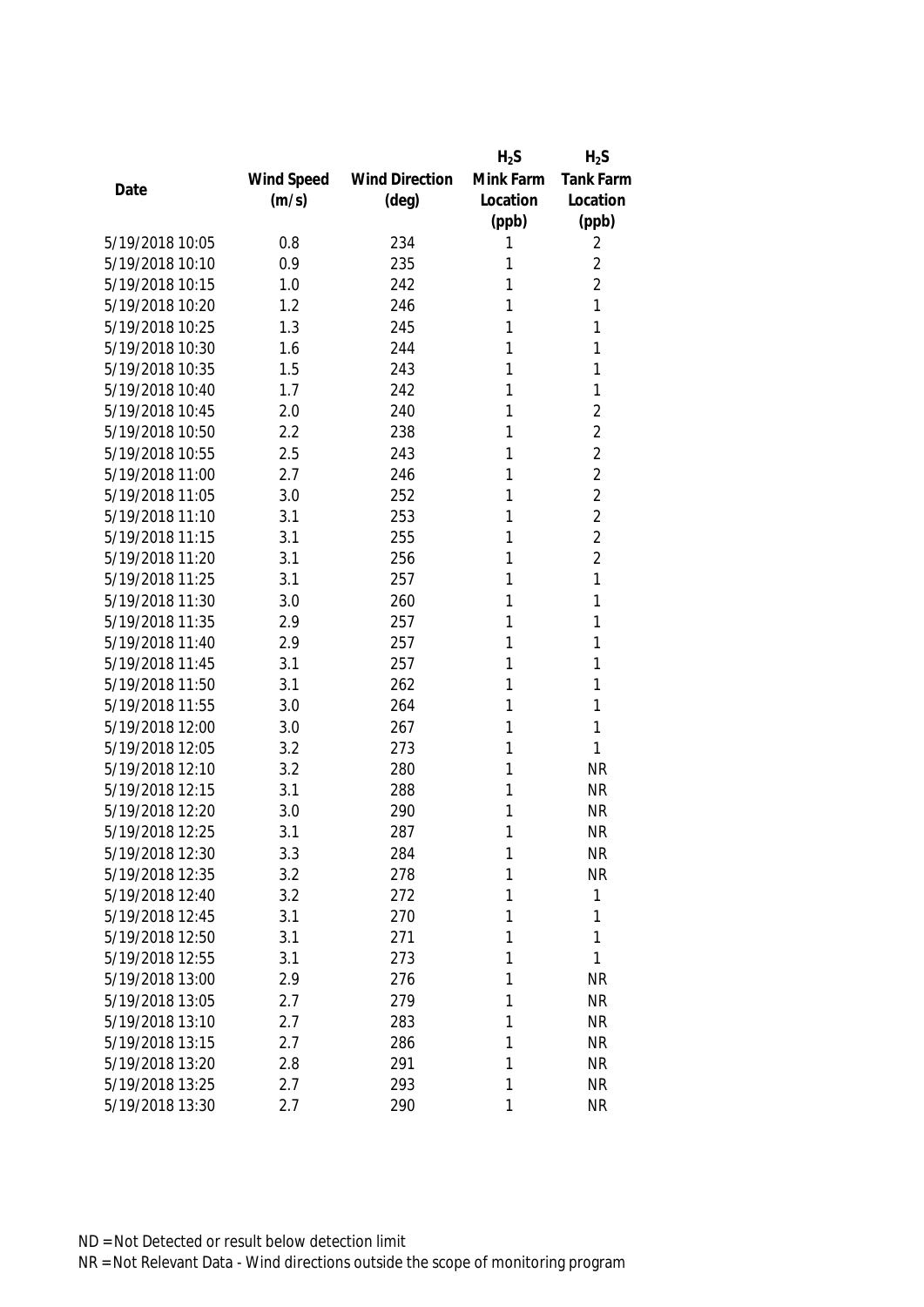| Date | Wind Speed (m/s) | Wind Direction (deg) | $H_2S$ Mink Farm Location (ppb) | $H_2S$ Tank Farm Location (ppb) |
|---|---|---|---|---|
| 5/19/2018 10:05 | 0.8 | 234 | 1 | 2 |
| 5/19/2018 10:10 | 0.9 | 235 | 1 | 2 |
| 5/19/2018 10:15 | 1.0 | 242 | 1 | 2 |
| 5/19/2018 10:20 | 1.2 | 246 | 1 | 1 |
| 5/19/2018 10:25 | 1.3 | 245 | 1 | 1 |
| 5/19/2018 10:30 | 1.6 | 244 | 1 | 1 |
| 5/19/2018 10:35 | 1.5 | 243 | 1 | 1 |
| 5/19/2018 10:40 | 1.7 | 242 | 1 | 1 |
| 5/19/2018 10:45 | 2.0 | 240 | 1 | 2 |
| 5/19/2018 10:50 | 2.2 | 238 | 1 | 2 |
| 5/19/2018 10:55 | 2.5 | 243 | 1 | 2 |
| 5/19/2018 11:00 | 2.7 | 246 | 1 | 2 |
| 5/19/2018 11:05 | 3.0 | 252 | 1 | 2 |
| 5/19/2018 11:10 | 3.1 | 253 | 1 | 2 |
| 5/19/2018 11:15 | 3.1 | 255 | 1 | 2 |
| 5/19/2018 11:20 | 3.1 | 256 | 1 | 2 |
| 5/19/2018 11:25 | 3.1 | 257 | 1 | 1 |
| 5/19/2018 11:30 | 3.0 | 260 | 1 | 1 |
| 5/19/2018 11:35 | 2.9 | 257 | 1 | 1 |
| 5/19/2018 11:40 | 2.9 | 257 | 1 | 1 |
| 5/19/2018 11:45 | 3.1 | 257 | 1 | 1 |
| 5/19/2018 11:50 | 3.1 | 262 | 1 | 1 |
| 5/19/2018 11:55 | 3.0 | 264 | 1 | 1 |
| 5/19/2018 12:00 | 3.0 | 267 | 1 | 1 |
| 5/19/2018 12:05 | 3.2 | 273 | 1 | 1 |
| 5/19/2018 12:10 | 3.2 | 280 | 1 | NR |
| 5/19/2018 12:15 | 3.1 | 288 | 1 | NR |
| 5/19/2018 12:20 | 3.0 | 290 | 1 | NR |
| 5/19/2018 12:25 | 3.1 | 287 | 1 | NR |
| 5/19/2018 12:30 | 3.3 | 284 | 1 | NR |
| 5/19/2018 12:35 | 3.2 | 278 | 1 | NR |
| 5/19/2018 12:40 | 3.2 | 272 | 1 | 1 |
| 5/19/2018 12:45 | 3.1 | 270 | 1 | 1 |
| 5/19/2018 12:50 | 3.1 | 271 | 1 | 1 |
| 5/19/2018 12:55 | 3.1 | 273 | 1 | 1 |
| 5/19/2018 13:00 | 2.9 | 276 | 1 | NR |
| 5/19/2018 13:05 | 2.7 | 279 | 1 | NR |
| 5/19/2018 13:10 | 2.7 | 283 | 1 | NR |
| 5/19/2018 13:15 | 2.7 | 286 | 1 | NR |
| 5/19/2018 13:20 | 2.8 | 291 | 1 | NR |
| 5/19/2018 13:25 | 2.7 | 293 | 1 | NR |
| 5/19/2018 13:30 | 2.7 | 290 | 1 | NR |

ND = Not Detected or result below detection limit

NR = Not Relevant Data - Wind directions outside the scope of monitoring program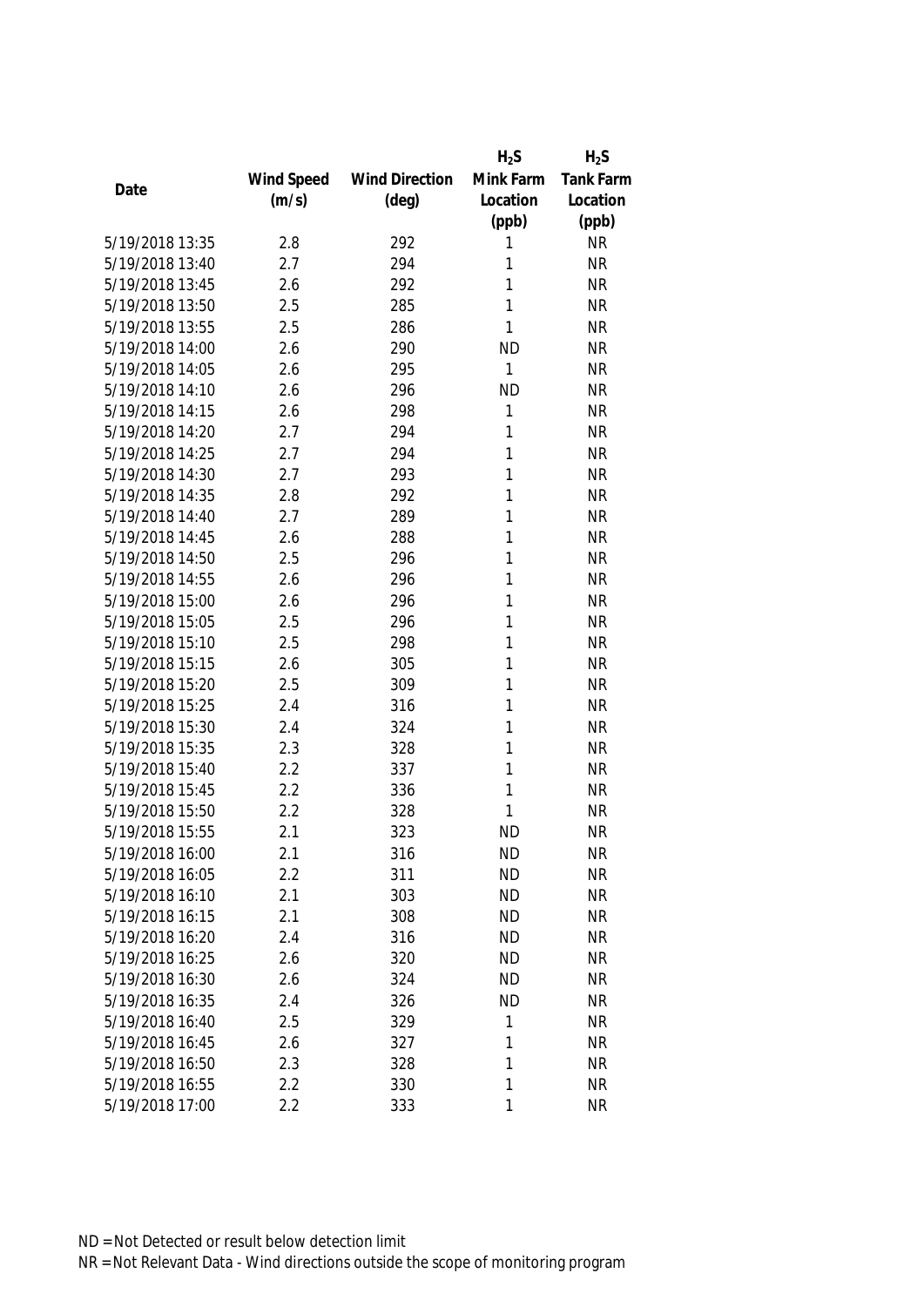| Date | Wind Speed (m/s) | Wind Direction (deg) | $H_2S$ Mink Farm Location (ppb) | $H_2S$ Tank Farm Location (ppb) |
|---|---|---|---|---|
| 5/19/2018 13:35 | 2.8 | 292 | 1 | NR |
| 5/19/2018 13:40 | 2.7 | 294 | 1 | NR |
| 5/19/2018 13:45 | 2.6 | 292 | 1 | NR |
| 5/19/2018 13:50 | 2.5 | 285 | 1 | NR |
| 5/19/2018 13:55 | 2.5 | 286 | 1 | NR |
| 5/19/2018 14:00 | 2.6 | 290 | ND | NR |
| 5/19/2018 14:05 | 2.6 | 295 | 1 | NR |
| 5/19/2018 14:10 | 2.6 | 296 | ND | NR |
| 5/19/2018 14:15 | 2.6 | 298 | 1 | NR |
| 5/19/2018 14:20 | 2.7 | 294 | 1 | NR |
| 5/19/2018 14:25 | 2.7 | 294 | 1 | NR |
| 5/19/2018 14:30 | 2.7 | 293 | 1 | NR |
| 5/19/2018 14:35 | 2.8 | 292 | 1 | NR |
| 5/19/2018 14:40 | 2.7 | 289 | 1 | NR |
| 5/19/2018 14:45 | 2.6 | 288 | 1 | NR |
| 5/19/2018 14:50 | 2.5 | 296 | 1 | NR |
| 5/19/2018 14:55 | 2.6 | 296 | 1 | NR |
| 5/19/2018 15:00 | 2.6 | 296 | 1 | NR |
| 5/19/2018 15:05 | 2.5 | 296 | 1 | NR |
| 5/19/2018 15:10 | 2.5 | 298 | 1 | NR |
| 5/19/2018 15:15 | 2.6 | 305 | 1 | NR |
| 5/19/2018 15:20 | 2.5 | 309 | 1 | NR |
| 5/19/2018 15:25 | 2.4 | 316 | 1 | NR |
| 5/19/2018 15:30 | 2.4 | 324 | 1 | NR |
| 5/19/2018 15:35 | 2.3 | 328 | 1 | NR |
| 5/19/2018 15:40 | 2.2 | 337 | 1 | NR |
| 5/19/2018 15:45 | 2.2 | 336 | 1 | NR |
| 5/19/2018 15:50 | 2.2 | 328 | 1 | NR |
| 5/19/2018 15:55 | 2.1 | 323 | ND | NR |
| 5/19/2018 16:00 | 2.1 | 316 | ND | NR |
| 5/19/2018 16:05 | 2.2 | 311 | ND | NR |
| 5/19/2018 16:10 | 2.1 | 303 | ND | NR |
| 5/19/2018 16:15 | 2.1 | 308 | ND | NR |
| 5/19/2018 16:20 | 2.4 | 316 | ND | NR |
| 5/19/2018 16:25 | 2.6 | 320 | ND | NR |
| 5/19/2018 16:30 | 2.6 | 324 | ND | NR |
| 5/19/2018 16:35 | 2.4 | 326 | ND | NR |
| 5/19/2018 16:40 | 2.5 | 329 | 1 | NR |
| 5/19/2018 16:45 | 2.6 | 327 | 1 | NR |
| 5/19/2018 16:50 | 2.3 | 328 | 1 | NR |
| 5/19/2018 16:55 | 2.2 | 330 | 1 | NR |
| 5/19/2018 17:00 | 2.2 | 333 | 1 | NR |

ND = Not Detected or result below detection limit
NR = Not Relevant Data - Wind directions outside the scope of monitoring program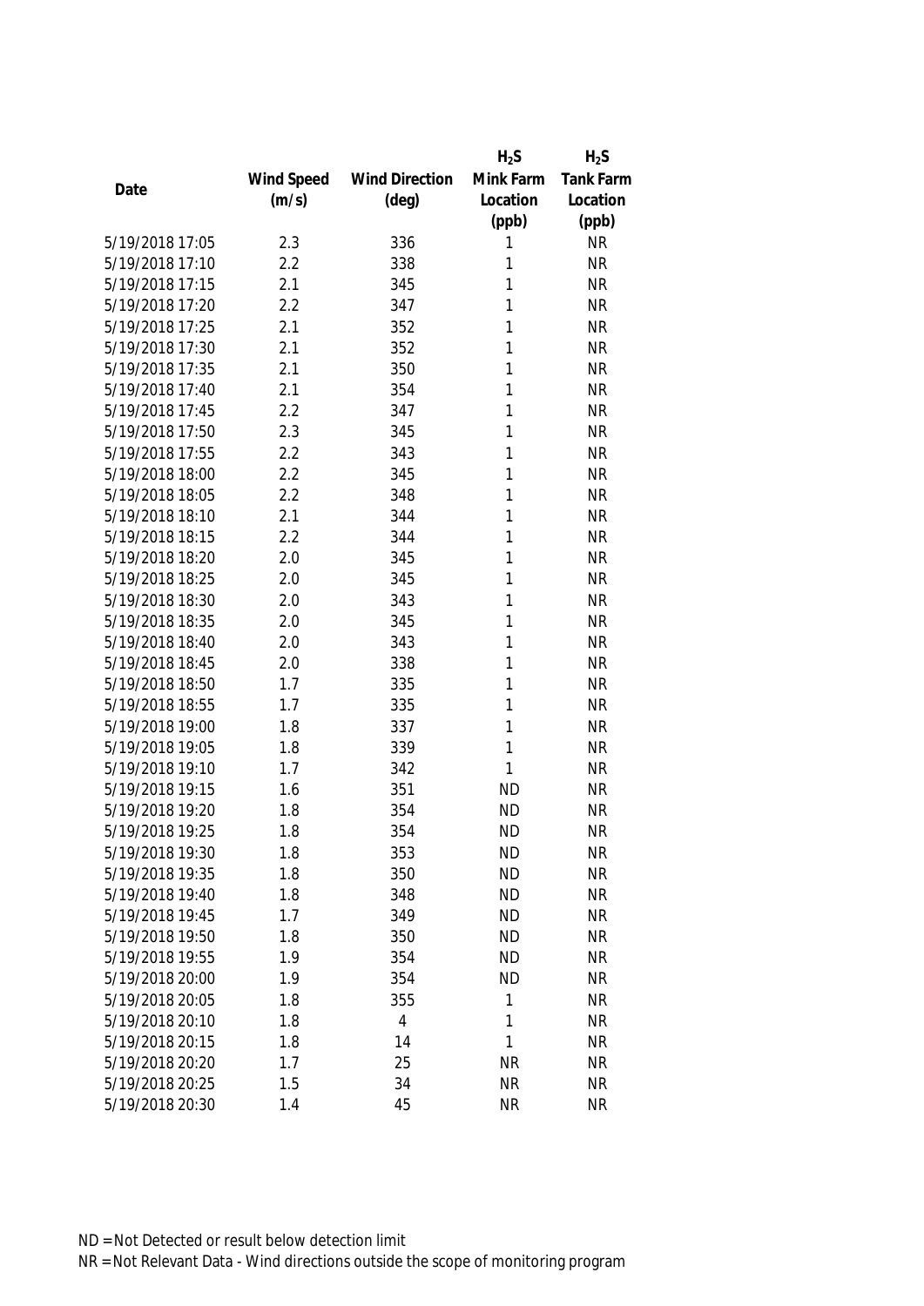| Date | Wind Speed (m/s) | Wind Direction (deg) | $H_2S$ Mink Farm Location (ppb) | $H_2S$ Tank Farm Location (ppb) |
|---|---|---|---|---|
| 5/19/2018 17:05 | 2.3 | 336 | 1 | NR |
| 5/19/2018 17:10 | 2.2 | 338 | 1 | NR |
| 5/19/2018 17:15 | 2.1 | 345 | 1 | NR |
| 5/19/2018 17:20 | 2.2 | 347 | 1 | NR |
| 5/19/2018 17:25 | 2.1 | 352 | 1 | NR |
| 5/19/2018 17:30 | 2.1 | 352 | 1 | NR |
| 5/19/2018 17:35 | 2.1 | 350 | 1 | NR |
| 5/19/2018 17:40 | 2.1 | 354 | 1 | NR |
| 5/19/2018 17:45 | 2.2 | 347 | 1 | NR |
| 5/19/2018 17:50 | 2.3 | 345 | 1 | NR |
| 5/19/2018 17:55 | 2.2 | 343 | 1 | NR |
| 5/19/2018 18:00 | 2.2 | 345 | 1 | NR |
| 5/19/2018 18:05 | 2.2 | 348 | 1 | NR |
| 5/19/2018 18:10 | 2.1 | 344 | 1 | NR |
| 5/19/2018 18:15 | 2.2 | 344 | 1 | NR |
| 5/19/2018 18:20 | 2.0 | 345 | 1 | NR |
| 5/19/2018 18:25 | 2.0 | 345 | 1 | NR |
| 5/19/2018 18:30 | 2.0 | 343 | 1 | NR |
| 5/19/2018 18:35 | 2.0 | 345 | 1 | NR |
| 5/19/2018 18:40 | 2.0 | 343 | 1 | NR |
| 5/19/2018 18:45 | 2.0 | 338 | 1 | NR |
| 5/19/2018 18:50 | 1.7 | 335 | 1 | NR |
| 5/19/2018 18:55 | 1.7 | 335 | 1 | NR |
| 5/19/2018 19:00 | 1.8 | 337 | 1 | NR |
| 5/19/2018 19:05 | 1.8 | 339 | 1 | NR |
| 5/19/2018 19:10 | 1.7 | 342 | 1 | NR |
| 5/19/2018 19:15 | 1.6 | 351 | ND | NR |
| 5/19/2018 19:20 | 1.8 | 354 | ND | NR |
| 5/19/2018 19:25 | 1.8 | 354 | ND | NR |
| 5/19/2018 19:30 | 1.8 | 353 | ND | NR |
| 5/19/2018 19:35 | 1.8 | 350 | ND | NR |
| 5/19/2018 19:40 | 1.8 | 348 | ND | NR |
| 5/19/2018 19:45 | 1.7 | 349 | ND | NR |
| 5/19/2018 19:50 | 1.8 | 350 | ND | NR |
| 5/19/2018 19:55 | 1.9 | 354 | ND | NR |
| 5/19/2018 20:00 | 1.9 | 354 | ND | NR |
| 5/19/2018 20:05 | 1.8 | 355 | 1 | NR |
| 5/19/2018 20:10 | 1.8 | 4 | 1 | NR |
| 5/19/2018 20:15 | 1.8 | 14 | 1 | NR |
| 5/19/2018 20:20 | 1.7 | 25 | NR | NR |
| 5/19/2018 20:25 | 1.5 | 34 | NR | NR |
| 5/19/2018 20:30 | 1.4 | 45 | NR | NR |

ND = Not Detected or result below detection limit

NR = Not Relevant Data - Wind directions outside the scope of monitoring program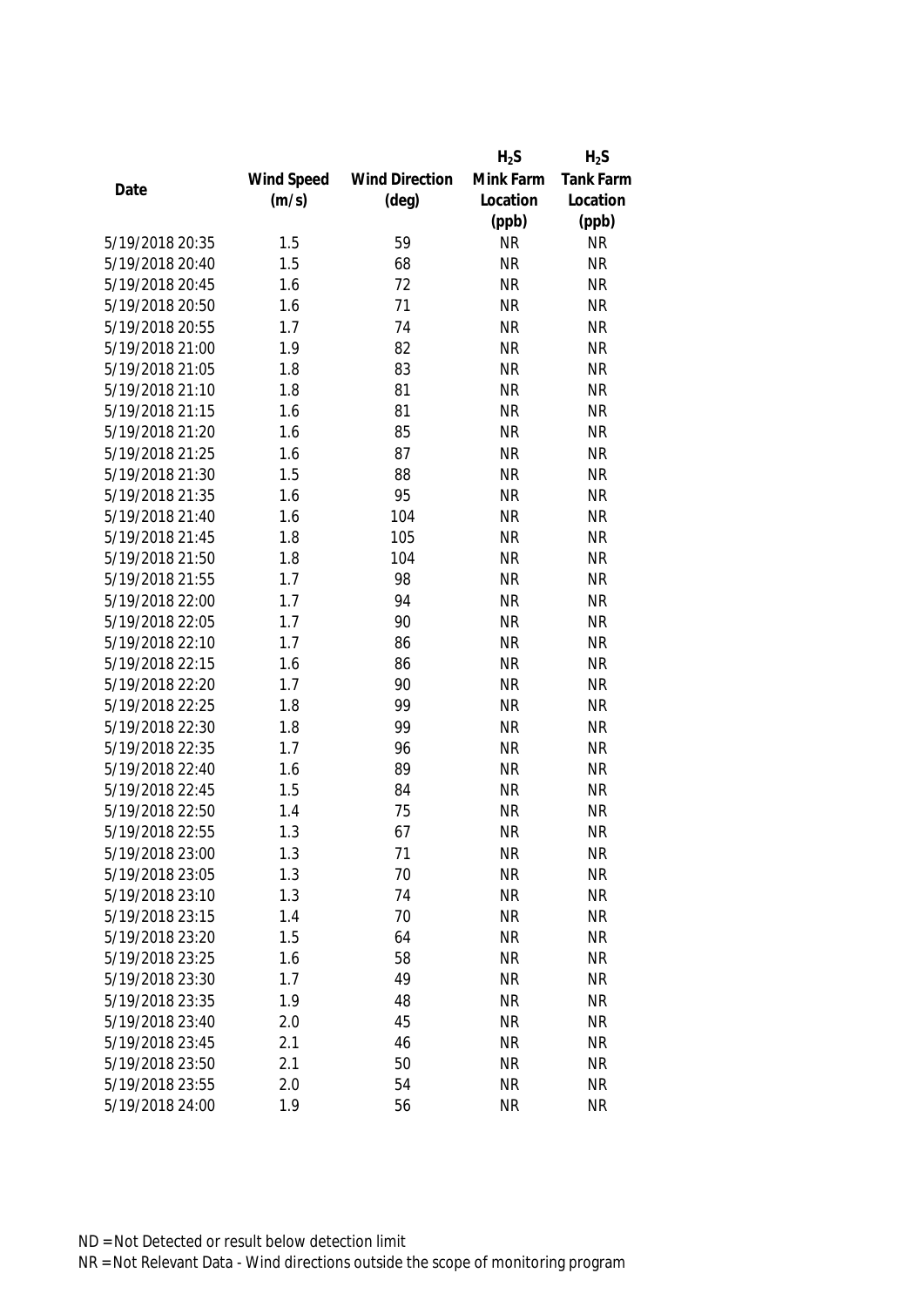| Date | Wind Speed (m/s) | Wind Direction (deg) | $H_2S$ Mink Farm Location (ppb) | $H_2S$ Tank Farm Location (ppb) |
|---|---|---|---|---|
| 5/19/2018 20:35 | 1.5 | 59 | NR | NR |
| 5/19/2018 20:40 | 1.5 | 68 | NR | NR |
| 5/19/2018 20:45 | 1.6 | 72 | NR | NR |
| 5/19/2018 20:50 | 1.6 | 71 | NR | NR |
| 5/19/2018 20:55 | 1.7 | 74 | NR | NR |
| 5/19/2018 21:00 | 1.9 | 82 | NR | NR |
| 5/19/2018 21:05 | 1.8 | 83 | NR | NR |
| 5/19/2018 21:10 | 1.8 | 81 | NR | NR |
| 5/19/2018 21:15 | 1.6 | 81 | NR | NR |
| 5/19/2018 21:20 | 1.6 | 85 | NR | NR |
| 5/19/2018 21:25 | 1.6 | 87 | NR | NR |
| 5/19/2018 21:30 | 1.5 | 88 | NR | NR |
| 5/19/2018 21:35 | 1.6 | 95 | NR | NR |
| 5/19/2018 21:40 | 1.6 | 104 | NR | NR |
| 5/19/2018 21:45 | 1.8 | 105 | NR | NR |
| 5/19/2018 21:50 | 1.8 | 104 | NR | NR |
| 5/19/2018 21:55 | 1.7 | 98 | NR | NR |
| 5/19/2018 22:00 | 1.7 | 94 | NR | NR |
| 5/19/2018 22:05 | 1.7 | 90 | NR | NR |
| 5/19/2018 22:10 | 1.7 | 86 | NR | NR |
| 5/19/2018 22:15 | 1.6 | 86 | NR | NR |
| 5/19/2018 22:20 | 1.7 | 90 | NR | NR |
| 5/19/2018 22:25 | 1.8 | 99 | NR | NR |
| 5/19/2018 22:30 | 1.8 | 99 | NR | NR |
| 5/19/2018 22:35 | 1.7 | 96 | NR | NR |
| 5/19/2018 22:40 | 1.6 | 89 | NR | NR |
| 5/19/2018 22:45 | 1.5 | 84 | NR | NR |
| 5/19/2018 22:50 | 1.4 | 75 | NR | NR |
| 5/19/2018 22:55 | 1.3 | 67 | NR | NR |
| 5/19/2018 23:00 | 1.3 | 71 | NR | NR |
| 5/19/2018 23:05 | 1.3 | 70 | NR | NR |
| 5/19/2018 23:10 | 1.3 | 74 | NR | NR |
| 5/19/2018 23:15 | 1.4 | 70 | NR | NR |
| 5/19/2018 23:20 | 1.5 | 64 | NR | NR |
| 5/19/2018 23:25 | 1.6 | 58 | NR | NR |
| 5/19/2018 23:30 | 1.7 | 49 | NR | NR |
| 5/19/2018 23:35 | 1.9 | 48 | NR | NR |
| 5/19/2018 23:40 | 2.0 | 45 | NR | NR |
| 5/19/2018 23:45 | 2.1 | 46 | NR | NR |
| 5/19/2018 23:50 | 2.1 | 50 | NR | NR |
| 5/19/2018 23:55 | 2.0 | 54 | NR | NR |
| 5/19/2018 24:00 | 1.9 | 56 | NR | NR |

ND = Not Detected or result below detection limit
NR = Not Relevant Data - Wind directions outside the scope of monitoring program